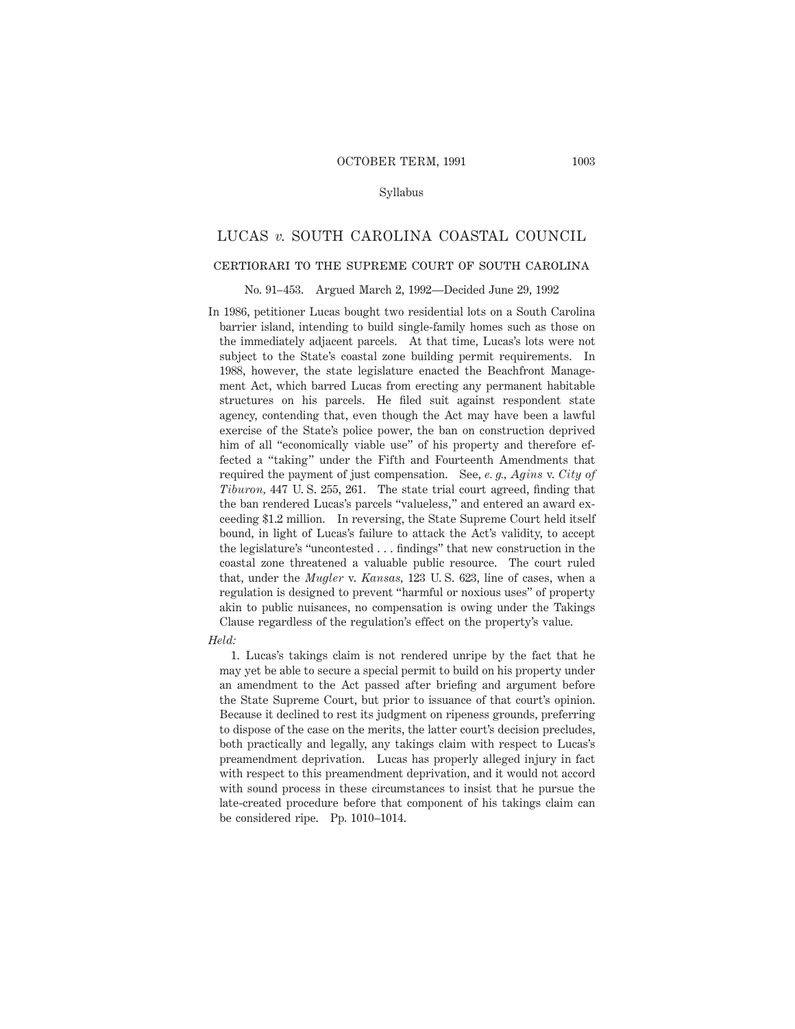Syllabus

# LUCAS *v.* SOUTH CAROLINA COASTAL COUNCIL

## CERTIORARI TO THE SUPREME COURT OF SOUTH CAROLINA

No. 91–453. Argued March 2, 1992—Decided June 29, 1992

In 1986, petitioner Lucas bought two residential lots on a South Carolina barrier island, intending to build single-family homes such as those on the immediately adjacent parcels. At that time, Lucas's lots were not subject to the State's coastal zone building permit requirements. In 1988, however, the state legislature enacted the Beachfront Management Act, which barred Lucas from erecting any permanent habitable structures on his parcels. He filed suit against respondent state agency, contending that, even though the Act may have been a lawful exercise of the State's police power, the ban on construction deprived him of all "economically viable use" of his property and therefore effected a "taking" under the Fifth and Fourteenth Amendments that required the payment of just compensation. See, *e. g., Agins* v. *City of Tiburon,* 447 U. S. 255, 261. The state trial court agreed, finding that the ban rendered Lucas's parcels "valueless," and entered an award exceeding $1.2 million. In reversing, the State Supreme Court held itself bound, in light of Lucas's failure to attack the Act's validity, to accept the legislature's "uncontested . . . findings" that new construction in the coastal zone threatened a valuable public resource. The court ruled that, under the *Mugler* v. *Kansas,* 123 U. S. 623, line of cases, when a regulation is designed to prevent "harmful or noxious uses" of property akin to public nuisances, no compensation is owing under the Takings Clause regardless of the regulation's effect on the property's value.

*Held:*

1. Lucas's takings claim is not rendered unripe by the fact that he may yet be able to secure a special permit to build on his property under an amendment to the Act passed after briefing and argument before the State Supreme Court, but prior to issuance of that court's opinion. Because it declined to rest its judgment on ripeness grounds, preferring to dispose of the case on the merits, the latter court's decision precludes, both practically and legally, any takings claim with respect to Lucas's preamendment deprivation. Lucas has properly alleged injury in fact with respect to this preamendment deprivation, and it would not accord with sound process in these circumstances to insist that he pursue the late-created procedure before that component of his takings claim can be considered ripe. Pp. 1010–1014.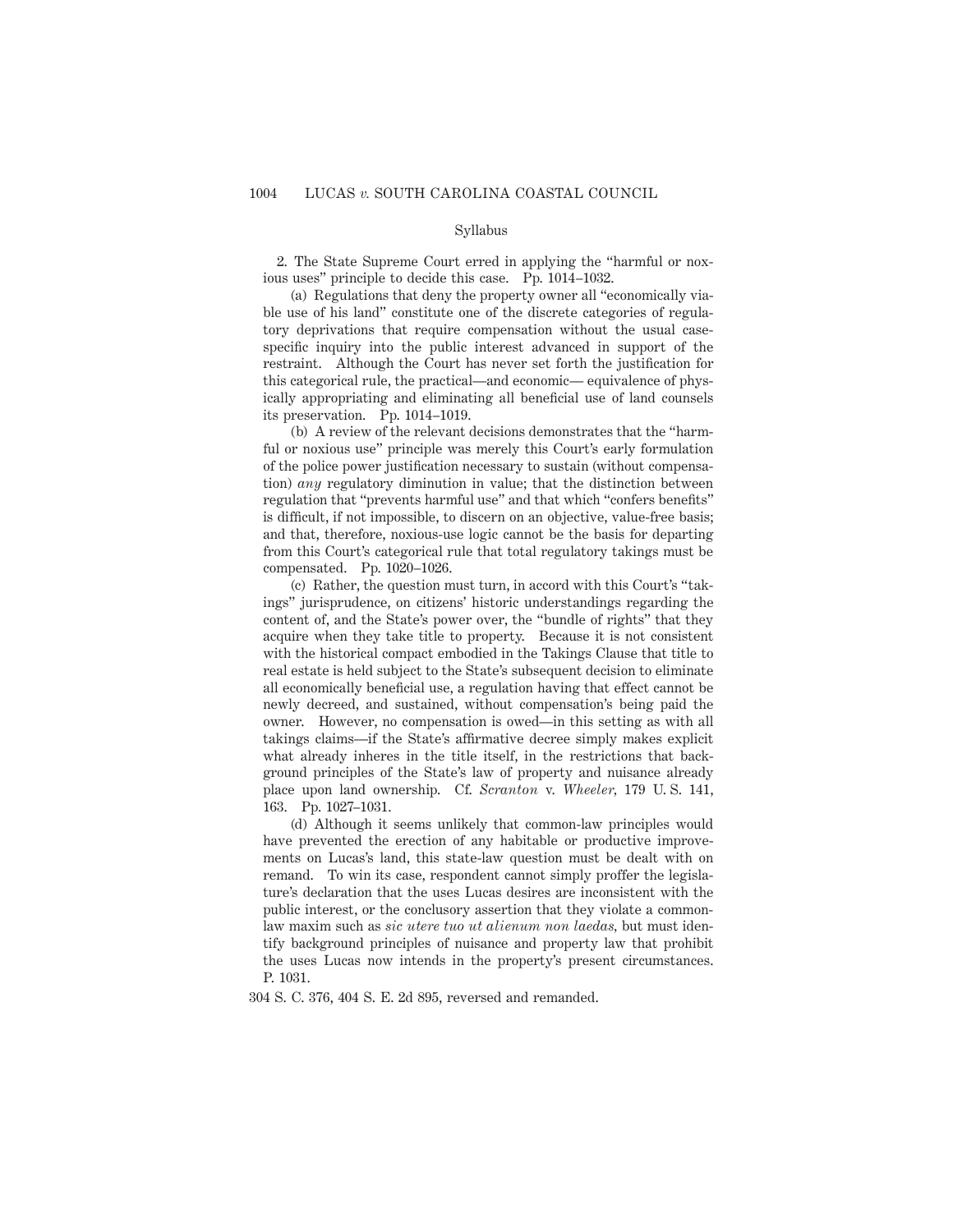Syllabus

2. The State Supreme Court erred in applying the "harmful or noxious uses" principle to decide this case. Pp. 1014–1032.

(a) Regulations that deny the property owner all "economically viable use of his land" constitute one of the discrete categories of regulatory deprivations that require compensation without the usual case-specific inquiry into the public interest advanced in support of the restraint. Although the Court has never set forth the justification for this categorical rule, the practical—and economic— equivalence of physically appropriating and eliminating all beneficial use of land counsels its preservation. Pp. 1014–1019.

(b) A review of the relevant decisions demonstrates that the "harmful or noxious use" principle was merely this Court's early formulation of the police power justification necessary to sustain (without compensation) *any* regulatory diminution in value; that the distinction between regulation that "prevents harmful use" and that which "confers benefits" is difficult, if not impossible, to discern on an objective, value-free basis; and that, therefore, noxious-use logic cannot be the basis for departing from this Court's categorical rule that total regulatory takings must be compensated. Pp. 1020–1026.

(c) Rather, the question must turn, in accord with this Court's "takings" jurisprudence, on citizens' historic understandings regarding the content of, and the State's power over, the "bundle of rights" that they acquire when they take title to property. Because it is not consistent with the historical compact embodied in the Takings Clause that title to real estate is held subject to the State's subsequent decision to eliminate all economically beneficial use, a regulation having that effect cannot be newly decreed, and sustained, without compensation's being paid the owner. However, no compensation is owed—in this setting as with all takings claims—if the State's affirmative decree simply makes explicit what already inheres in the title itself, in the restrictions that background principles of the State's law of property and nuisance already place upon land ownership. Cf. *Scranton* v. *Wheeler,* 179 U. S. 141, 163. Pp. 1027–1031.

(d) Although it seems unlikely that common-law principles would have prevented the erection of any habitable or productive improvements on Lucas's land, this state-law question must be dealt with on remand. To win its case, respondent cannot simply proffer the legislature's declaration that the uses Lucas desires are inconsistent with the public interest, or the conclusory assertion that they violate a common-law maxim such as *sic utere tuo ut alienum non laedas,* but must identify background principles of nuisance and property law that prohibit the uses Lucas now intends in the property's present circumstances. P. 1031.

304 S. C. 376, 404 S. E. 2d 895, reversed and remanded.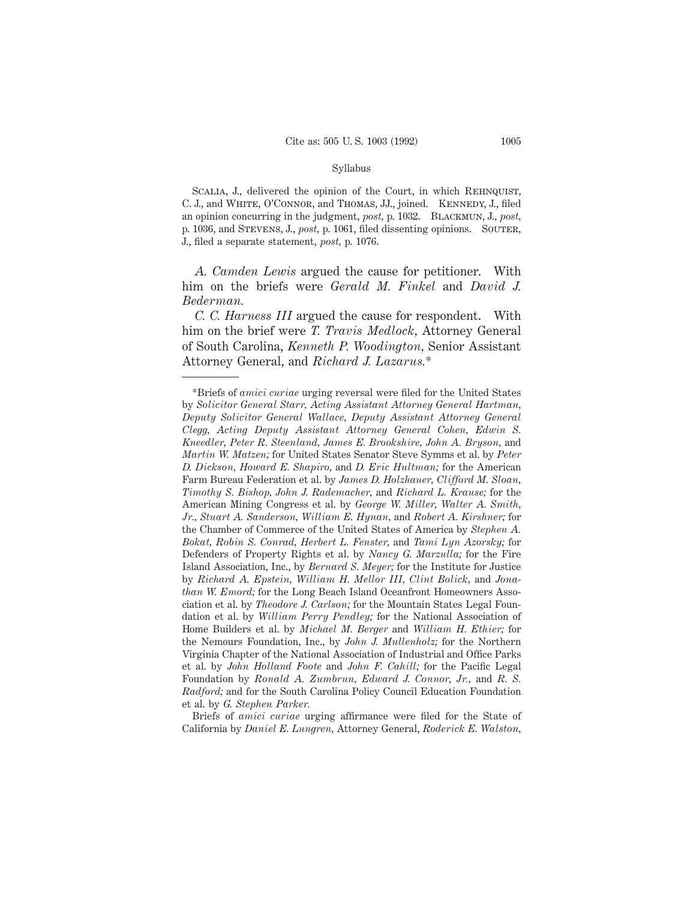Scalia, J., delivered the opinion of the Court, in which Rehnquist, C. J., and White, O'Connor, and Thomas, JJ., joined. Kennedy, J., filed an opinion concurring in the judgment, *post*, p. 1032. Blackmun, J., *post*, p. 1036, and Stevens, J., *post*, p. 1061, filed dissenting opinions. Souter, J., filed a separate statement, *post*, p. 1076.

*A. Camden Lewis* argued the cause for petitioner. With him on the briefs were *Gerald M. Finkel* and *David J. Bederman*.

*C. C. Harness III* argued the cause for respondent. With him on the brief were *T. Travis Medlock*, Attorney General of South Carolina, *Kenneth P. Woodington*, Senior Assistant Attorney General, and *Richard J. Lazarus*.*

---

*Briefs of *amici curiae* urging reversal were filed for the United States by *Solicitor General Starr*, *Acting Assistant Attorney General Hartman*, *Deputy Solicitor General Wallace*, *Deputy Assistant Attorney General Clegg*, *Acting Deputy Assistant Attorney General Cohen*, *Edwin S. Kneedler*, *Peter R. Steenland*, *James E. Brookshire*, *John A. Bryson*, and *Martin W. Matzen;* for United States Senator Steve Symms et al. by *Peter D. Dickson*, *Howard E. Shapiro*, and *D. Eric Hultman;* for the American Farm Bureau Federation et al. by *James D. Holzhauer*, *Clifford M. Sloan*, *Timothy S. Bishop*, *John J. Rademacher*, and *Richard L. Krause;* for the American Mining Congress et al. by *George W. Miller*, *Walter A. Smith, Jr.*, *Stuart A. Sanderson*, *William E. Hynan*, and *Robert A. Kirshner;* for the Chamber of Commerce of the United States of America by *Stephen A. Bokat*, *Robin S. Conrad*, *Herbert L. Fenster*, and *Tami Lyn Azorsky;* for Defenders of Property Rights et al. by *Nancy G. Marzulla;* for the Fire Island Association, Inc., by *Bernard S. Meyer;* for the Institute for Justice by *Richard A. Epstein*, *William H. Mellor III*, *Clint Bolick*, and *Jonathan W. Emord;* for the Long Beach Island Oceanfront Homeowners Association et al. by *Theodore J. Carlson;* for the Mountain States Legal Foundation et al. by *William Perry Pendley;* for the National Association of Home Builders et al. by *Michael M. Berger* and *William H. Ethier;* for the Nemours Foundation, Inc., by *John J. Mullenholz;* for the Northern Virginia Chapter of the National Association of Industrial and Office Parks et al. by *John Holland Foote* and *John F. Cahill;* for the Pacific Legal Foundation by *Ronald A. Zumbrun*, *Edward J. Connor, Jr.*, and *R. S. Radford;* and for the South Carolina Policy Council Education Foundation et al. by *G. Stephen Parker*.

Briefs of *amici curiae* urging affirmance were filed for the State of California by *Daniel E. Lungren*, Attorney General, *Roderick E. Walston*,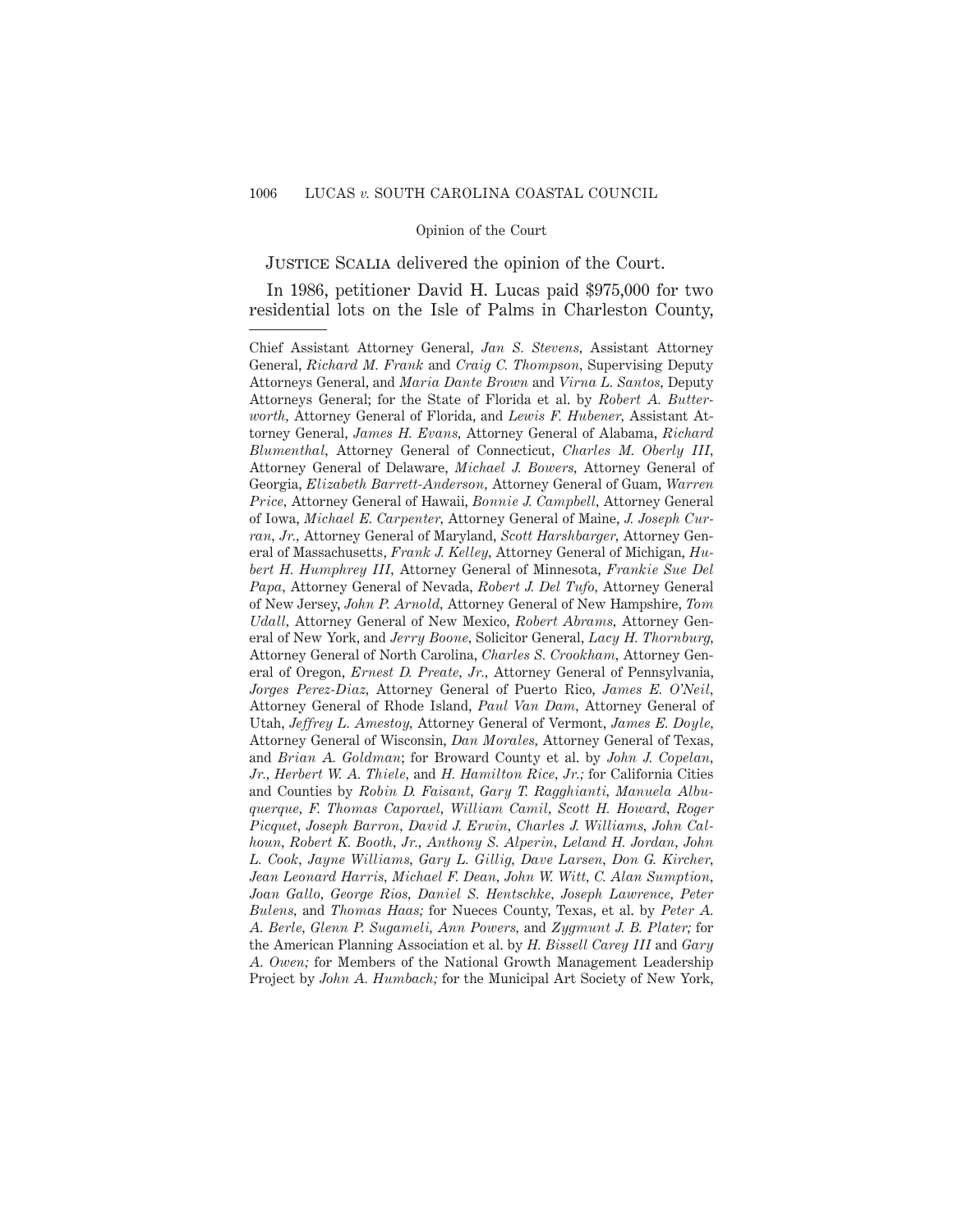Justice Scalia delivered the opinion of the Court.

In 1986, petitioner David H. Lucas paid $975,000 for two residential lots on the Isle of Palms in Charleston County,

---

Chief Assistant Attorney General, *Jan S. Stevens*, Assistant Attorney General, *Richard M. Frank* and *Craig C. Thompson*, Supervising Deputy Attorneys General, and *Maria Dante Brown* and *Virna L. Santos*, Deputy Attorneys General; for the State of Florida et al. by *Robert A. Butterworth*, Attorney General of Florida, and *Lewis F. Hubener*, Assistant Attorney General, *James H. Evans*, Attorney General of Alabama, *Richard Blumenthal*, Attorney General of Connecticut, *Charles M. Oberly III*, Attorney General of Delaware, *Michael J. Bowers*, Attorney General of Georgia, *Elizabeth Barrett-Anderson*, Attorney General of Guam, *Warren Price*, Attorney General of Hawaii, *Bonnie J. Campbell*, Attorney General of Iowa, *Michael E. Carpenter*, Attorney General of Maine, *J. Joseph Curran, Jr.*, Attorney General of Maryland, *Scott Harshbarger*, Attorney General of Massachusetts, *Frank J. Kelley*, Attorney General of Michigan, *Hubert H. Humphrey III*, Attorney General of Minnesota, *Frankie Sue Del Papa*, Attorney General of Nevada, *Robert J. Del Tufo*, Attorney General of New Jersey, *John P. Arnold*, Attorney General of New Hampshire, *Tom Udall*, Attorney General of New Mexico, *Robert Abrams*, Attorney General of New York, and *Jerry Boone*, Solicitor General, *Lacy H. Thornburg*, Attorney General of North Carolina, *Charles S. Crookham*, Attorney General of Oregon, *Ernest D. Preate, Jr.*, Attorney General of Pennsylvania, *Jorges Perez-Diaz*, Attorney General of Puerto Rico, *James E. O'Neil*, Attorney General of Rhode Island, *Paul Van Dam*, Attorney General of Utah, *Jeffrey L. Amestoy*, Attorney General of Vermont, *James E. Doyle*, Attorney General of Wisconsin, *Dan Morales*, Attorney General of Texas, and *Brian A. Goldman*; for Broward County et al. by *John J. Copelan, Jr.*, *Herbert W. A. Thiele*, and *H. Hamilton Rice, Jr.;* for California Cities and Counties by *Robin D. Faisant*, *Gary T. Ragghianti*, *Manuela Albuquerque*, *F. Thomas Caporael*, *William Camil*, *Scott H. Howard*, *Roger Picquet*, *Joseph Barron*, *David J. Erwin*, *Charles J. Williams*, *John Calhoun*, *Robert K. Booth, Jr.*, *Anthony S. Alperin*, *Leland H. Jordan*, *John L. Cook*, *Jayne Williams*, *Gary L. Gillig*, *Dave Larsen*, *Don G. Kircher*, *Jean Leonard Harris*, *Michael F. Dean*, *John W. Witt*, *C. Alan Sumption*, *Joan Gallo*, *George Rios*, *Daniel S. Hentschke*, *Joseph Lawrence*, *Peter Bulens*, and *Thomas Haas;* for Nueces County, Texas, et al. by *Peter A. A. Berle*, *Glenn P. Sugameli*, *Ann Powers*, and *Zygmunt J. B. Plater;* for the American Planning Association et al. by *H. Bissell Carey III* and *Gary A. Owen;* for Members of the National Growth Management Leadership Project by *John A. Humbach;* for the Municipal Art Society of New York,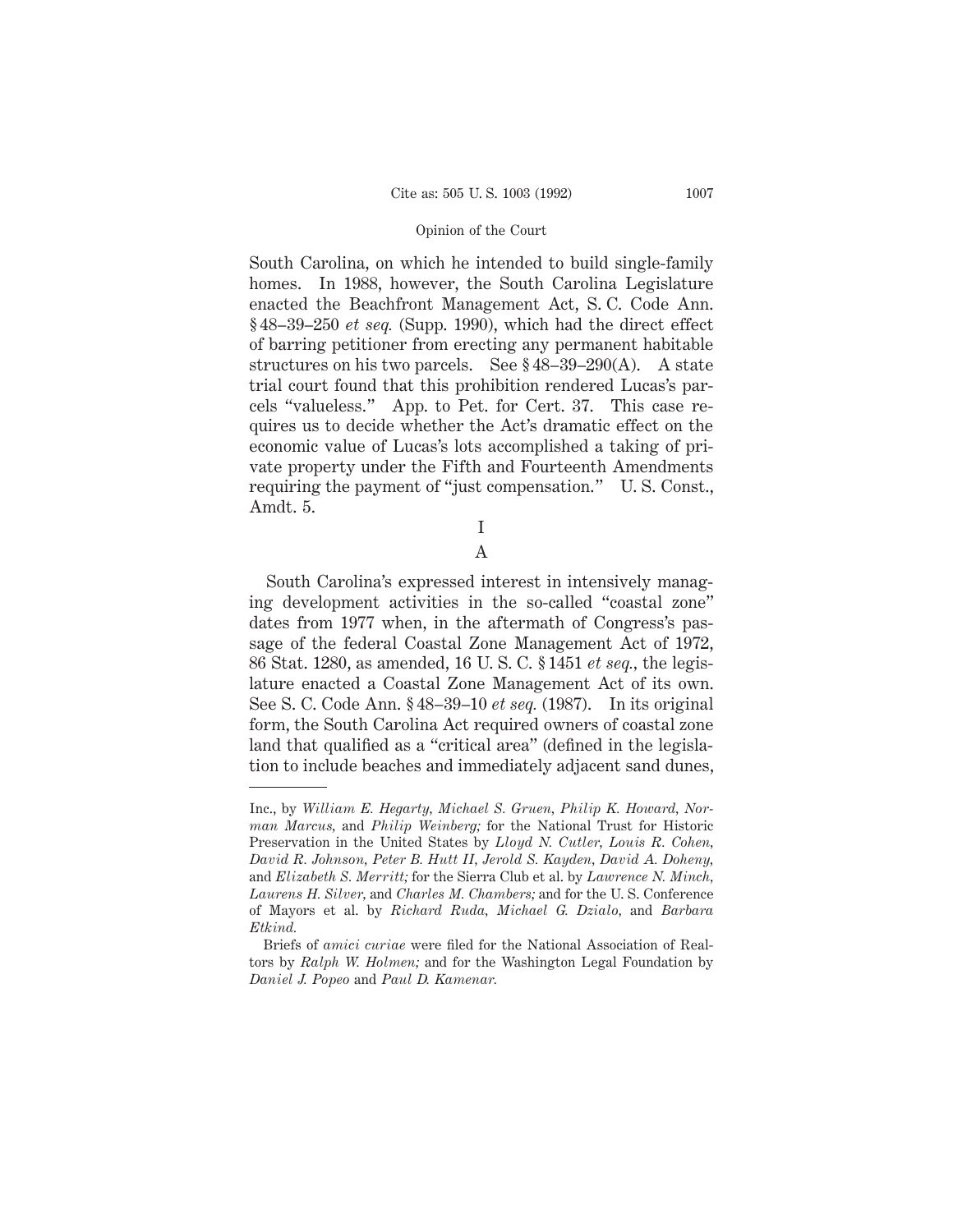South Carolina, on which he intended to build single-family homes. In 1988, however, the South Carolina Legislature enacted the Beachfront Management Act, S. C. Code Ann. § 48–39–250 *et seq.* (Supp. 1990), which had the direct effect of barring petitioner from erecting any permanent habitable structures on his two parcels. See § 48–39–290(A). A state trial court found that this prohibition rendered Lucas's parcels "valueless." App. to Pet. for Cert. 37. This case requires us to decide whether the Act's dramatic effect on the economic value of Lucas's lots accomplished a taking of private property under the Fifth and Fourteenth Amendments requiring the payment of "just compensation." U. S. Const., Amdt. 5.

# I

## A

South Carolina's expressed interest in intensively managing development activities in the so-called "coastal zone" dates from 1977 when, in the aftermath of Congress's passage of the federal Coastal Zone Management Act of 1972, 86 Stat. 1280, as amended, 16 U. S. C. § 1451 *et seq.*, the legislature enacted a Coastal Zone Management Act of its own. See S. C. Code Ann. § 48–39–10 *et seq.* (1987). In its original form, the South Carolina Act required owners of coastal zone land that qualified as a "critical area" (defined in the legislation to include beaches and immediately adjacent sand dunes,

---

Inc., by *William E. Hegarty*, *Michael S. Gruen*, *Philip K. Howard*, *Norman Marcus*, and *Philip Weinberg;* for the National Trust for Historic Preservation in the United States by *Lloyd N. Cutler*, *Louis R. Cohen*, *David R. Johnson*, *Peter B. Hutt II*, *Jerold S. Kayden*, *David A. Doheny*, and *Elizabeth S. Merritt;* for the Sierra Club et al. by *Lawrence N. Minch*, *Laurens H. Silver*, and *Charles M. Chambers;* and for the U. S. Conference of Mayors et al. by *Richard Ruda*, *Michael G. Dzialo*, and *Barbara Etkind.*

Briefs of *amici curiae* were filed for the National Association of Realtors by *Ralph W. Holmen;* and for the Washington Legal Foundation by *Daniel J. Popeo* and *Paul D. Kamenar.*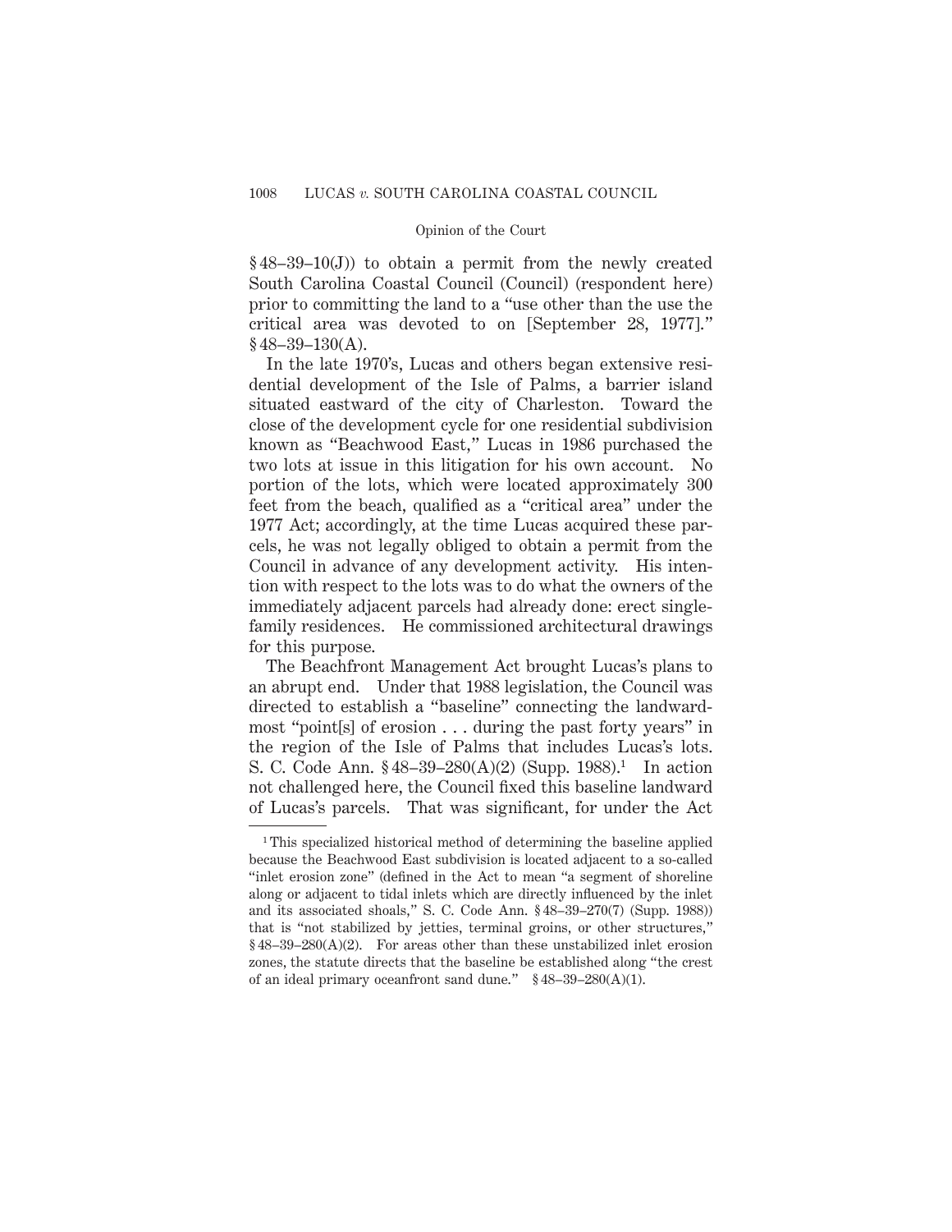§ 48–39–10(J)) to obtain a permit from the newly created South Carolina Coastal Council (Council) (respondent here) prior to committing the land to a "use other than the use the critical area was devoted to on [September 28, 1977]." § 48–39–130(A).

In the late 1970's, Lucas and others began extensive residential development of the Isle of Palms, a barrier island situated eastward of the city of Charleston. Toward the close of the development cycle for one residential subdivision known as "Beachwood East," Lucas in 1986 purchased the two lots at issue in this litigation for his own account. No portion of the lots, which were located approximately 300 feet from the beach, qualified as a "critical area" under the 1977 Act; accordingly, at the time Lucas acquired these parcels, he was not legally obliged to obtain a permit from the Council in advance of any development activity. His intention with respect to the lots was to do what the owners of the immediately adjacent parcels had already done: erect single-family residences. He commissioned architectural drawings for this purpose.

The Beachfront Management Act brought Lucas's plans to an abrupt end. Under that 1988 legislation, the Council was directed to establish a "baseline" connecting the landward-most "point[s] of erosion . . . during the past forty years" in the region of the Isle of Palms that includes Lucas's lots. S. C. Code Ann. § 48–39–280(A)(2) (Supp. 1988).[1] In action not challenged here, the Council fixed this baseline landward of Lucas's parcels. That was significant, for under the Act

[1] This specialized historical method of determining the baseline applied because the Beachwood East subdivision is located adjacent to a so-called "inlet erosion zone" (defined in the Act to mean "a segment of shoreline along or adjacent to tidal inlets which are directly influenced by the inlet and its associated shoals," S. C. Code Ann. § 48–39–270(7) (Supp. 1988)) that is "not stabilized by jetties, terminal groins, or other structures," § 48–39–280(A)(2). For areas other than these unstabilized inlet erosion zones, the statute directs that the baseline be established along "the crest of an ideal primary oceanfront sand dune." § 48–39–280(A)(1).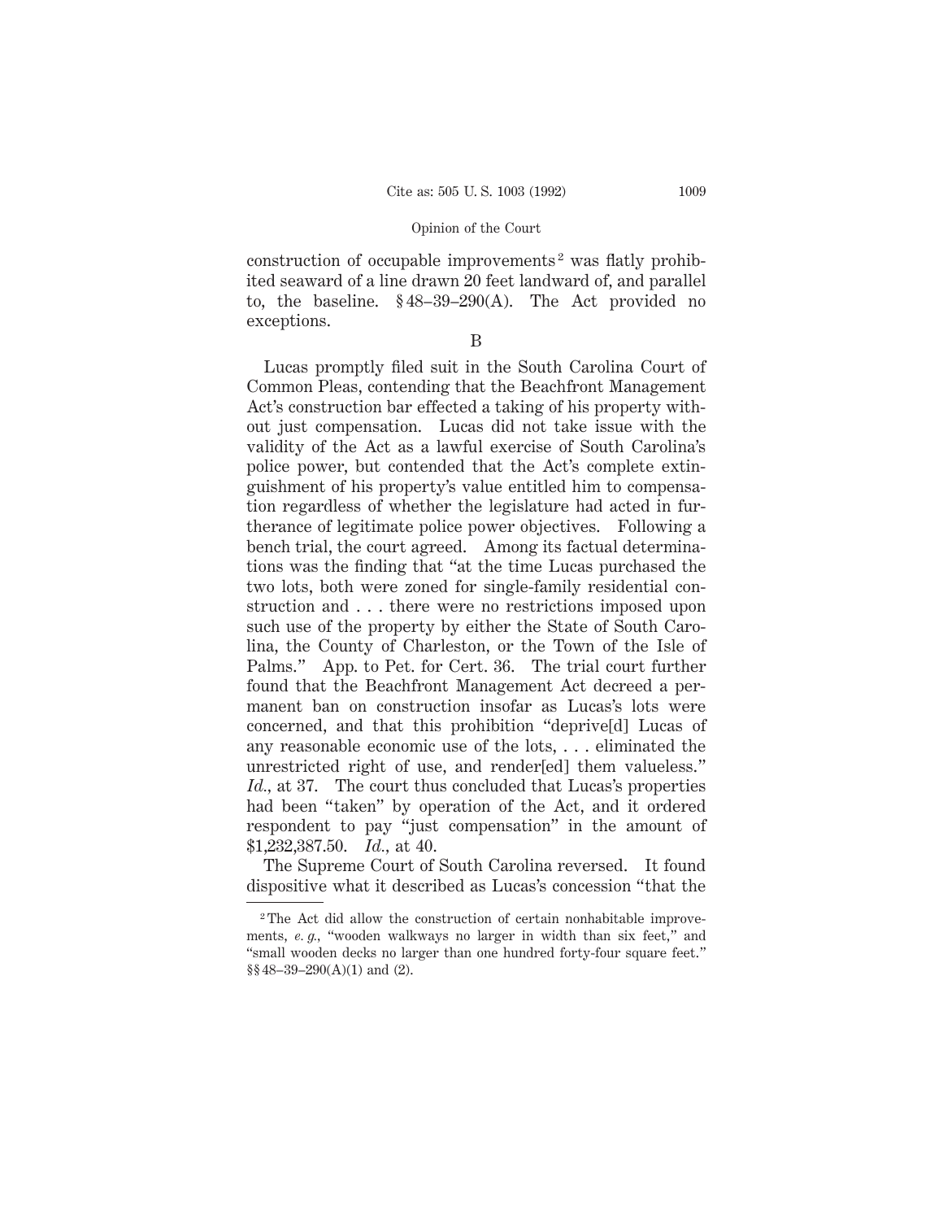construction of occupable improvements[2] was flatly prohibited seaward of a line drawn 20 feet landward of, and parallel to, the baseline. § 48–39–290(A). The Act provided no exceptions.

B

Lucas promptly filed suit in the South Carolina Court of Common Pleas, contending that the Beachfront Management Act's construction bar effected a taking of his property without just compensation. Lucas did not take issue with the validity of the Act as a lawful exercise of South Carolina's police power, but contended that the Act's complete extinguishment of his property's value entitled him to compensation regardless of whether the legislature had acted in furtherance of legitimate police power objectives. Following a bench trial, the court agreed. Among its factual determinations was the finding that "at the time Lucas purchased the two lots, both were zoned for single-family residential construction and . . . there were no restrictions imposed upon such use of the property by either the State of South Carolina, the County of Charleston, or the Town of the Isle of Palms." App. to Pet. for Cert. 36. The trial court further found that the Beachfront Management Act decreed a permanent ban on construction insofar as Lucas's lots were concerned, and that this prohibition "deprive[d] Lucas of any reasonable economic use of the lots, . . . eliminated the unrestricted right of use, and render[ed] them valueless." *Id.*, at 37. The court thus concluded that Lucas's properties had been "taken" by operation of the Act, and it ordered respondent to pay "just compensation" in the amount of $1,232,387.50. *Id.*, at 40.

The Supreme Court of South Carolina reversed. It found dispositive what it described as Lucas's concession "that the

---

[2] The Act did allow the construction of certain nonhabitable improvements, *e. g.*, "wooden walkways no larger in width than six feet," and "small wooden decks no larger than one hundred forty-four square feet." §§ 48–39–290(A)(1) and (2).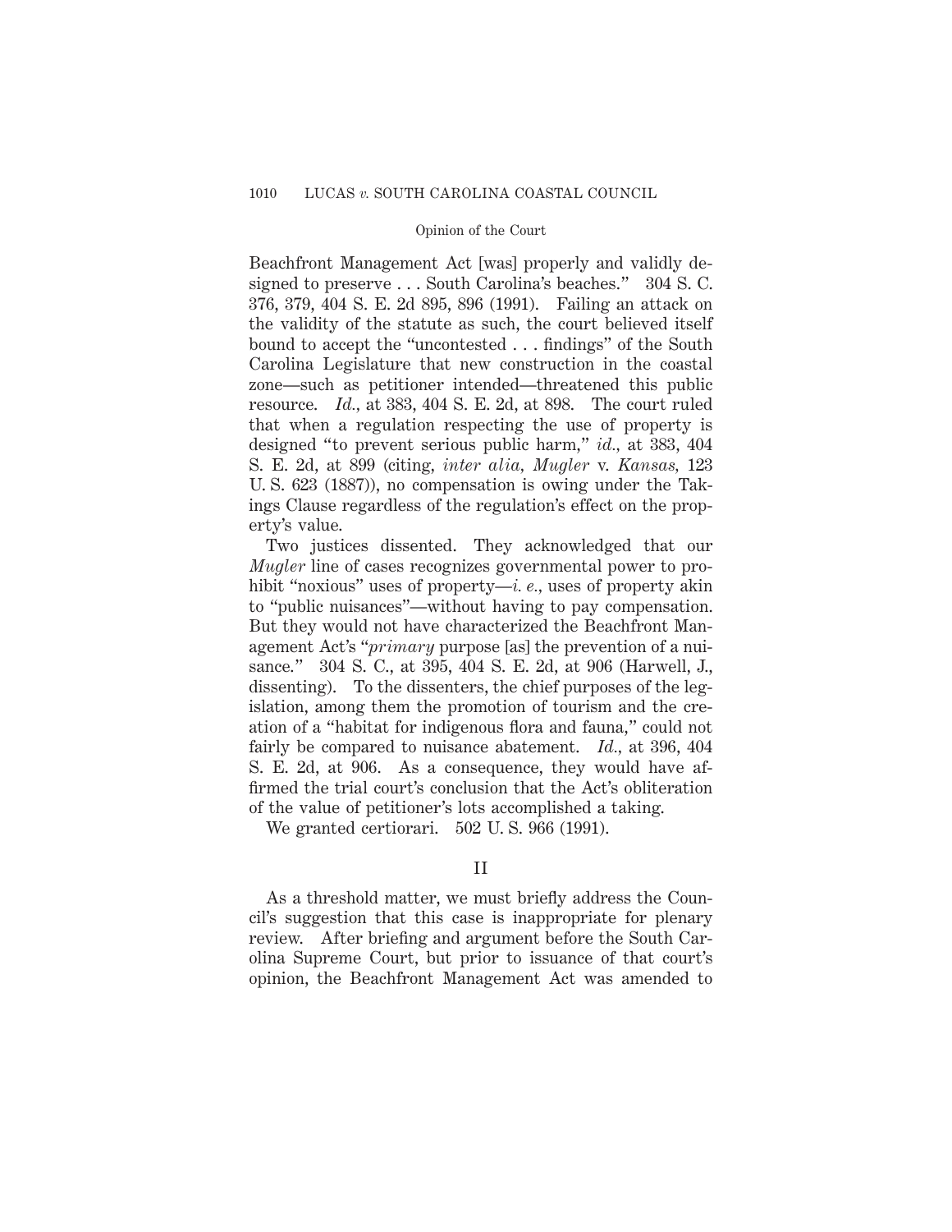Beachfront Management Act [was] properly and validly designed to preserve . . . South Carolina's beaches." 304 S. C. 376, 379, 404 S. E. 2d 895, 896 (1991). Failing an attack on the validity of the statute as such, the court believed itself bound to accept the "uncontested . . . findings" of the South Carolina Legislature that new construction in the coastal zone—such as petitioner intended—threatened this public resource. *Id.*, at 383, 404 S. E. 2d, at 898. The court ruled that when a regulation respecting the use of property is designed "to prevent serious public harm," *id.*, at 383, 404 S. E. 2d, at 899 (citing, *inter alia*, *Mugler* v. *Kansas*, 123 U. S. 623 (1887)), no compensation is owing under the Takings Clause regardless of the regulation's effect on the property's value.

Two justices dissented. They acknowledged that our *Mugler* line of cases recognizes governmental power to prohibit "noxious" uses of property—*i. e.*, uses of property akin to "public nuisances"—without having to pay compensation. But they would not have characterized the Beachfront Management Act's "*primary* purpose [as] the prevention of a nuisance." 304 S. C., at 395, 404 S. E. 2d, at 906 (Harwell, J., dissenting). To the dissenters, the chief purposes of the legislation, among them the promotion of tourism and the creation of a "habitat for indigenous flora and fauna," could not fairly be compared to nuisance abatement. *Id.*, at 396, 404 S. E. 2d, at 906. As a consequence, they would have affirmed the trial court's conclusion that the Act's obliteration of the value of petitioner's lots accomplished a taking.

We granted certiorari. 502 U. S. 966 (1991).

## II

As a threshold matter, we must briefly address the Council's suggestion that this case is inappropriate for plenary review. After briefing and argument before the South Carolina Supreme Court, but prior to issuance of that court's opinion, the Beachfront Management Act was amended to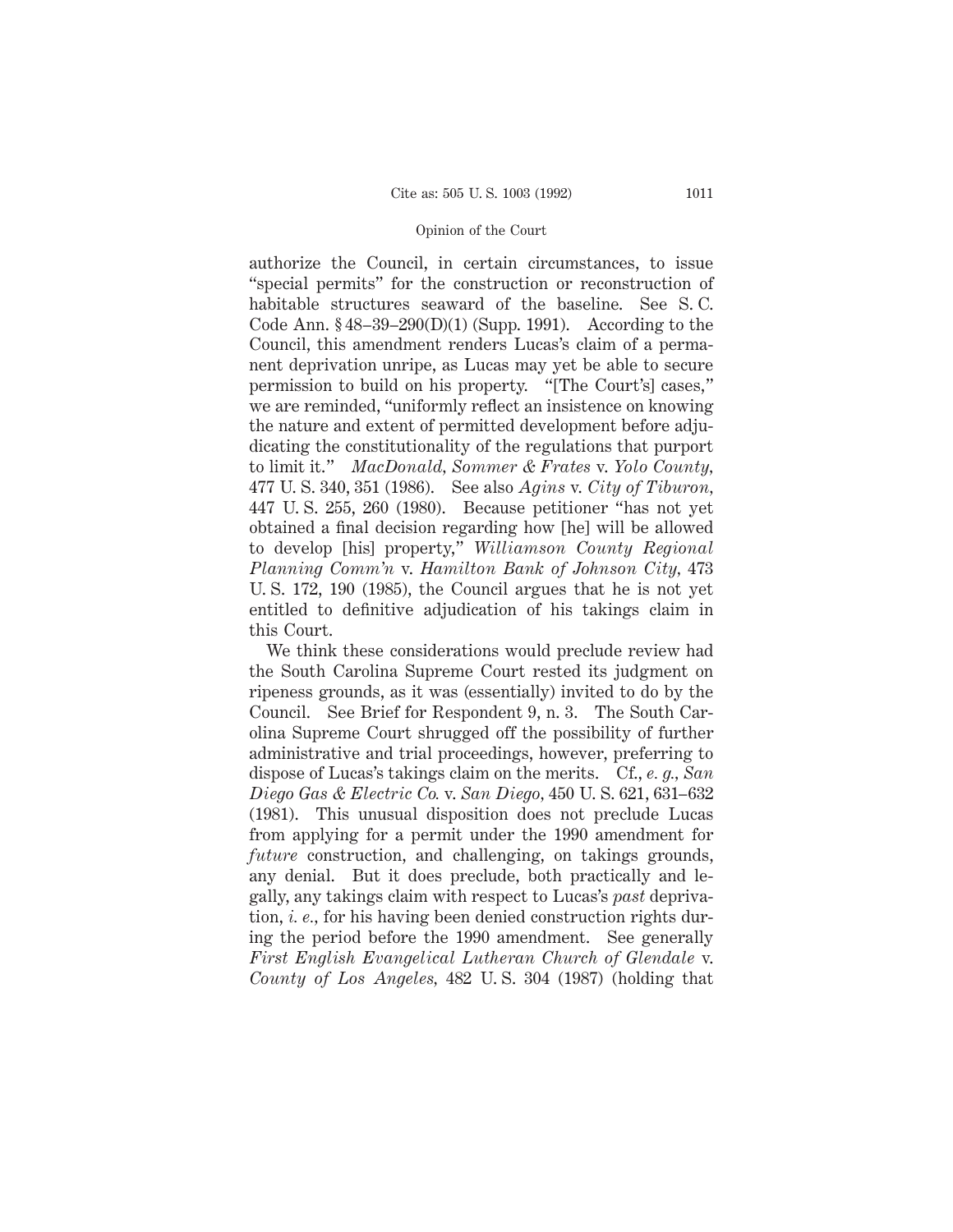authorize the Council, in certain circumstances, to issue "special permits" for the construction or reconstruction of habitable structures seaward of the baseline. See S. C. Code Ann. § 48–39–290(D)(1) (Supp. 1991). According to the Council, this amendment renders Lucas's claim of a permanent deprivation unripe, as Lucas may yet be able to secure permission to build on his property. "[The Court's] cases," we are reminded, "uniformly reflect an insistence on knowing the nature and extent of permitted development before adjudicating the constitutionality of the regulations that purport to limit it." *MacDonald, Sommer & Frates* v. *Yolo County,* 477 U. S. 340, 351 (1986). See also *Agins* v. *City of Tiburon,* 447 U. S. 255, 260 (1980). Because petitioner "has not yet obtained a final decision regarding how [he] will be allowed to develop [his] property," *Williamson County Regional Planning Comm'n* v. *Hamilton Bank of Johnson City,* 473 U. S. 172, 190 (1985), the Council argues that he is not yet entitled to definitive adjudication of his takings claim in this Court.

We think these considerations would preclude review had the South Carolina Supreme Court rested its judgment on ripeness grounds, as it was (essentially) invited to do by the Council. See Brief for Respondent 9, n. 3. The South Carolina Supreme Court shrugged off the possibility of further administrative and trial proceedings, however, preferring to dispose of Lucas's takings claim on the merits. Cf., *e. g., San Diego Gas & Electric Co.* v. *San Diego,* 450 U. S. 621, 631–632 (1981). This unusual disposition does not preclude Lucas from applying for a permit under the 1990 amendment for *future* construction, and challenging, on takings grounds, any denial. But it does preclude, both practically and legally, any takings claim with respect to Lucas's *past* deprivation, *i. e.,* for his having been denied construction rights during the period before the 1990 amendment. See generally *First English Evangelical Lutheran Church of Glendale* v. *County of Los Angeles,* 482 U. S. 304 (1987) (holding that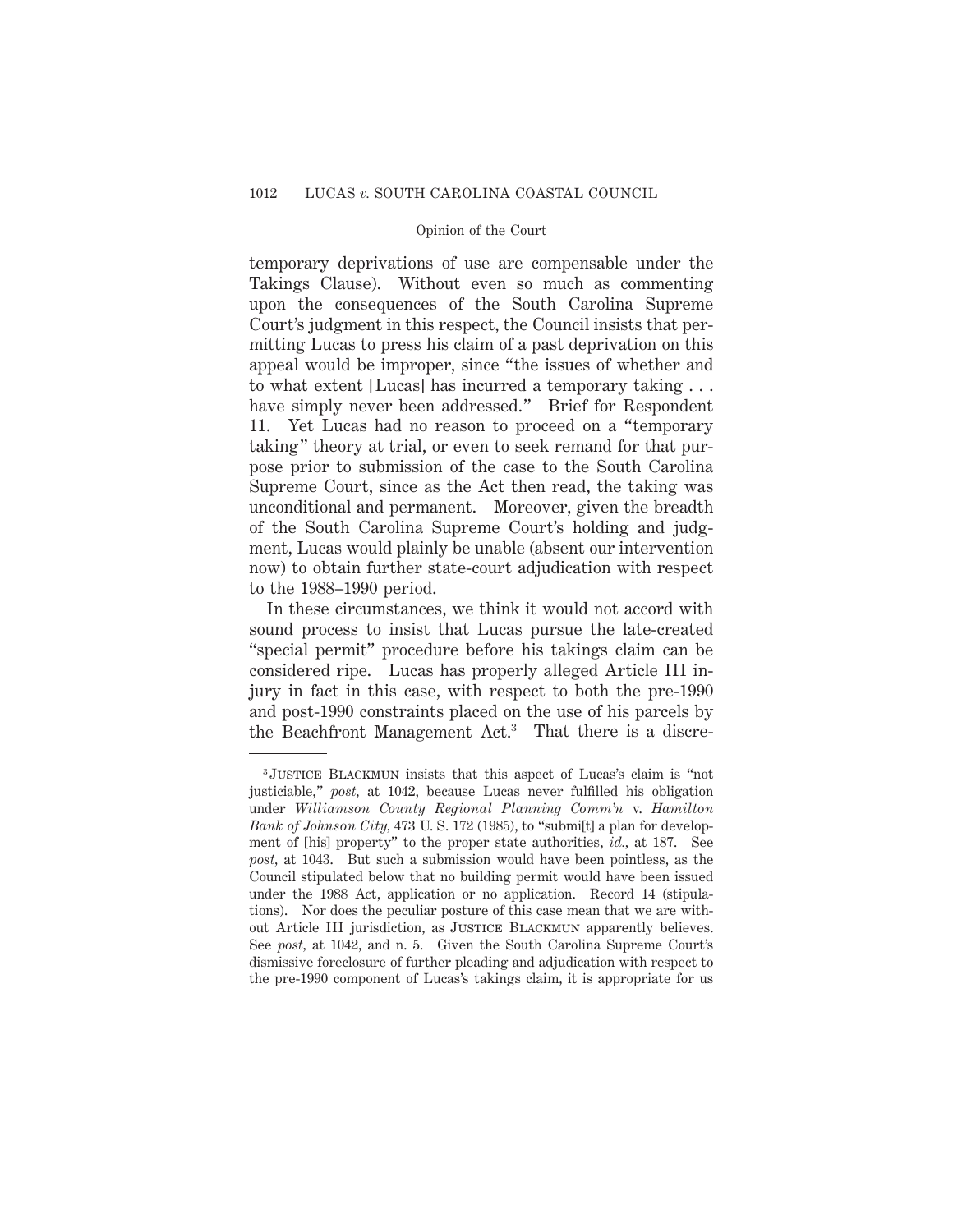temporary deprivations of use are compensable under the Takings Clause). Without even so much as commenting upon the consequences of the South Carolina Supreme Court's judgment in this respect, the Council insists that permitting Lucas to press his claim of a past deprivation on this appeal would be improper, since "the issues of whether and to what extent [Lucas] has incurred a temporary taking . . . have simply never been addressed." Brief for Respondent 11. Yet Lucas had no reason to proceed on a "temporary taking" theory at trial, or even to seek remand for that purpose prior to submission of the case to the South Carolina Supreme Court, since as the Act then read, the taking was unconditional and permanent. Moreover, given the breadth of the South Carolina Supreme Court's holding and judgment, Lucas would plainly be unable (absent our intervention now) to obtain further state-court adjudication with respect to the 1988–1990 period.

In these circumstances, we think it would not accord with sound process to insist that Lucas pursue the late-created "special permit" procedure before his takings claim can be considered ripe. Lucas has properly alleged Article III injury in fact in this case, with respect to both the pre-1990 and post-1990 constraints placed on the use of his parcels by the Beachfront Management Act.[3] That there is a discre-

[3] JUSTICE BLACKMUN insists that this aspect of Lucas's claim is "not justiciable," *post*, at 1042, because Lucas never fulfilled his obligation under *Williamson County Regional Planning Comm'n* v. *Hamilton Bank of Johnson City*, 473 U. S. 172 (1985), to "submi[t] a plan for development of [his] property" to the proper state authorities, *id.*, at 187. See *post*, at 1043. But such a submission would have been pointless, as the Council stipulated below that no building permit would have been issued under the 1988 Act, application or no application. Record 14 (stipulations). Nor does the peculiar posture of this case mean that we are without Article III jurisdiction, as JUSTICE BLACKMUN apparently believes. See *post*, at 1042, and n. 5. Given the South Carolina Supreme Court's dismissive foreclosure of further pleading and adjudication with respect to the pre-1990 component of Lucas's takings claim, it is appropriate for us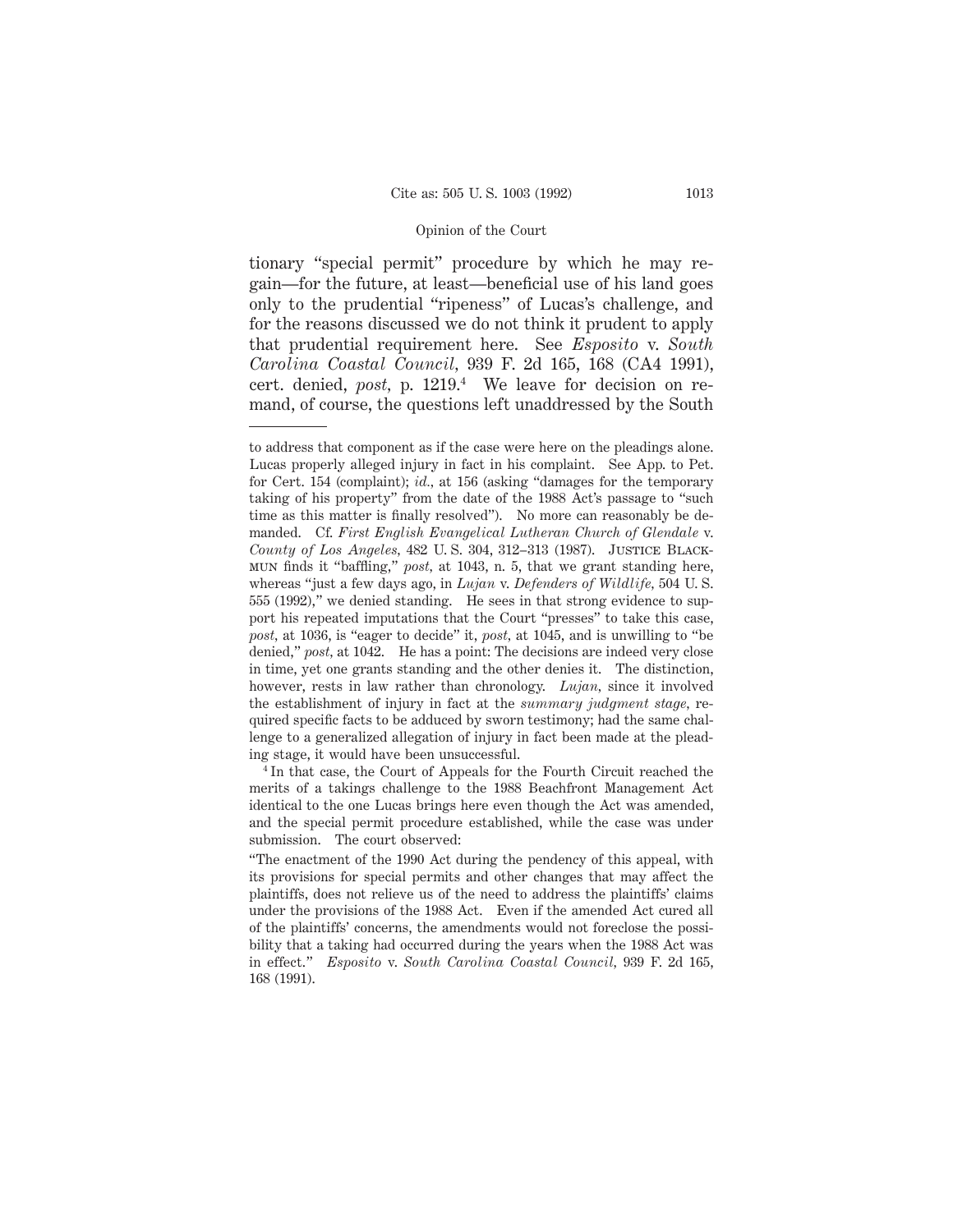tionary "special permit" procedure by which he may regain—for the future, at least—beneficial use of his land goes only to the prudential "ripeness" of Lucas's challenge, and for the reasons discussed we do not think it prudent to apply that prudential requirement here. See *Esposito* v. *South Carolina Coastal Council*, 939 F. 2d 165, 168 (CA4 1991), cert. denied, *post*, p. 1219.[4] We leave for decision on remand, of course, the questions left unaddressed by the South

---

to address that component as if the case were here on the pleadings alone. Lucas properly alleged injury in fact in his complaint. See App. to Pet. for Cert. 154 (complaint); *id.*, at 156 (asking "damages for the temporary taking of his property" from the date of the 1988 Act's passage to "such time as this matter is finally resolved"). No more can reasonably be demanded. Cf. *First English Evangelical Lutheran Church of Glendale* v. *County of Los Angeles*, 482 U. S. 304, 312–313 (1987). Justice Blackmun finds it "baffling," *post*, at 1043, n. 5, that we grant standing here, whereas "just a few days ago, in *Lujan* v. *Defenders of Wildlife*, 504 U. S. 555 (1992)," we denied standing. He sees in that strong evidence to support his repeated imputations that the Court "presses" to take this case, *post*, at 1036, is "eager to decide" it, *post*, at 1045, and is unwilling to "be denied," *post*, at 1042. He has a point: The decisions are indeed very close in time, yet one grants standing and the other denies it. The distinction, however, rests in law rather than chronology. *Lujan*, since it involved the establishment of injury in fact at the *summary judgment stage*, required specific facts to be adduced by sworn testimony; had the same challenge to a generalized allegation of injury in fact been made at the pleading stage, it would have been unsuccessful.

[4] In that case, the Court of Appeals for the Fourth Circuit reached the merits of a takings challenge to the 1988 Beachfront Management Act identical to the one Lucas brings here even though the Act was amended, and the special permit procedure established, while the case was under submission. The court observed:

"The enactment of the 1990 Act during the pendency of this appeal, with its provisions for special permits and other changes that may affect the plaintiffs, does not relieve us of the need to address the plaintiffs' claims under the provisions of the 1988 Act. Even if the amended Act cured all of the plaintiffs' concerns, the amendments would not foreclose the possibility that a taking had occurred during the years when the 1988 Act was in effect." *Esposito* v. *South Carolina Coastal Council*, 939 F. 2d 165, 168 (1991).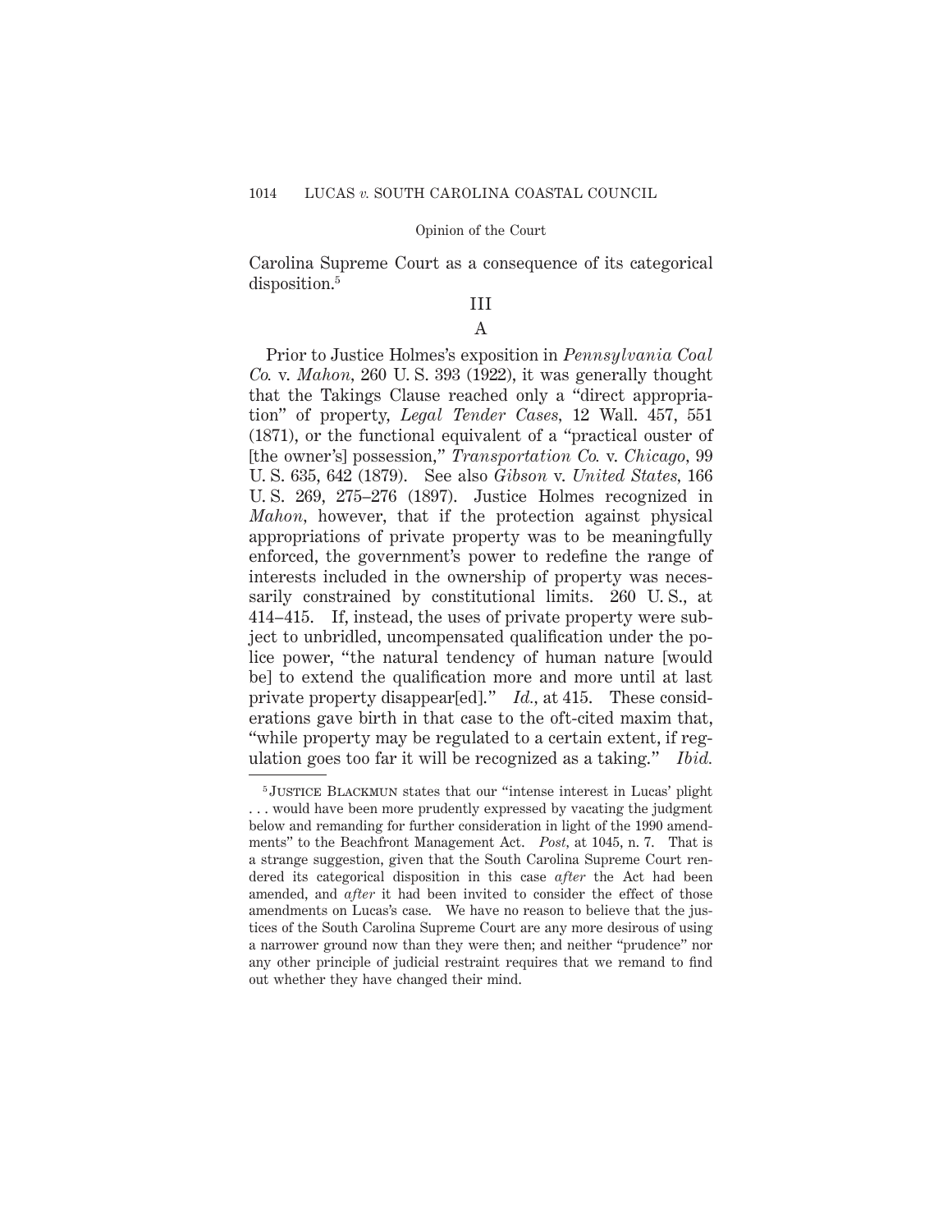Carolina Supreme Court as a consequence of its categorical disposition.[5]

## III

### A

Prior to Justice Holmes's exposition in *Pennsylvania Coal Co.* v. *Mahon*, 260 U. S. 393 (1922), it was generally thought that the Takings Clause reached only a "direct appropriation" of property, *Legal Tender Cases*, 12 Wall. 457, 551 (1871), or the functional equivalent of a "practical ouster of [the owner's] possession," *Transportation Co.* v. *Chicago*, 99 U. S. 635, 642 (1879). See also *Gibson* v. *United States*, 166 U. S. 269, 275–276 (1897). Justice Holmes recognized in *Mahon*, however, that if the protection against physical appropriations of private property was to be meaningfully enforced, the government's power to redefine the range of interests included in the ownership of property was necessarily constrained by constitutional limits. 260 U. S., at 414–415. If, instead, the uses of private property were subject to unbridled, uncompensated qualification under the police power, "the natural tendency of human nature [would be] to extend the qualification more and more until at last private property disappear[ed]." *Id.*, at 415. These considerations gave birth in that case to the oft-cited maxim that, "while property may be regulated to a certain extent, if regulation goes too far it will be recognized as a taking." *Ibid.*

---

[5] Justice Blackmun states that our "intense interest in Lucas' plight . . . would have been more prudently expressed by vacating the judgment below and remanding for further consideration in light of the 1990 amendments" to the Beachfront Management Act. *Post*, at 1045, n. 7. That is a strange suggestion, given that the South Carolina Supreme Court rendered its categorical disposition in this case *after* the Act had been amended, and *after* it had been invited to consider the effect of those amendments on Lucas's case. We have no reason to believe that the justices of the South Carolina Supreme Court are any more desirous of using a narrower ground now than they were then; and neither "prudence" nor any other principle of judicial restraint requires that we remand to find out whether they have changed their mind.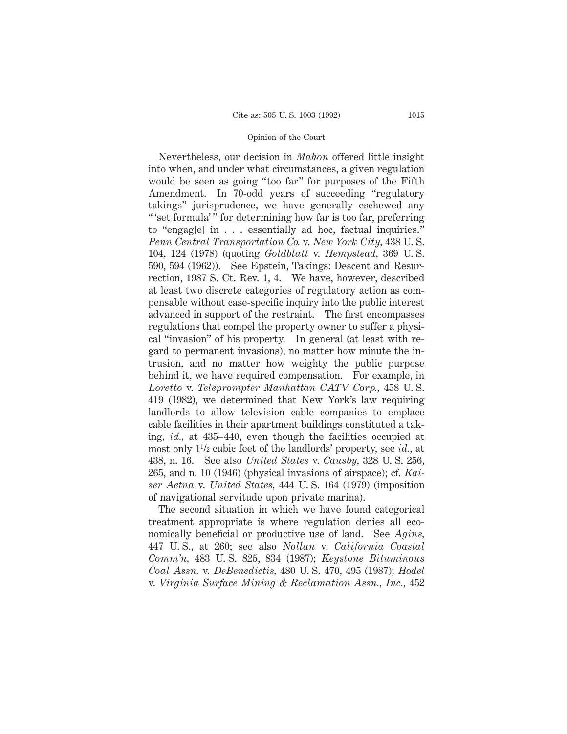Nevertheless, our decision in *Mahon* offered little insight into when, and under what circumstances, a given regulation would be seen as going "too far" for purposes of the Fifth Amendment. In 70-odd years of succeeding "regulatory takings" jurisprudence, we have generally eschewed any "'set formula'" for determining how far is too far, preferring to "engag[e] in . . . essentially ad hoc, factual inquiries." *Penn Central Transportation Co.* v. *New York City*, 438 U. S. 104, 124 (1978) (quoting *Goldblatt* v. *Hempstead*, 369 U. S. 590, 594 (1962)). See Epstein, Takings: Descent and Resurrection, 1987 S. Ct. Rev. 1, 4. We have, however, described at least two discrete categories of regulatory action as compensable without case-specific inquiry into the public interest advanced in support of the restraint. The first encompasses regulations that compel the property owner to suffer a physical "invasion" of his property. In general (at least with regard to permanent invasions), no matter how minute the intrusion, and no matter how weighty the public purpose behind it, we have required compensation. For example, in *Loretto* v. *Teleprompter Manhattan CATV Corp.*, 458 U. S. 419 (1982), we determined that New York's law requiring landlords to allow television cable companies to emplace cable facilities in their apartment buildings constituted a taking, *id.*, at 435–440, even though the facilities occupied at most only 1½ cubic feet of the landlords' property, see *id.*, at 438, n. 16. See also *United States* v. *Causby*, 328 U. S. 256, 265, and n. 10 (1946) (physical invasions of airspace); cf. *Kaiser Aetna* v. *United States*, 444 U. S. 164 (1979) (imposition of navigational servitude upon private marina).

The second situation in which we have found categorical treatment appropriate is where regulation denies all economically beneficial or productive use of land. See *Agins*, 447 U. S., at 260; see also *Nollan* v. *California Coastal Comm'n*, 483 U. S. 825, 834 (1987); *Keystone Bituminous Coal Assn.* v. *DeBenedictis*, 480 U. S. 470, 495 (1987); *Hodel* v. *Virginia Surface Mining & Reclamation Assn., Inc.*, 452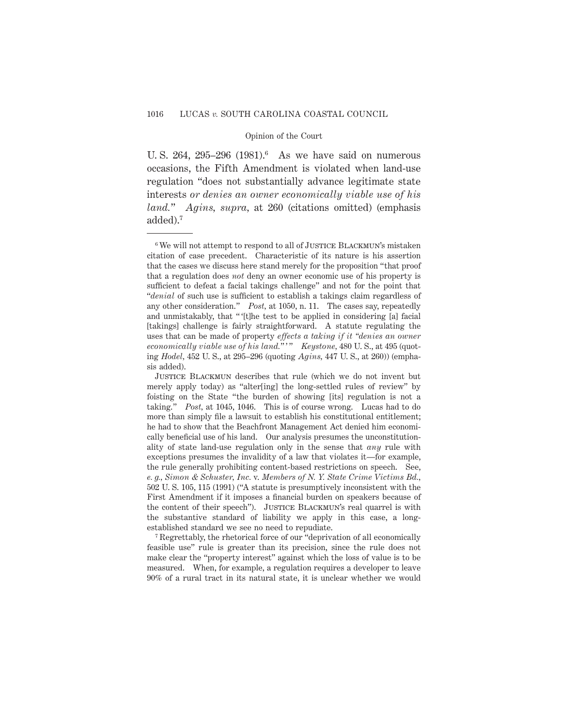U. S. 264, 295–296 (1981).[6] As we have said on numerous occasions, the Fifth Amendment is violated when land-use regulation "does not substantially advance legitimate state interests *or denies an owner economically viable use of his land.*" *Agins*, *supra*, at 260 (citations omitted) (emphasis added).[7]

---

[6] We will not attempt to respond to all of JUSTICE BLACKMUN's mistaken citation of case precedent. Characteristic of its nature is his assertion that the cases we discuss here stand merely for the proposition "that proof that a regulation does *not* deny an owner economic use of his property is sufficient to defeat a facial takings challenge" and not for the point that "*denial* of such use is sufficient to establish a takings claim regardless of any other consideration." *Post*, at 1050, n. 11. The cases say, repeatedly and unmistakably, that " '[t]he test to be applied in considering [a] facial [takings] challenge is fairly straightforward. A statute regulating the uses that can be made of property *effects a taking if it "denies an owner economically viable use of his land."* ' " *Keystone*, 480 U. S., at 495 (quoting *Hodel*, 452 U. S., at 295–296 (quoting *Agins*, 447 U. S., at 260)) (emphasis added).

JUSTICE BLACKMUN describes that rule (which we do not invent but merely apply today) as "alter[ing] the long-settled rules of review" by foisting on the State "the burden of showing [its] regulation is not a taking." *Post*, at 1045, 1046. This is of course wrong. Lucas had to do more than simply file a lawsuit to establish his constitutional entitlement; he had to show that the Beachfront Management Act denied him economically beneficial use of his land. Our analysis presumes the unconstitutionality of state land-use regulation only in the sense that *any* rule with exceptions presumes the invalidity of a law that violates it—for example, the rule generally prohibiting content-based restrictions on speech. See, *e. g.*, *Simon & Schuster, Inc.* v. *Members of N. Y. State Crime Victims Bd.*, 502 U. S. 105, 115 (1991) ("A statute is presumptively inconsistent with the First Amendment if it imposes a financial burden on speakers because of the content of their speech"). JUSTICE BLACKMUN's real quarrel is with the substantive standard of liability we apply in this case, a long-established standard we see no need to repudiate.

[7] Regrettably, the rhetorical force of our "deprivation of all economically feasible use" rule is greater than its precision, since the rule does not make clear the "property interest" against which the loss of value is to be measured. When, for example, a regulation requires a developer to leave 90% of a rural tract in its natural state, it is unclear whether we would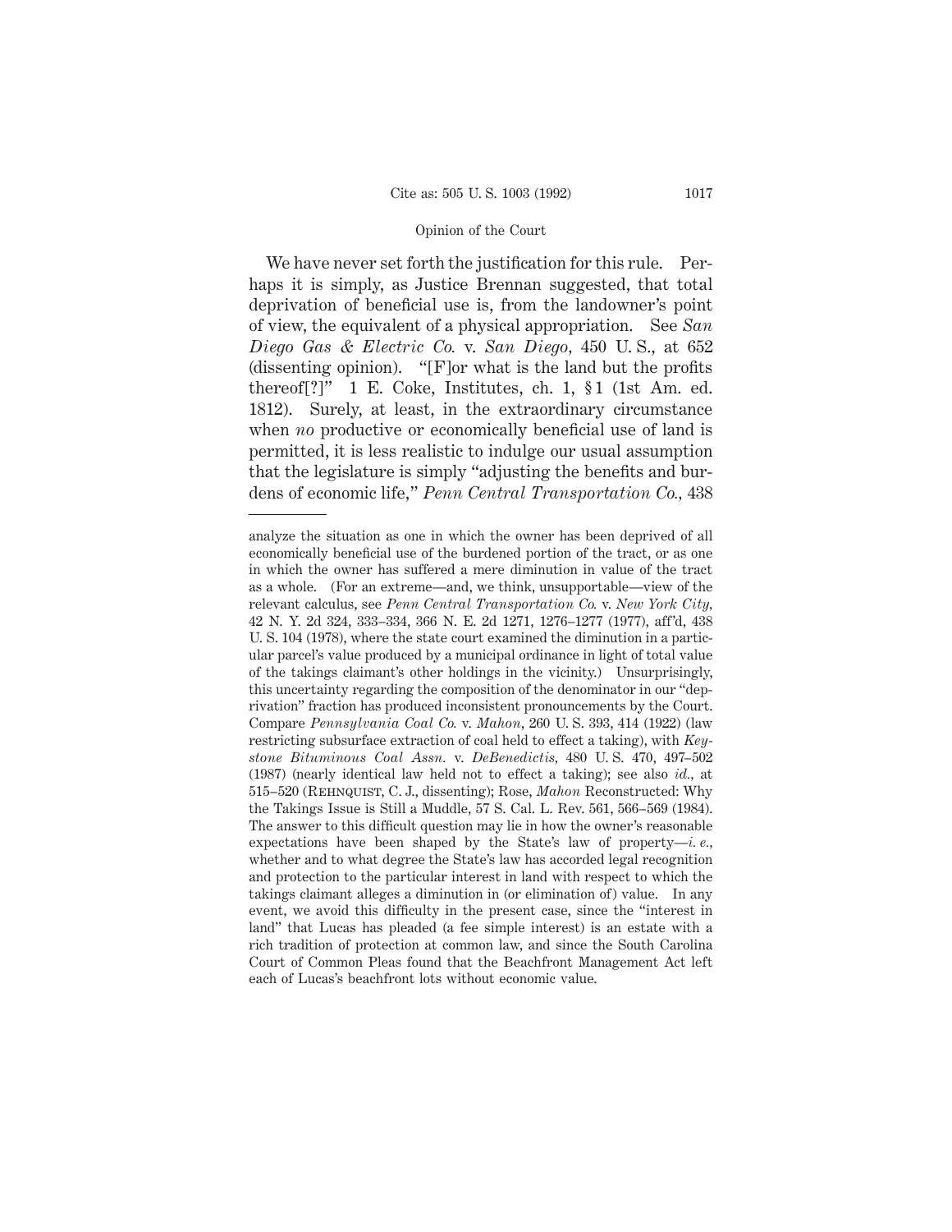We have never set forth the justification for this rule. Perhaps it is simply, as Justice Brennan suggested, that total deprivation of beneficial use is, from the landowner's point of view, the equivalent of a physical appropriation. See *San Diego Gas & Electric Co.* v. *San Diego*, 450 U. S., at 652 (dissenting opinion). "[F]or what is the land but the profits thereof[?]" 1 E. Coke, Institutes, ch. 1, § 1 (1st Am. ed. 1812). Surely, at least, in the extraordinary circumstance when *no* productive or economically beneficial use of land is permitted, it is less realistic to indulge our usual assumption that the legislature is simply "adjusting the benefits and burdens of economic life," *Penn Central Transportation Co.*, 438

---

analyze the situation as one in which the owner has been deprived of all economically beneficial use of the burdened portion of the tract, or as one in which the owner has suffered a mere diminution in value of the tract as a whole. (For an extreme—and, we think, unsupportable—view of the relevant calculus, see *Penn Central Transportation Co.* v. *New York City*, 42 N. Y. 2d 324, 333–334, 366 N. E. 2d 1271, 1276–1277 (1977), aff'd, 438 U. S. 104 (1978), where the state court examined the diminution in a particular parcel's value produced by a municipal ordinance in light of total value of the takings claimant's other holdings in the vicinity.) Unsurprisingly, this uncertainty regarding the composition of the denominator in our "deprivation" fraction has produced inconsistent pronouncements by the Court. Compare *Pennsylvania Coal Co.* v. *Mahon*, 260 U. S. 393, 414 (1922) (law restricting subsurface extraction of coal held to effect a taking), with *Keystone Bituminous Coal Assn.* v. *DeBenedictis*, 480 U. S. 470, 497–502 (1987) (nearly identical law held not to effect a taking); see also *id.*, at 515–520 (Rehnquist, C. J., dissenting); Rose, *Mahon* Reconstructed: Why the Takings Issue is Still a Muddle, 57 S. Cal. L. Rev. 561, 566–569 (1984). The answer to this difficult question may lie in how the owner's reasonable expectations have been shaped by the State's law of property—*i. e.*, whether and to what degree the State's law has accorded legal recognition and protection to the particular interest in land with respect to which the takings claimant alleges a diminution in (or elimination of) value. In any event, we avoid this difficulty in the present case, since the "interest in land" that Lucas has pleaded (a fee simple interest) is an estate with a rich tradition of protection at common law, and since the South Carolina Court of Common Pleas found that the Beachfront Management Act left each of Lucas's beachfront lots without economic value.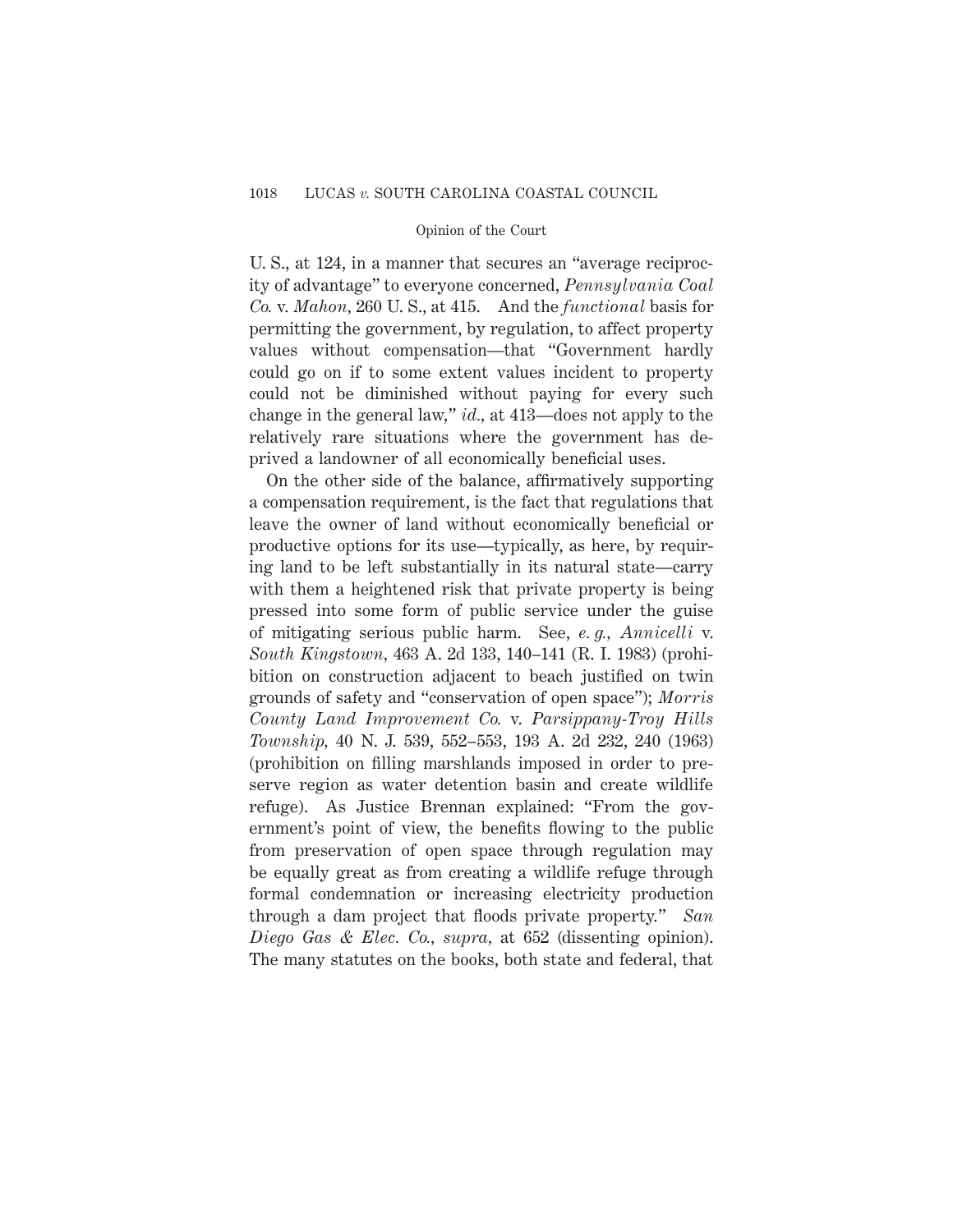U. S., at 124, in a manner that secures an "average reciprocity of advantage" to everyone concerned, *Pennsylvania Coal Co.* v. *Mahon,* 260 U. S., at 415. And the *functional* basis for permitting the government, by regulation, to affect property values without compensation—that "Government hardly could go on if to some extent values incident to property could not be diminished without paying for every such change in the general law," *id.,* at 413—does not apply to the relatively rare situations where the government has deprived a landowner of all economically beneficial uses.

On the other side of the balance, affirmatively supporting a compensation requirement, is the fact that regulations that leave the owner of land without economically beneficial or productive options for its use—typically, as here, by requiring land to be left substantially in its natural state—carry with them a heightened risk that private property is being pressed into some form of public service under the guise of mitigating serious public harm. See, *e. g., Annicelli* v. *South Kingstown,* 463 A. 2d 133, 140–141 (R. I. 1983) (prohibition on construction adjacent to beach justified on twin grounds of safety and "conservation of open space"); *Morris County Land Improvement Co.* v. *Parsippany-Troy Hills Township,* 40 N. J. 539, 552–553, 193 A. 2d 232, 240 (1963) (prohibition on filling marshlands imposed in order to preserve region as water detention basin and create wildlife refuge). As Justice Brennan explained: "From the government's point of view, the benefits flowing to the public from preservation of open space through regulation may be equally great as from creating a wildlife refuge through formal condemnation or increasing electricity production through a dam project that floods private property." *San Diego Gas & Elec. Co., supra,* at 652 (dissenting opinion). The many statutes on the books, both state and federal, that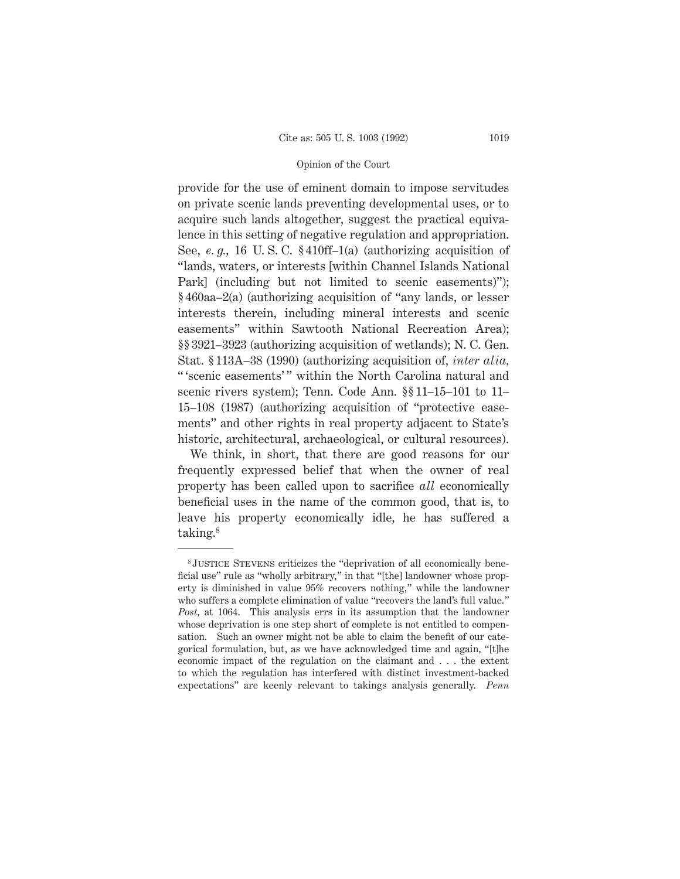provide for the use of eminent domain to impose servitudes on private scenic lands preventing developmental uses, or to acquire such lands altogether, suggest the practical equivalence in this setting of negative regulation and appropriation. See, *e. g.,* 16 U. S. C. § 410ff–1(a) (authorizing acquisition of "lands, waters, or interests [within Channel Islands National Park] (including but not limited to scenic easements)"); § 460aa–2(a) (authorizing acquisition of "any lands, or lesser interests therein, including mineral interests and scenic easements" within Sawtooth National Recreation Area); §§ 3921–3923 (authorizing acquisition of wetlands); N. C. Gen. Stat. § 113A–38 (1990) (authorizing acquisition of, *inter alia,* " 'scenic easements' " within the North Carolina natural and scenic rivers system); Tenn. Code Ann. §§ 11–15–101 to 11–15–108 (1987) (authorizing acquisition of "protective easements" and other rights in real property adjacent to State's historic, architectural, archaeological, or cultural resources).

We think, in short, that there are good reasons for our frequently expressed belief that when the owner of real property has been called upon to sacrifice *all* economically beneficial uses in the name of the common good, that is, to leave his property economically idle, he has suffered a taking.[8]

---

[8] JUSTICE STEVENS criticizes the "deprivation of all economically beneficial use" rule as "wholly arbitrary," in that "[the] landowner whose property is diminished in value 95% recovers nothing," while the landowner who suffers a complete elimination of value "recovers the land's full value." *Post,* at 1064. This analysis errs in its assumption that the landowner whose deprivation is one step short of complete is not entitled to compensation. Such an owner might not be able to claim the benefit of our categorical formulation, but, as we have acknowledged time and again, "[t]he economic impact of the regulation on the claimant and . . . the extent to which the regulation has interfered with distinct investment-backed expectations" are keenly relevant to takings analysis generally. *Penn*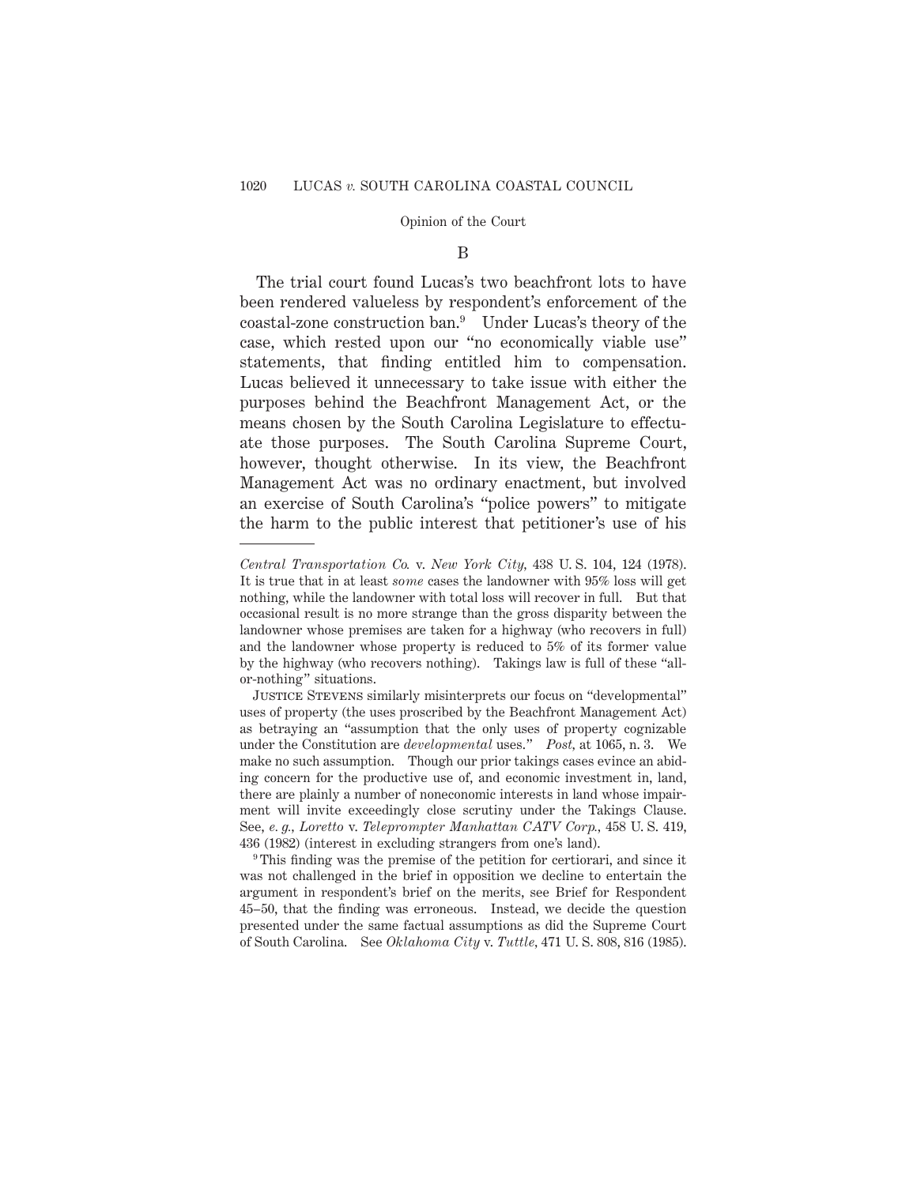### B

The trial court found Lucas's two beachfront lots to have been rendered valueless by respondent's enforcement of the coastal-zone construction ban.[9] Under Lucas's theory of the case, which rested upon our "no economically viable use" statements, that finding entitled him to compensation. Lucas believed it unnecessary to take issue with either the purposes behind the Beachfront Management Act, or the means chosen by the South Carolina Legislature to effectuate those purposes. The South Carolina Supreme Court, however, thought otherwise. In its view, the Beachfront Management Act was no ordinary enactment, but involved an exercise of South Carolina's "police powers" to mitigate the harm to the public interest that petitioner's use of his

---

*Central Transportation Co.* v. *New York City,* 438 U. S. 104, 124 (1978). It is true that in at least *some* cases the landowner with 95% loss will get nothing, while the landowner with total loss will recover in full. But that occasional result is no more strange than the gross disparity between the landowner whose premises are taken for a highway (who recovers in full) and the landowner whose property is reduced to 5% of its former value by the highway (who recovers nothing). Takings law is full of these "all-or-nothing" situations.

Justice Stevens similarly misinterprets our focus on "developmental" uses of property (the uses proscribed by the Beachfront Management Act) as betraying an "assumption that the only uses of property cognizable under the Constitution are *developmental* uses." *Post,* at 1065, n. 3. We make no such assumption. Though our prior takings cases evince an abiding concern for the productive use of, and economic investment in, land, there are plainly a number of noneconomic interests in land whose impairment will invite exceedingly close scrutiny under the Takings Clause. See, *e. g., Loretto* v. *Teleprompter Manhattan CATV Corp.,* 458 U. S. 419, 436 (1982) (interest in excluding strangers from one's land).

[9] This finding was the premise of the petition for certiorari, and since it was not challenged in the brief in opposition we decline to entertain the argument in respondent's brief on the merits, see Brief for Respondent 45–50, that the finding was erroneous. Instead, we decide the question presented under the same factual assumptions as did the Supreme Court of South Carolina. See *Oklahoma City* v. *Tuttle*, 471 U. S. 808, 816 (1985).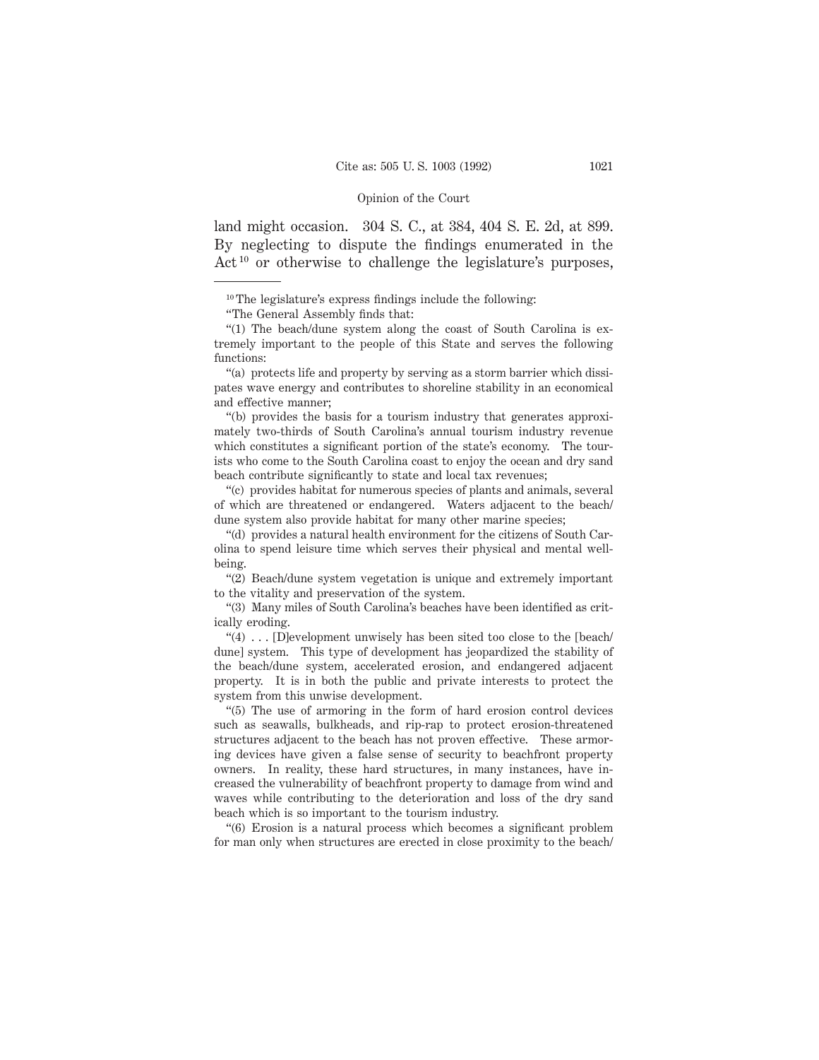land might occasion. 304 S. C., at 384, 404 S. E. 2d, at 899. By neglecting to dispute the findings enumerated in the Act[10] or otherwise to challenge the legislature's purposes,

---

[10] The legislature's express findings include the following:

"The General Assembly finds that:

"(1) The beach/dune system along the coast of South Carolina is extremely important to the people of this State and serves the following functions:

"(a) protects life and property by serving as a storm barrier which dissipates wave energy and contributes to shoreline stability in an economical and effective manner;

"(b) provides the basis for a tourism industry that generates approximately two-thirds of South Carolina's annual tourism industry revenue which constitutes a significant portion of the state's economy. The tourists who come to the South Carolina coast to enjoy the ocean and dry sand beach contribute significantly to state and local tax revenues;

"(c) provides habitat for numerous species of plants and animals, several of which are threatened or endangered. Waters adjacent to the beach/dune system also provide habitat for many other marine species;

"(d) provides a natural health environment for the citizens of South Carolina to spend leisure time which serves their physical and mental well-being.

"(2) Beach/dune system vegetation is unique and extremely important to the vitality and preservation of the system.

"(3) Many miles of South Carolina's beaches have been identified as critically eroding.

"(4) . . . [D]evelopment unwisely has been sited too close to the [beach/dune] system. This type of development has jeopardized the stability of the beach/dune system, accelerated erosion, and endangered adjacent property. It is in both the public and private interests to protect the system from this unwise development.

"(5) The use of armoring in the form of hard erosion control devices such as seawalls, bulkheads, and rip-rap to protect erosion-threatened structures adjacent to the beach has not proven effective. These armoring devices have given a false sense of security to beachfront property owners. In reality, these hard structures, in many instances, have increased the vulnerability of beachfront property to damage from wind and waves while contributing to the deterioration and loss of the dry sand beach which is so important to the tourism industry.

"(6) Erosion is a natural process which becomes a significant problem for man only when structures are erected in close proximity to the beach/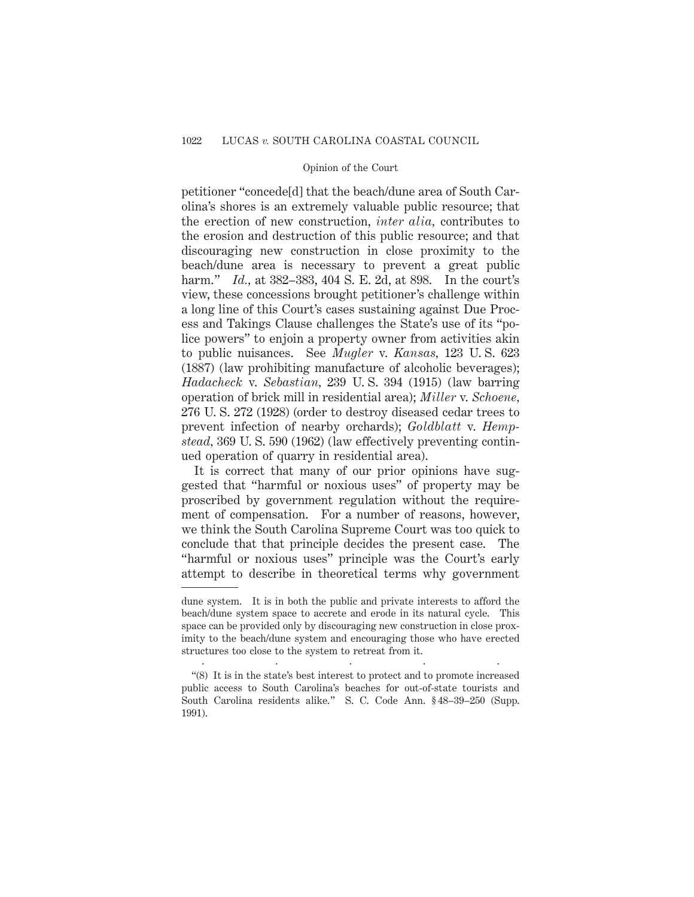petitioner "concede[d] that the beach/dune area of South Carolina's shores is an extremely valuable public resource; that the erection of new construction, *inter alia,* contributes to the erosion and destruction of this public resource; and that discouraging new construction in close proximity to the beach/dune area is necessary to prevent a great public harm." *Id.,* at 382–383, 404 S. E. 2d, at 898. In the court's view, these concessions brought petitioner's challenge within a long line of this Court's cases sustaining against Due Process and Takings Clause challenges the State's use of its "police powers" to enjoin a property owner from activities akin to public nuisances. See *Mugler* v. *Kansas,* 123 U. S. 623 (1887) (law prohibiting manufacture of alcoholic beverages); *Hadacheck* v. *Sebastian,* 239 U. S. 394 (1915) (law barring operation of brick mill in residential area); *Miller* v. *Schoene,* 276 U. S. 272 (1928) (order to destroy diseased cedar trees to prevent infection of nearby orchards); *Goldblatt* v. *Hempstead,* 369 U. S. 590 (1962) (law effectively preventing continued operation of quarry in residential area).

It is correct that many of our prior opinions have suggested that "harmful or noxious uses" of property may be proscribed by government regulation without the requirement of compensation. For a number of reasons, however, we think the South Carolina Supreme Court was too quick to conclude that that principle decides the present case. The "harmful or noxious uses" principle was the Court's early attempt to describe in theoretical terms why government

---

dune system. It is in both the public and private interests to afford the beach/dune system space to accrete and erode in its natural cycle. This space can be provided only by discouraging new construction in close proximity to the beach/dune system and encouraging those who have erected structures too close to the system to retreat from it.

. . . . .

"(8) It is in the state's best interest to protect and to promote increased public access to South Carolina's beaches for out-of-state tourists and South Carolina residents alike." S. C. Code Ann. § 48–39–250 (Supp. 1991).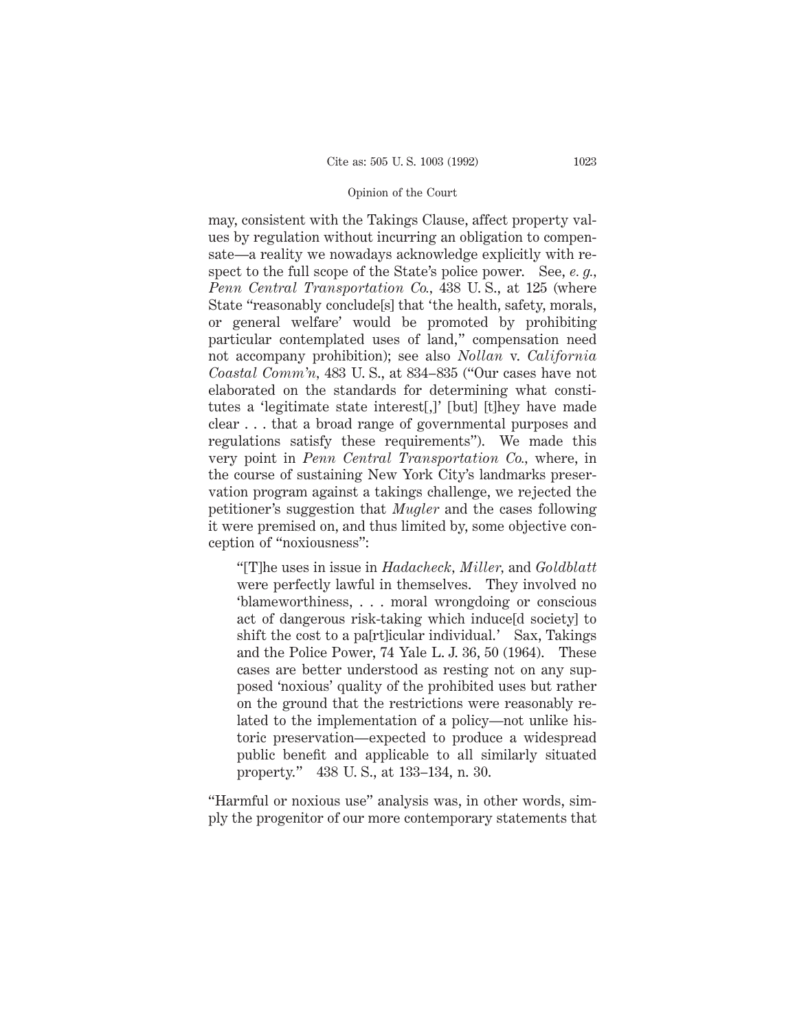may, consistent with the Takings Clause, affect property values by regulation without incurring an obligation to compensate—a reality we nowadays acknowledge explicitly with respect to the full scope of the State's police power. See, *e. g.*, *Penn Central Transportation Co.*, 438 U. S., at 125 (where State "reasonably conclude[s] that 'the health, safety, morals, or general welfare' would be promoted by prohibiting particular contemplated uses of land," compensation need not accompany prohibition); see also *Nollan* v. *California Coastal Comm'n*, 483 U. S., at 834–835 ("Our cases have not elaborated on the standards for determining what constitutes a 'legitimate state interest[,]' [but] [t]hey have made clear . . . that a broad range of governmental purposes and regulations satisfy these requirements"). We made this very point in *Penn Central Transportation Co.*, where, in the course of sustaining New York City's landmarks preservation program against a takings challenge, we rejected the petitioner's suggestion that *Mugler* and the cases following it were premised on, and thus limited by, some objective conception of "noxiousness":

> "[T]he uses in issue in *Hadacheck*, *Miller*, and *Goldblatt* were perfectly lawful in themselves. They involved no 'blameworthiness, . . . moral wrongdoing or conscious act of dangerous risk-taking which induce[d society] to shift the cost to a pa[rt]icular individual.' Sax, Takings and the Police Power, 74 Yale L. J. 36, 50 (1964). These cases are better understood as resting not on any supposed 'noxious' quality of the prohibited uses but rather on the ground that the restrictions were reasonably related to the implementation of a policy—not unlike historic preservation—expected to produce a widespread public benefit and applicable to all similarly situated property." 438 U. S., at 133–134, n. 30.

"Harmful or noxious use" analysis was, in other words, simply the progenitor of our more contemporary statements that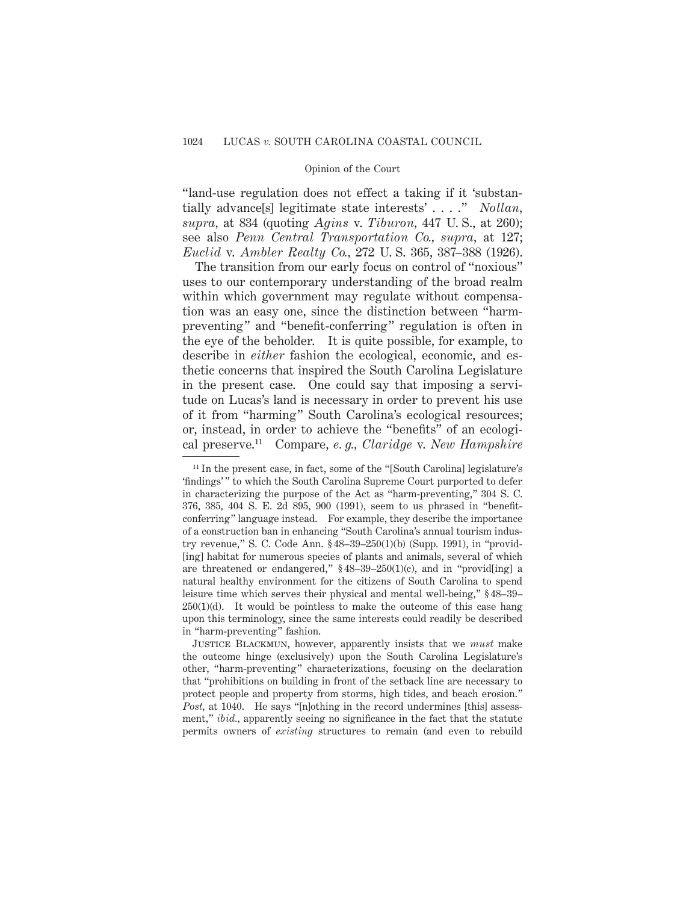"land-use regulation does not effect a taking if it 'substantially advance[s] legitimate state interests' . . . ." *Nollan*, *supra*, at 834 (quoting *Agins* v. *Tiburon*, 447 U. S., at 260); see also *Penn Central Transportation Co.*, *supra*, at 127; *Euclid* v. *Ambler Realty Co.*, 272 U. S. 365, 387–388 (1926).

The transition from our early focus on control of "noxious" uses to our contemporary understanding of the broad realm within which government may regulate without compensation was an easy one, since the distinction between "harm-preventing" and "benefit-conferring" regulation is often in the eye of the beholder. It is quite possible, for example, to describe in *either* fashion the ecological, economic, and esthetic concerns that inspired the South Carolina Legislature in the present case. One could say that imposing a servitude on Lucas's land is necessary in order to prevent his use of it from "harming" South Carolina's ecological resources; or, instead, in order to achieve the "benefits" of an ecological preserve.[11] Compare, *e. g.*, *Claridge* v. *New Hampshire*

---

[11] In the present case, in fact, some of the "[South Carolina] legislature's 'findings'" to which the South Carolina Supreme Court purported to defer in characterizing the purpose of the Act as "harm-preventing," 304 S. C. 376, 385, 404 S. E. 2d 895, 900 (1991), seem to us phrased in "benefit-conferring" language instead. For example, they describe the importance of a construction ban in enhancing "South Carolina's annual tourism industry revenue," S. C. Code Ann. §48–39–250(1)(b) (Supp. 1991), in "provid[ing] habitat for numerous species of plants and animals, several of which are threatened or endangered," §48–39–250(1)(c), and in "provid[ing] a natural healthy environment for the citizens of South Carolina to spend leisure time which serves their physical and mental well-being," §48–39–250(1)(d). It would be pointless to make the outcome of this case hang upon this terminology, since the same interests could readily be described in "harm-preventing" fashion.

Justice Blackmun, however, apparently insists that we *must* make the outcome hinge (exclusively) upon the South Carolina Legislature's other, "harm-preventing" characterizations, focusing on the declaration that "prohibitions on building in front of the setback line are necessary to protect people and property from storms, high tides, and beach erosion." *Post*, at 1040. He says "[n]othing in the record undermines [this] assessment," *ibid.*, apparently seeing no significance in the fact that the statute permits owners of *existing* structures to remain (and even to rebuild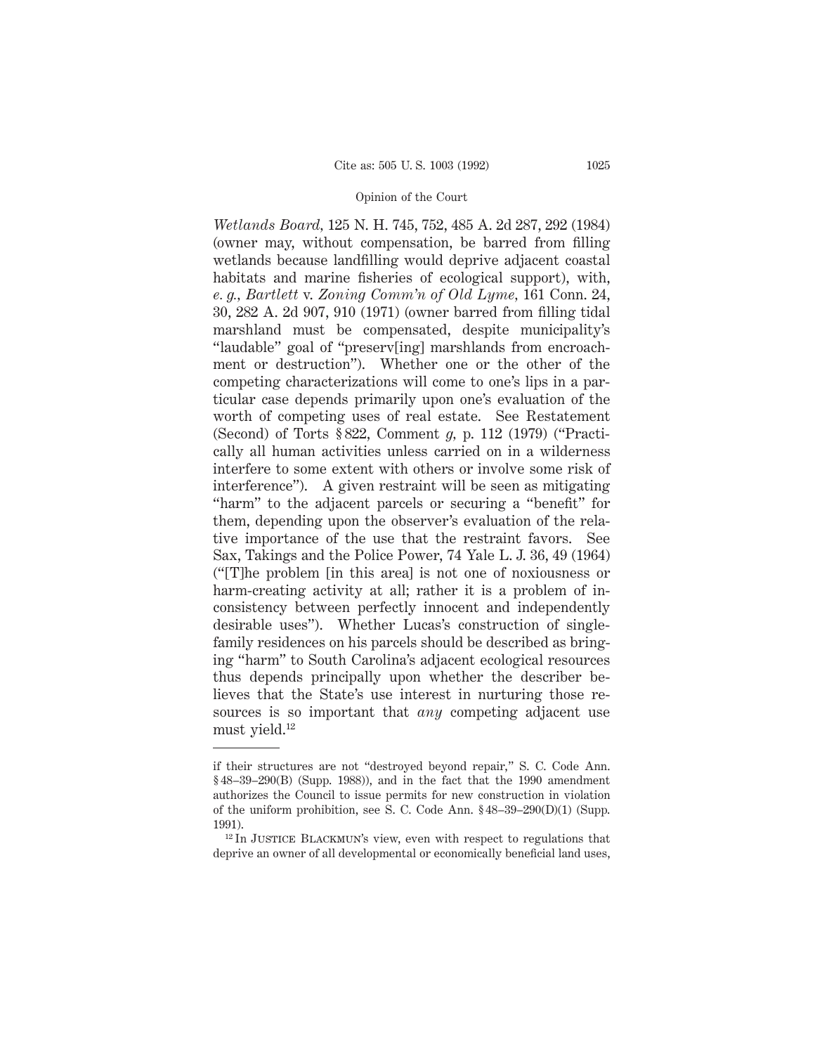*Wetlands Board*, 125 N. H. 745, 752, 485 A. 2d 287, 292 (1984) (owner may, without compensation, be barred from filling wetlands because landfilling would deprive adjacent coastal habitats and marine fisheries of ecological support), with, *e. g.*, *Bartlett* v. *Zoning Comm'n of Old Lyme*, 161 Conn. 24, 30, 282 A. 2d 907, 910 (1971) (owner barred from filling tidal marshland must be compensated, despite municipality's "laudable" goal of "preserv[ing] marshlands from encroachment or destruction"). Whether one or the other of the competing characterizations will come to one's lips in a particular case depends primarily upon one's evaluation of the worth of competing uses of real estate. See Restatement (Second) of Torts § 822, Comment *g*, p. 112 (1979) ("Practically all human activities unless carried on in a wilderness interfere to some extent with others or involve some risk of interference"). A given restraint will be seen as mitigating "harm" to the adjacent parcels or securing a "benefit" for them, depending upon the observer's evaluation of the relative importance of the use that the restraint favors. See Sax, Takings and the Police Power, 74 Yale L. J. 36, 49 (1964) ("[T]he problem [in this area] is not one of noxiousness or harm-creating activity at all; rather it is a problem of inconsistency between perfectly innocent and independently desirable uses"). Whether Lucas's construction of single-family residences on his parcels should be described as bringing "harm" to South Carolina's adjacent ecological resources thus depends principally upon whether the describer believes that the State's use interest in nurturing those resources is so important that *any* competing adjacent use must yield.[12]

---

if their structures are not "destroyed beyond repair," S. C. Code Ann. § 48–39–290(B) (Supp. 1988)), and in the fact that the 1990 amendment authorizes the Council to issue permits for new construction in violation of the uniform prohibition, see S. C. Code Ann. § 48–39–290(D)(1) (Supp. 1991).

[12] In JUSTICE BLACKMUN's view, even with respect to regulations that deprive an owner of all developmental or economically beneficial land uses,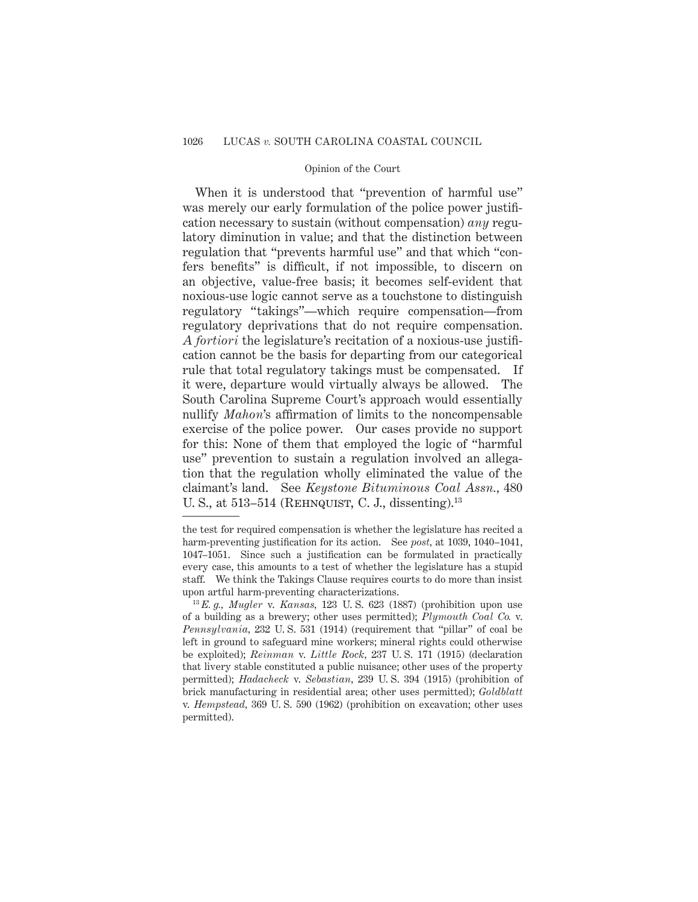When it is understood that "prevention of harmful use" was merely our early formulation of the police power justification necessary to sustain (without compensation) *any* regulatory diminution in value; and that the distinction between regulation that "prevents harmful use" and that which "confers benefits" is difficult, if not impossible, to discern on an objective, value-free basis; it becomes self-evident that noxious-use logic cannot serve as a touchstone to distinguish regulatory "takings"—which require compensation—from regulatory deprivations that do not require compensation. *A fortiori* the legislature's recitation of a noxious-use justification cannot be the basis for departing from our categorical rule that total regulatory takings must be compensated. If it were, departure would virtually always be allowed. The South Carolina Supreme Court's approach would essentially nullify *Mahon*'s affirmation of limits to the noncompensable exercise of the police power. Our cases provide no support for this: None of them that employed the logic of "harmful use" prevention to sustain a regulation involved an allegation that the regulation wholly eliminated the value of the claimant's land. See *Keystone Bituminous Coal Assn.*, 480 U. S., at 513–514 (Rehnquist, C. J., dissenting).[13]

---

the test for required compensation is whether the legislature has recited a harm-preventing justification for its action. See *post*, at 1039, 1040–1041, 1047–1051. Since such a justification can be formulated in practically every case, this amounts to a test of whether the legislature has a stupid staff. We think the Takings Clause requires courts to do more than insist upon artful harm-preventing characterizations.

[13] *E. g.*, *Mugler* v. *Kansas*, 123 U. S. 623 (1887) (prohibition upon use of a building as a brewery; other uses permitted); *Plymouth Coal Co.* v. *Pennsylvania*, 232 U. S. 531 (1914) (requirement that "pillar" of coal be left in ground to safeguard mine workers; mineral rights could otherwise be exploited); *Reinman* v. *Little Rock*, 237 U. S. 171 (1915) (declaration that livery stable constituted a public nuisance; other uses of the property permitted); *Hadacheck* v. *Sebastian*, 239 U. S. 394 (1915) (prohibition of brick manufacturing in residential area; other uses permitted); *Goldblatt* v. *Hempstead*, 369 U. S. 590 (1962) (prohibition on excavation; other uses permitted).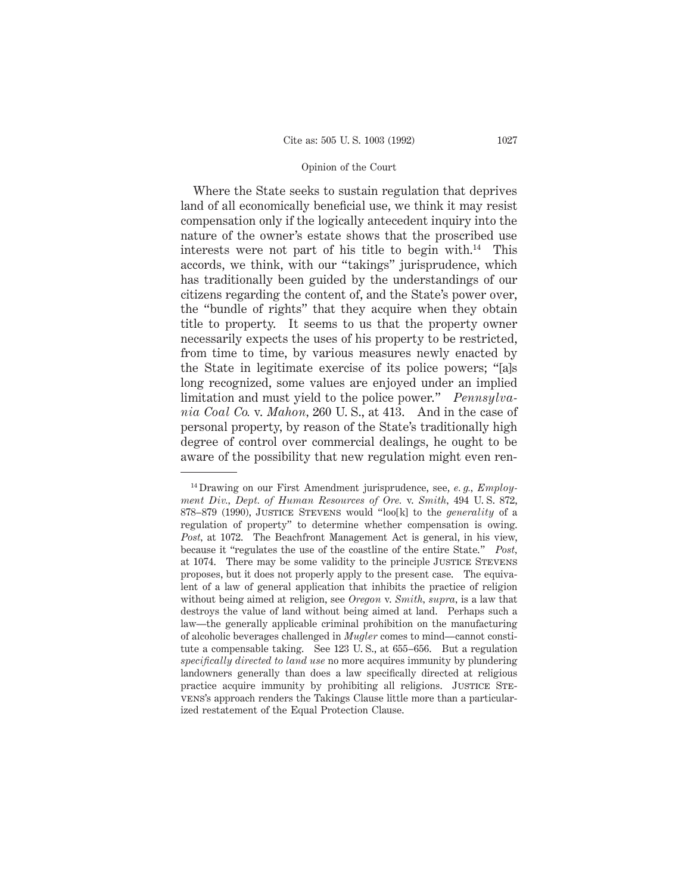Where the State seeks to sustain regulation that deprives land of all economically beneficial use, we think it may resist compensation only if the logically antecedent inquiry into the nature of the owner's estate shows that the proscribed use interests were not part of his title to begin with.[14] This accords, we think, with our "takings" jurisprudence, which has traditionally been guided by the understandings of our citizens regarding the content of, and the State's power over, the "bundle of rights" that they acquire when they obtain title to property. It seems to us that the property owner necessarily expects the uses of his property to be restricted, from time to time, by various measures newly enacted by the State in legitimate exercise of its police powers; "[a]s long recognized, some values are enjoyed under an implied limitation and must yield to the police power." *Pennsylvania Coal Co.* v. *Mahon*, 260 U. S., at 413. And in the case of personal property, by reason of the State's traditionally high degree of control over commercial dealings, he ought to be aware of the possibility that new regulation might even ren-

---

[14] Drawing on our First Amendment jurisprudence, see, *e. g., Employment Div., Dept. of Human Resources of Ore.* v. *Smith*, 494 U. S. 872, 878–879 (1990), Justice Stevens would "loo[k] to the *generality* of a regulation of property" to determine whether compensation is owing. *Post*, at 1072. The Beachfront Management Act is general, in his view, because it "regulates the use of the coastline of the entire State." *Post*, at 1074. There may be some validity to the principle Justice Stevens proposes, but it does not properly apply to the present case. The equivalent of a law of general application that inhibits the practice of religion without being aimed at religion, see *Oregon* v. *Smith*, *supra*, is a law that destroys the value of land without being aimed at land. Perhaps such a law—the generally applicable criminal prohibition on the manufacturing of alcoholic beverages challenged in *Mugler* comes to mind—cannot constitute a compensable taking. See 123 U. S., at 655–656. But a regulation *specifically directed to land use* no more acquires immunity by plundering landowners generally than does a law specifically directed at religious practice acquire immunity by prohibiting all religions. Justice Stevens's approach renders the Takings Clause little more than a particularized restatement of the Equal Protection Clause.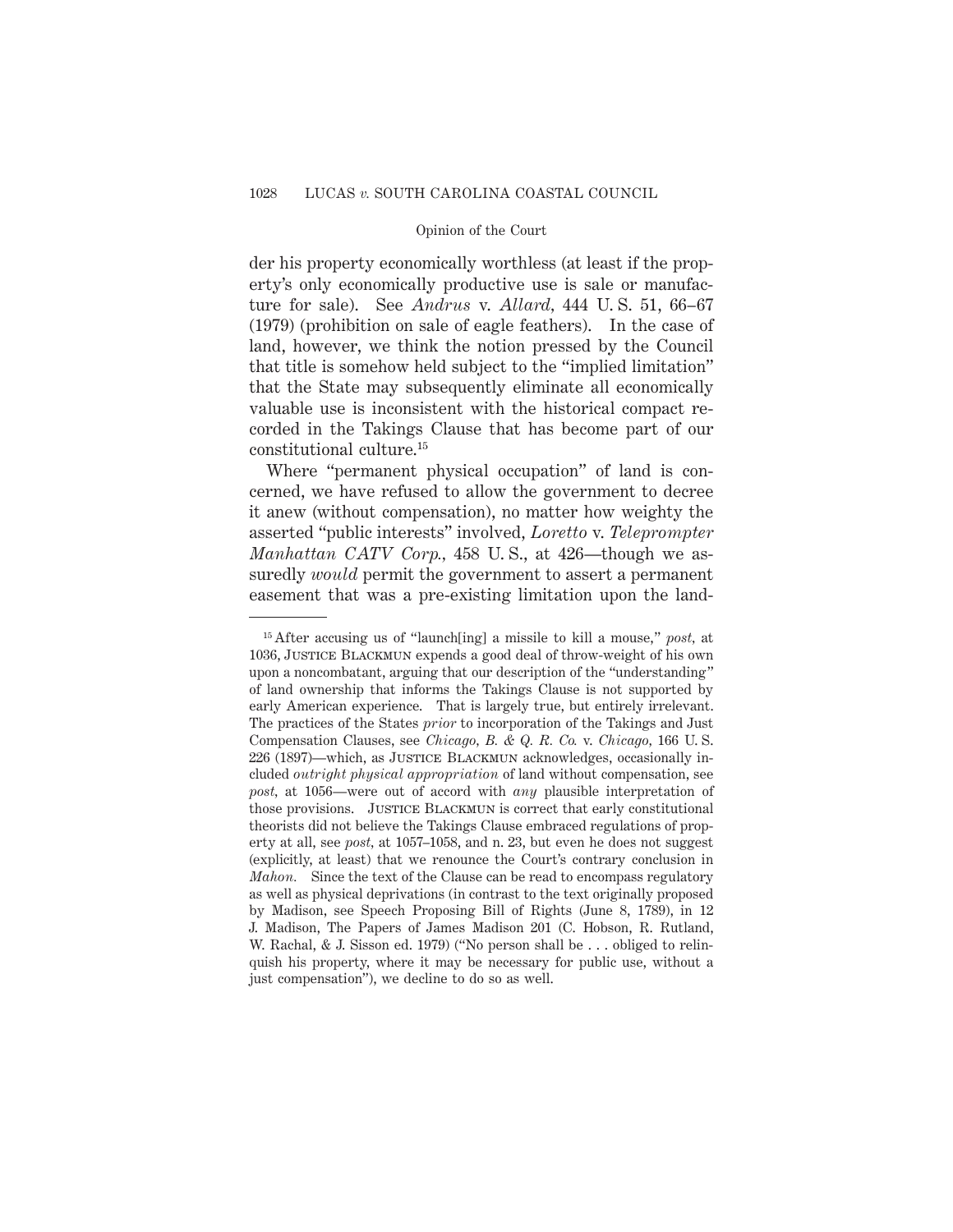der his property economically worthless (at least if the property's only economically productive use is sale or manufacture for sale). See *Andrus* v. *Allard*, 444 U. S. 51, 66–67 (1979) (prohibition on sale of eagle feathers). In the case of land, however, we think the notion pressed by the Council that title is somehow held subject to the "implied limitation" that the State may subsequently eliminate all economically valuable use is inconsistent with the historical compact recorded in the Takings Clause that has become part of our constitutional culture.[15]

Where "permanent physical occupation" of land is concerned, we have refused to allow the government to decree it anew (without compensation), no matter how weighty the asserted "public interests" involved, *Loretto* v. *Teleprompter Manhattan CATV Corp.*, 458 U. S., at 426—though we assuredly *would* permit the government to assert a permanent easement that was a pre-existing limitation upon the land-

---

[15] After accusing us of "launch[ing] a missile to kill a mouse," *post*, at 1036, JUSTICE BLACKMUN expends a good deal of throw-weight of his own upon a noncombatant, arguing that our description of the "understanding" of land ownership that informs the Takings Clause is not supported by early American experience. That is largely true, but entirely irrelevant. The practices of the States *prior* to incorporation of the Takings and Just Compensation Clauses, see *Chicago, B. & Q. R. Co.* v. *Chicago*, 166 U. S. 226 (1897)—which, as JUSTICE BLACKMUN acknowledges, occasionally included *outright physical appropriation* of land without compensation, see *post*, at 1056—were out of accord with *any* plausible interpretation of those provisions. JUSTICE BLACKMUN is correct that early constitutional theorists did not believe the Takings Clause embraced regulations of property at all, see *post*, at 1057–1058, and n. 23, but even he does not suggest (explicitly, at least) that we renounce the Court's contrary conclusion in *Mahon*. Since the text of the Clause can be read to encompass regulatory as well as physical deprivations (in contrast to the text originally proposed by Madison, see Speech Proposing Bill of Rights (June 8, 1789), in 12 J. Madison, The Papers of James Madison 201 (C. Hobson, R. Rutland, W. Rachal, & J. Sisson ed. 1979) ("No person shall be . . . obliged to relinquish his property, where it may be necessary for public use, without a just compensation"), we decline to do so as well.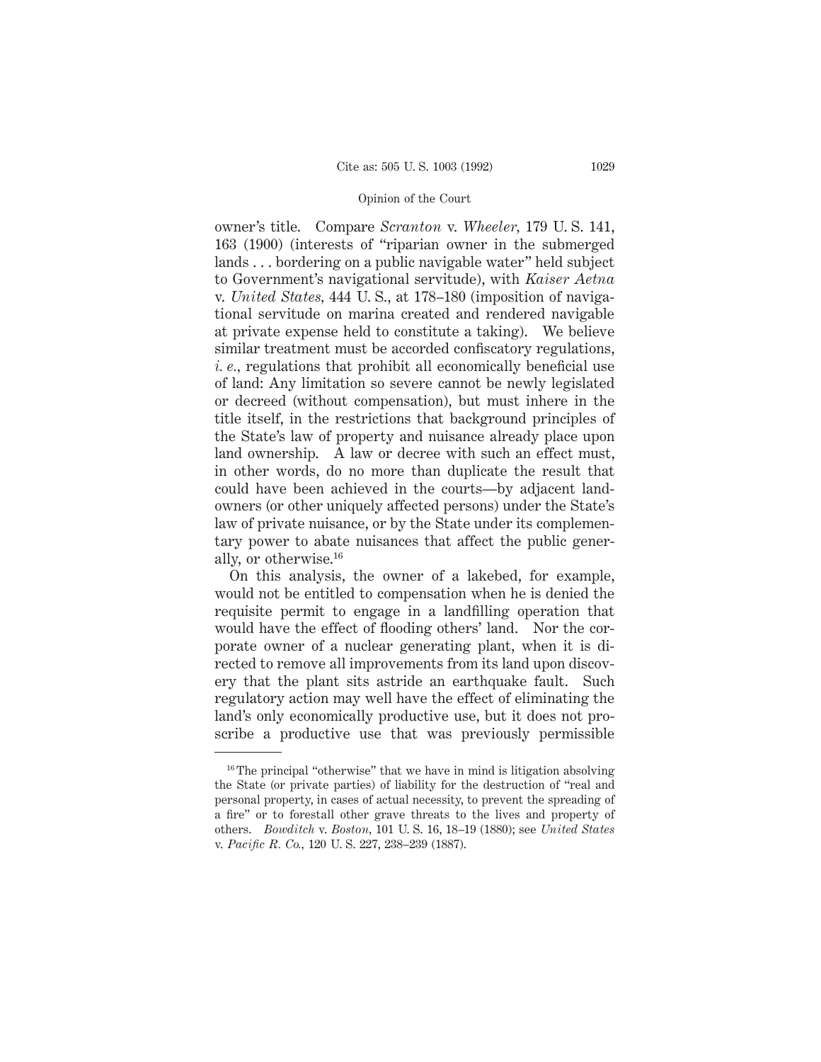owner's title. Compare *Scranton* v. *Wheeler*, 179 U. S. 141, 163 (1900) (interests of "riparian owner in the submerged lands . . . bordering on a public navigable water" held subject to Government's navigational servitude), with *Kaiser Aetna* v. *United States*, 444 U. S., at 178–180 (imposition of navigational servitude on marina created and rendered navigable at private expense held to constitute a taking). We believe similar treatment must be accorded confiscatory regulations, *i. e.*, regulations that prohibit all economically beneficial use of land: Any limitation so severe cannot be newly legislated or decreed (without compensation), but must inhere in the title itself, in the restrictions that background principles of the State's law of property and nuisance already place upon land ownership. A law or decree with such an effect must, in other words, do no more than duplicate the result that could have been achieved in the courts—by adjacent landowners (or other uniquely affected persons) under the State's law of private nuisance, or by the State under its complementary power to abate nuisances that affect the public generally, or otherwise.[16]

On this analysis, the owner of a lakebed, for example, would not be entitled to compensation when he is denied the requisite permit to engage in a landfilling operation that would have the effect of flooding others' land. Nor the corporate owner of a nuclear generating plant, when it is directed to remove all improvements from its land upon discovery that the plant sits astride an earthquake fault. Such regulatory action may well have the effect of eliminating the land's only economically productive use, but it does not proscribe a productive use that was previously permissible

[16] The principal "otherwise" that we have in mind is litigation absolving the State (or private parties) of liability for the destruction of "real and personal property, in cases of actual necessity, to prevent the spreading of a fire" or to forestall other grave threats to the lives and property of others. *Bowditch* v. *Boston*, 101 U. S. 16, 18–19 (1880); see *United States* v. *Pacific R. Co.*, 120 U. S. 227, 238–239 (1887).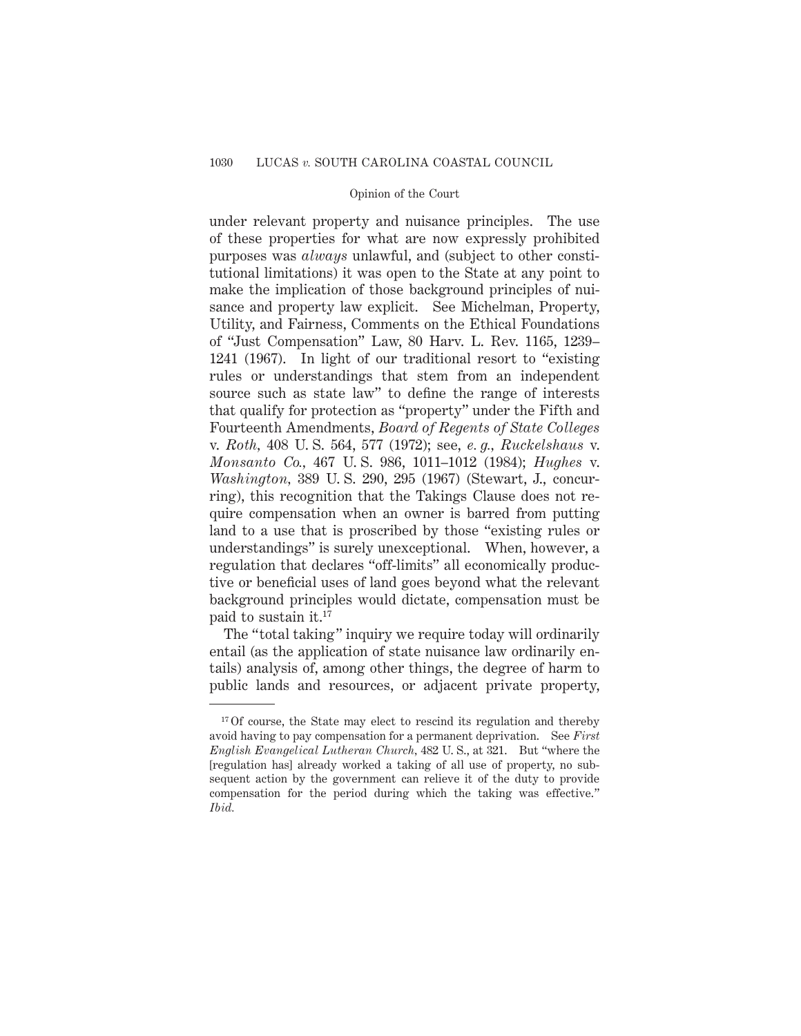under relevant property and nuisance principles. The use of these properties for what are now expressly prohibited purposes was *always* unlawful, and (subject to other constitutional limitations) it was open to the State at any point to make the implication of those background principles of nuisance and property law explicit. See Michelman, Property, Utility, and Fairness, Comments on the Ethical Foundations of "Just Compensation" Law, 80 Harv. L. Rev. 1165, 1239–1241 (1967). In light of our traditional resort to "existing rules or understandings that stem from an independent source such as state law" to define the range of interests that qualify for protection as "property" under the Fifth and Fourteenth Amendments, *Board of Regents of State Colleges* v. *Roth*, 408 U. S. 564, 577 (1972); see, *e. g., Ruckelshaus* v. *Monsanto Co.*, 467 U. S. 986, 1011–1012 (1984); *Hughes* v. *Washington*, 389 U. S. 290, 295 (1967) (Stewart, J., concurring), this recognition that the Takings Clause does not require compensation when an owner is barred from putting land to a use that is proscribed by those "existing rules or understandings" is surely unexceptional. When, however, a regulation that declares "off-limits" all economically productive or beneficial uses of land goes beyond what the relevant background principles would dictate, compensation must be paid to sustain it.[17]

The "total taking" inquiry we require today will ordinarily entail (as the application of state nuisance law ordinarily entails) analysis of, among other things, the degree of harm to public lands and resources, or adjacent private property,

---

[17] Of course, the State may elect to rescind its regulation and thereby avoid having to pay compensation for a permanent deprivation. See *First English Evangelical Lutheran Church*, 482 U. S., at 321. But "where the [regulation has] already worked a taking of all use of property, no subsequent action by the government can relieve it of the duty to provide compensation for the period during which the taking was effective." *Ibid.*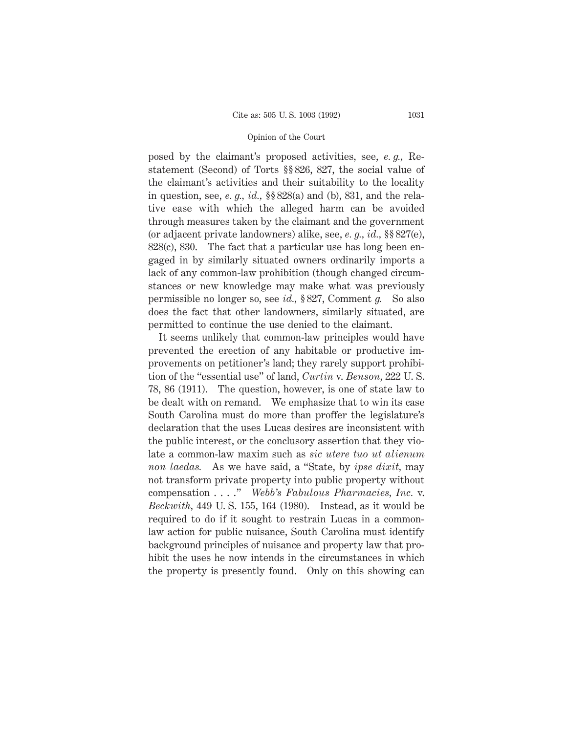posed by the claimant's proposed activities, see, *e. g.,* Restatement (Second) of Torts §§ 826, 827, the social value of the claimant's activities and their suitability to the locality in question, see, *e. g., id.,* §§ 828(a) and (b), 831, and the relative ease with which the alleged harm can be avoided through measures taken by the claimant and the government (or adjacent private landowners) alike, see, *e. g., id.,* §§ 827(e), 828(c), 830. The fact that a particular use has long been engaged in by similarly situated owners ordinarily imports a lack of any common-law prohibition (though changed circumstances or new knowledge may make what was previously permissible no longer so, see *id.,* § 827, Comment *g.* So also does the fact that other landowners, similarly situated, are permitted to continue the use denied to the claimant.

It seems unlikely that common-law principles would have prevented the erection of any habitable or productive improvements on petitioner's land; they rarely support prohibition of the "essential use" of land, *Curtin* v. *Benson,* 222 U. S. 78, 86 (1911). The question, however, is one of state law to be dealt with on remand. We emphasize that to win its case South Carolina must do more than proffer the legislature's declaration that the uses Lucas desires are inconsistent with the public interest, or the conclusory assertion that they violate a common-law maxim such as *sic utere tuo ut alienum non laedas.* As we have said, a "State, by *ipse dixit,* may not transform private property into public property without compensation . . . ." *Webb's Fabulous Pharmacies, Inc.* v. *Beckwith,* 449 U. S. 155, 164 (1980). Instead, as it would be required to do if it sought to restrain Lucas in a common-law action for public nuisance, South Carolina must identify background principles of nuisance and property law that prohibit the uses he now intends in the circumstances in which the property is presently found. Only on this showing can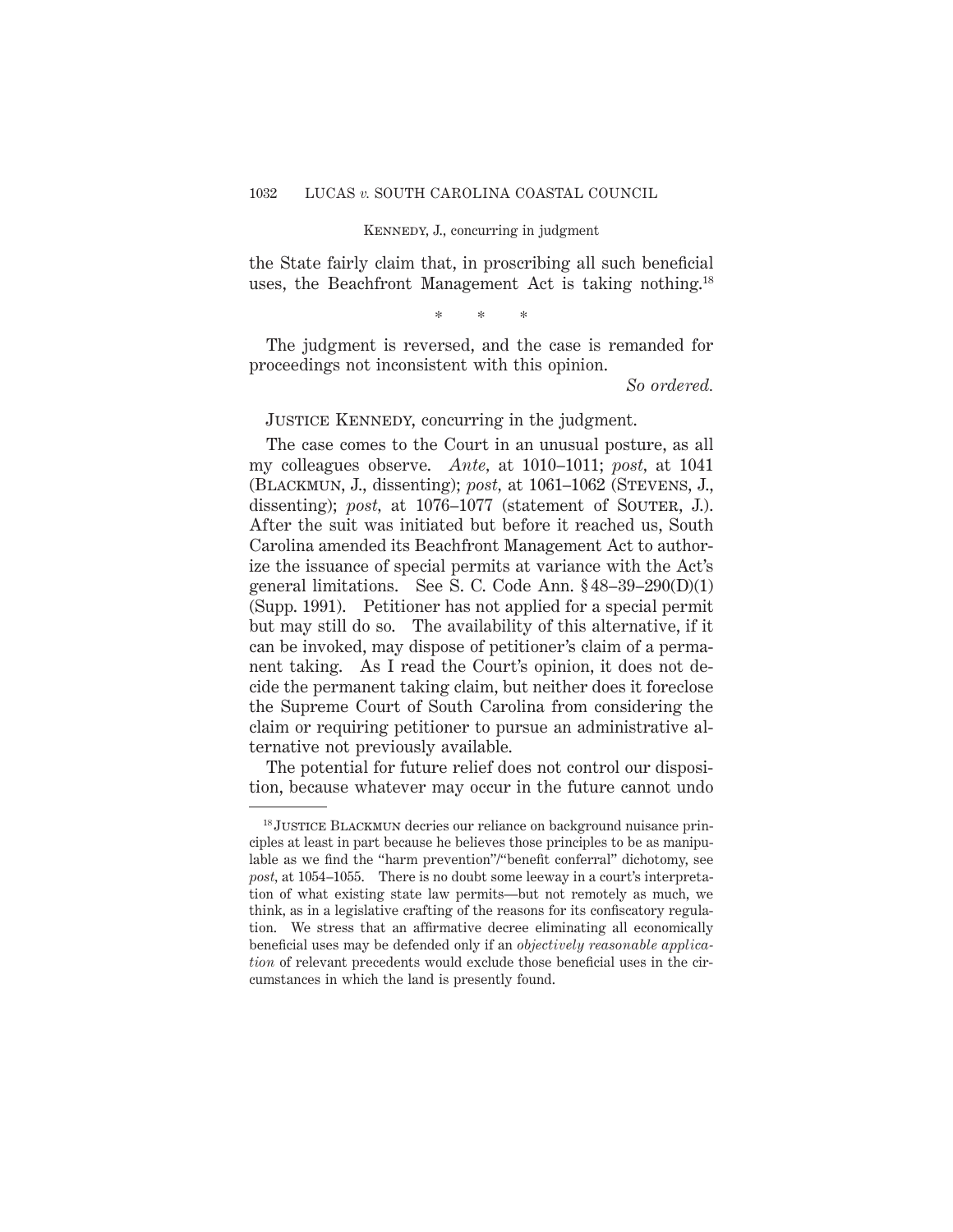the State fairly claim that, in proscribing all such beneficial uses, the Beachfront Management Act is taking nothing.[18]

\* \* \*

The judgment is reversed, and the case is remanded for proceedings not inconsistent with this opinion.

*So ordered.*

JUSTICE KENNEDY, concurring in the judgment.

The case comes to the Court in an unusual posture, as all my colleagues observe. *Ante*, at 1010–1011; *post*, at 1041 (BLACKMUN, J., dissenting); *post*, at 1061–1062 (STEVENS, J., dissenting); *post*, at 1076–1077 (statement of SOUTER, J.). After the suit was initiated but before it reached us, South Carolina amended its Beachfront Management Act to authorize the issuance of special permits at variance with the Act's general limitations. See S. C. Code Ann. § 48–39–290(D)(1) (Supp. 1991). Petitioner has not applied for a special permit but may still do so. The availability of this alternative, if it can be invoked, may dispose of petitioner's claim of a permanent taking. As I read the Court's opinion, it does not decide the permanent taking claim, but neither does it foreclose the Supreme Court of South Carolina from considering the claim or requiring petitioner to pursue an administrative alternative not previously available.

The potential for future relief does not control our disposition, because whatever may occur in the future cannot undo

[18] JUSTICE BLACKMUN decries our reliance on background nuisance principles at least in part because he believes those principles to be as manipulable as we find the "harm prevention"/"benefit conferral" dichotomy, see *post*, at 1054–1055. There is no doubt some leeway in a court's interpretation of what existing state law permits—but not remotely as much, we think, as in a legislative crafting of the reasons for its confiscatory regulation. We stress that an affirmative decree eliminating all economically beneficial uses may be defended only if an *objectively reasonable application* of relevant precedents would exclude those beneficial uses in the circumstances in which the land is presently found.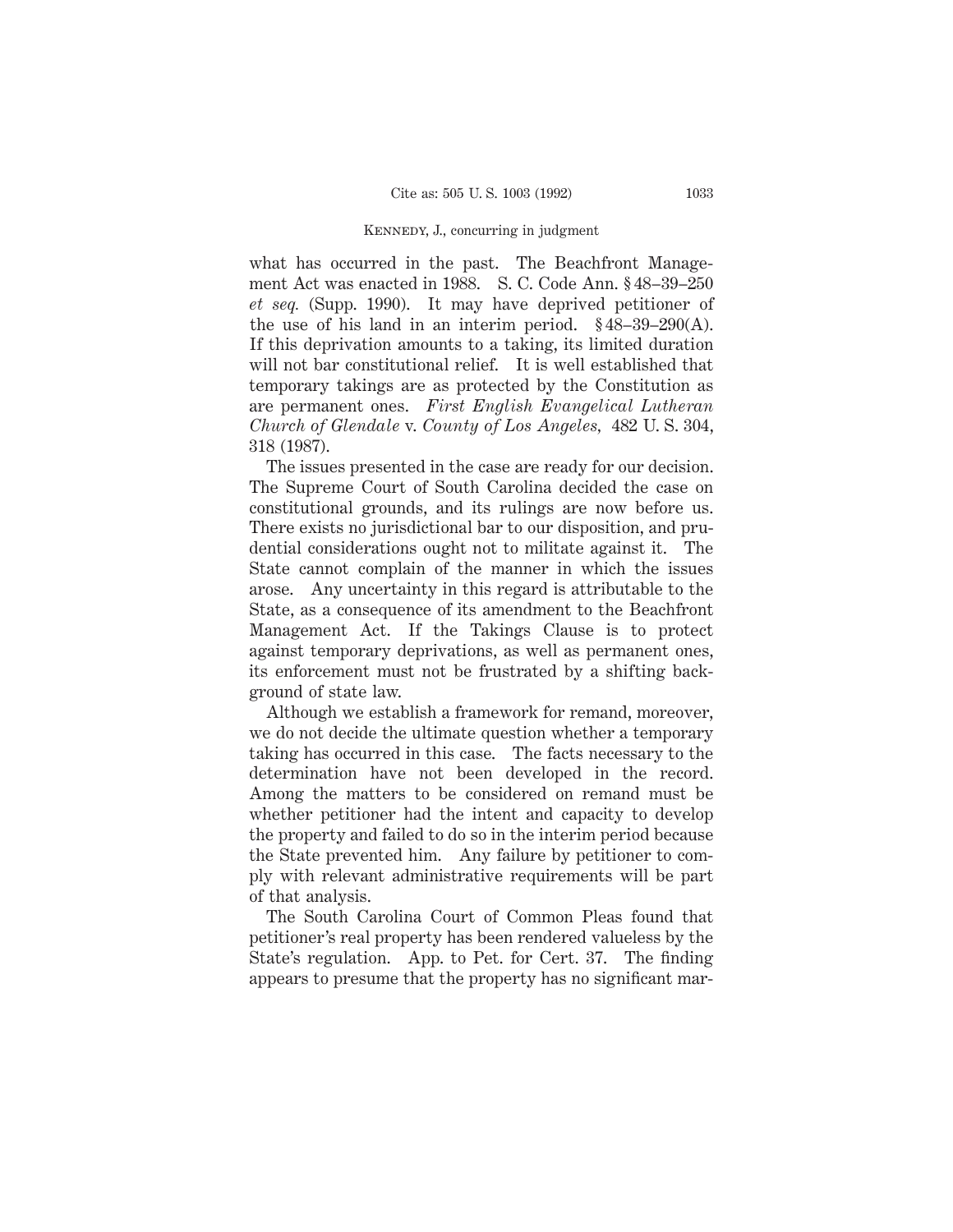what has occurred in the past. The Beachfront Management Act was enacted in 1988. S. C. Code Ann. § 48–39–250 *et seq.* (Supp. 1990). It may have deprived petitioner of the use of his land in an interim period. § 48–39–290(A). If this deprivation amounts to a taking, its limited duration will not bar constitutional relief. It is well established that temporary takings are as protected by the Constitution as are permanent ones. *First English Evangelical Lutheran Church of Glendale* v. *County of Los Angeles,* 482 U. S. 304, 318 (1987).

The issues presented in the case are ready for our decision. The Supreme Court of South Carolina decided the case on constitutional grounds, and its rulings are now before us. There exists no jurisdictional bar to our disposition, and prudential considerations ought not to militate against it. The State cannot complain of the manner in which the issues arose. Any uncertainty in this regard is attributable to the State, as a consequence of its amendment to the Beachfront Management Act. If the Takings Clause is to protect against temporary deprivations, as well as permanent ones, its enforcement must not be frustrated by a shifting background of state law.

Although we establish a framework for remand, moreover, we do not decide the ultimate question whether a temporary taking has occurred in this case. The facts necessary to the determination have not been developed in the record. Among the matters to be considered on remand must be whether petitioner had the intent and capacity to develop the property and failed to do so in the interim period because the State prevented him. Any failure by petitioner to comply with relevant administrative requirements will be part of that analysis.

The South Carolina Court of Common Pleas found that petitioner's real property has been rendered valueless by the State's regulation. App. to Pet. for Cert. 37. The finding appears to presume that the property has no significant mar-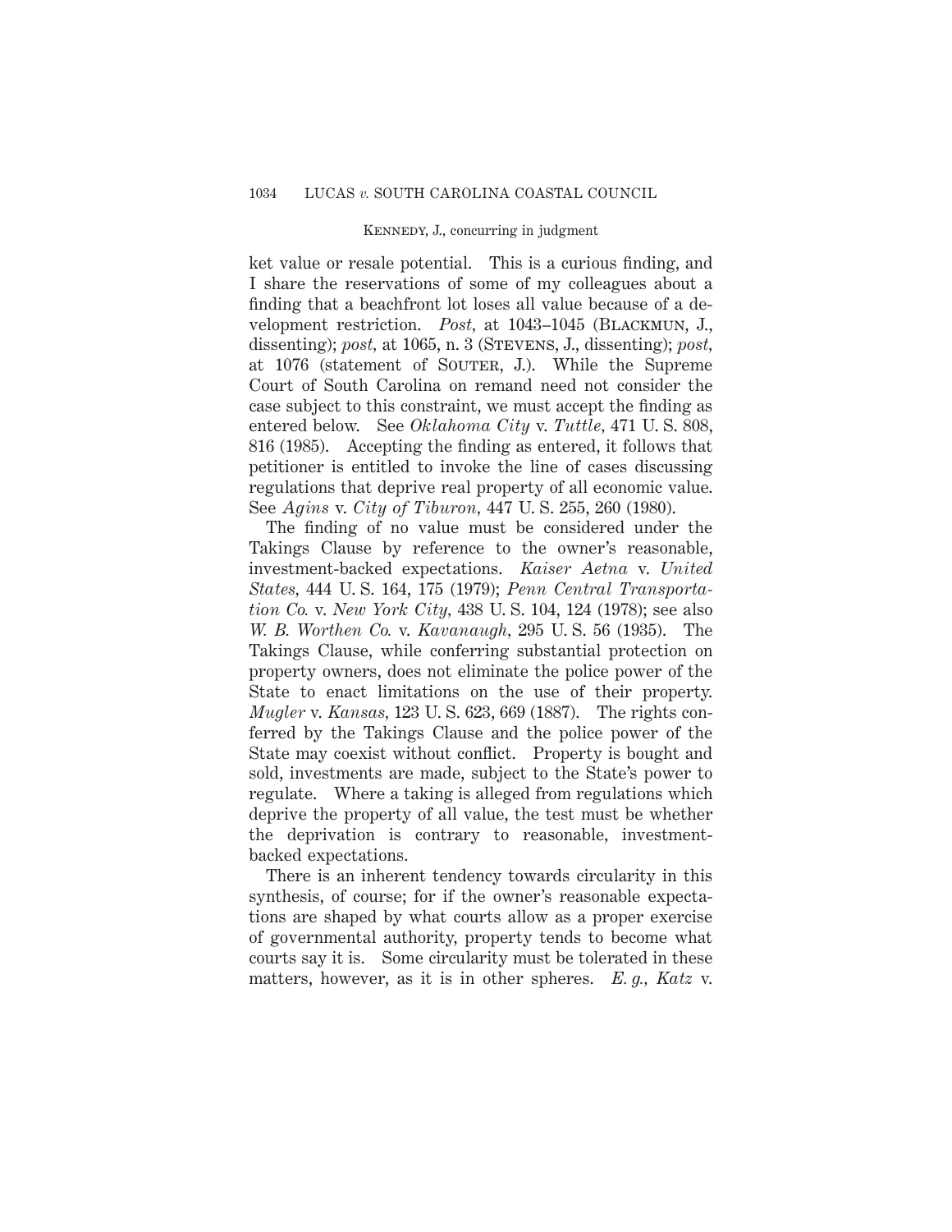ket value or resale potential. This is a curious finding, and I share the reservations of some of my colleagues about a finding that a beachfront lot loses all value because of a development restriction. *Post*, at 1043–1045 (Blackmun, J., dissenting); *post*, at 1065, n. 3 (Stevens, J., dissenting); *post*, at 1076 (statement of Souter, J.). While the Supreme Court of South Carolina on remand need not consider the case subject to this constraint, we must accept the finding as entered below. See *Oklahoma City* v. *Tuttle*, 471 U. S. 808, 816 (1985). Accepting the finding as entered, it follows that petitioner is entitled to invoke the line of cases discussing regulations that deprive real property of all economic value. See *Agins* v. *City of Tiburon*, 447 U. S. 255, 260 (1980).

The finding of no value must be considered under the Takings Clause by reference to the owner's reasonable, investment-backed expectations. *Kaiser Aetna* v. *United States*, 444 U. S. 164, 175 (1979); *Penn Central Transportation Co.* v. *New York City*, 438 U. S. 104, 124 (1978); see also *W. B. Worthen Co.* v. *Kavanaugh*, 295 U. S. 56 (1935). The Takings Clause, while conferring substantial protection on property owners, does not eliminate the police power of the State to enact limitations on the use of their property. *Mugler* v. *Kansas*, 123 U. S. 623, 669 (1887). The rights conferred by the Takings Clause and the police power of the State may coexist without conflict. Property is bought and sold, investments are made, subject to the State's power to regulate. Where a taking is alleged from regulations which deprive the property of all value, the test must be whether the deprivation is contrary to reasonable, investment-backed expectations.

There is an inherent tendency towards circularity in this synthesis, of course; for if the owner's reasonable expectations are shaped by what courts allow as a proper exercise of governmental authority, property tends to become what courts say it is. Some circularity must be tolerated in these matters, however, as it is in other spheres. *E. g.*, *Katz* v.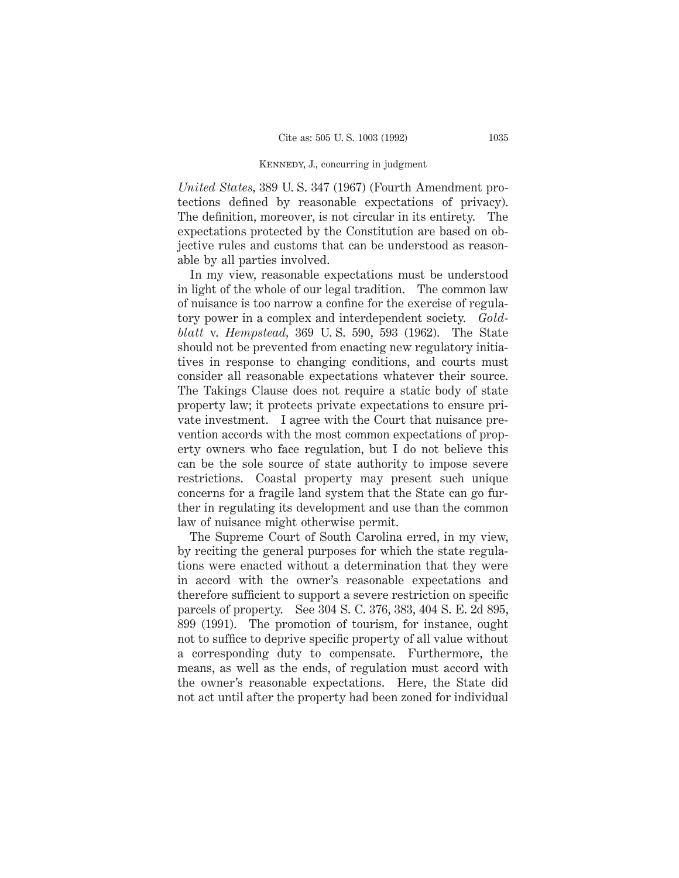*United States*, 389 U. S. 347 (1967) (Fourth Amendment protections defined by reasonable expectations of privacy). The definition, moreover, is not circular in its entirety. The expectations protected by the Constitution are based on objective rules and customs that can be understood as reasonable by all parties involved.

In my view, reasonable expectations must be understood in light of the whole of our legal tradition. The common law of nuisance is too narrow a confine for the exercise of regulatory power in a complex and interdependent society. *Goldblatt* v. *Hempstead*, 369 U. S. 590, 593 (1962). The State should not be prevented from enacting new regulatory initiatives in response to changing conditions, and courts must consider all reasonable expectations whatever their source. The Takings Clause does not require a static body of state property law; it protects private expectations to ensure private investment. I agree with the Court that nuisance prevention accords with the most common expectations of property owners who face regulation, but I do not believe this can be the sole source of state authority to impose severe restrictions. Coastal property may present such unique concerns for a fragile land system that the State can go further in regulating its development and use than the common law of nuisance might otherwise permit.

The Supreme Court of South Carolina erred, in my view, by reciting the general purposes for which the state regulations were enacted without a determination that they were in accord with the owner's reasonable expectations and therefore sufficient to support a severe restriction on specific parcels of property. See 304 S. C. 376, 383, 404 S. E. 2d 895, 899 (1991). The promotion of tourism, for instance, ought not to suffice to deprive specific property of all value without a corresponding duty to compensate. Furthermore, the means, as well as the ends, of regulation must accord with the owner's reasonable expectations. Here, the State did not act until after the property had been zoned for individual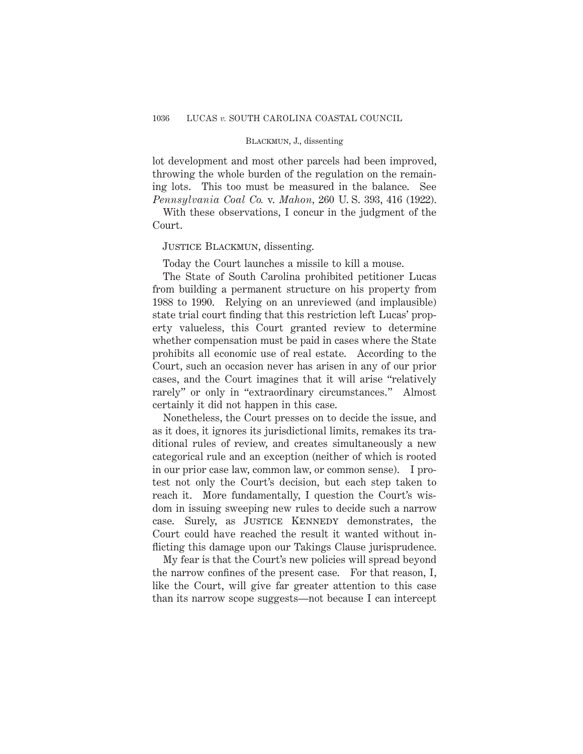lot development and most other parcels had been improved, throwing the whole burden of the regulation on the remaining lots. This too must be measured in the balance. See *Pennsylvania Coal Co.* v. *Mahon*, 260 U. S. 393, 416 (1922).

With these observations, I concur in the judgment of the Court.

Justice Blackmun, dissenting.

Today the Court launches a missile to kill a mouse.

The State of South Carolina prohibited petitioner Lucas from building a permanent structure on his property from 1988 to 1990. Relying on an unreviewed (and implausible) state trial court finding that this restriction left Lucas' property valueless, this Court granted review to determine whether compensation must be paid in cases where the State prohibits all economic use of real estate. According to the Court, such an occasion never has arisen in any of our prior cases, and the Court imagines that it will arise "relatively rarely" or only in "extraordinary circumstances." Almost certainly it did not happen in this case.

Nonetheless, the Court presses on to decide the issue, and as it does, it ignores its jurisdictional limits, remakes its traditional rules of review, and creates simultaneously a new categorical rule and an exception (neither of which is rooted in our prior case law, common law, or common sense). I protest not only the Court's decision, but each step taken to reach it. More fundamentally, I question the Court's wisdom in issuing sweeping new rules to decide such a narrow case. Surely, as Justice Kennedy demonstrates, the Court could have reached the result it wanted without inflicting this damage upon our Takings Clause jurisprudence.

My fear is that the Court's new policies will spread beyond the narrow confines of the present case. For that reason, I, like the Court, will give far greater attention to this case than its narrow scope suggests—not because I can intercept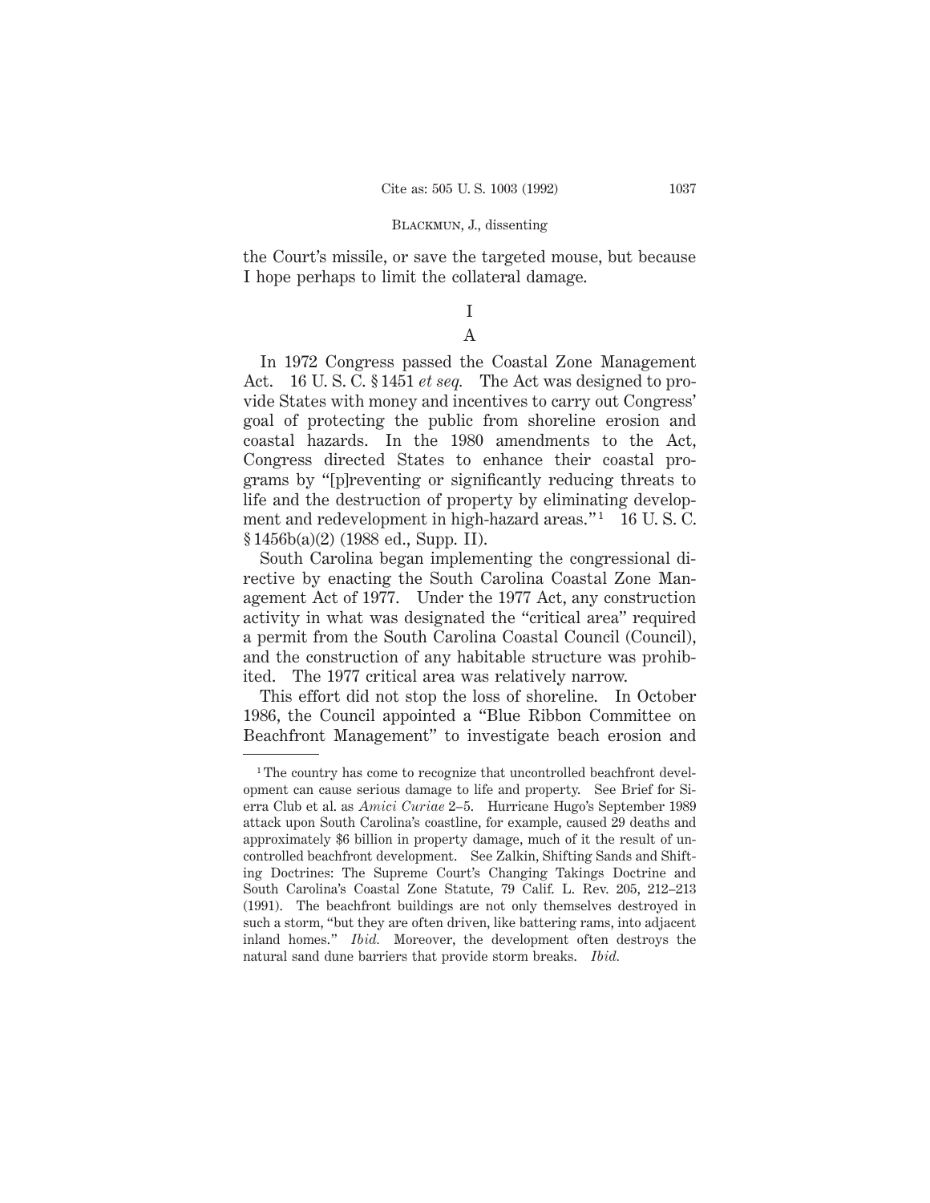the Court's missile, or save the targeted mouse, but because I hope perhaps to limit the collateral damage.

# I

## A

In 1972 Congress passed the Coastal Zone Management Act. 16 U. S. C. § 1451 *et seq.* The Act was designed to provide States with money and incentives to carry out Congress' goal of protecting the public from shoreline erosion and coastal hazards. In the 1980 amendments to the Act, Congress directed States to enhance their coastal programs by "[p]reventing or significantly reducing threats to life and the destruction of property by eliminating development and redevelopment in high-hazard areas."[1] 16 U. S. C. § 1456b(a)(2) (1988 ed., Supp. II).

South Carolina began implementing the congressional directive by enacting the South Carolina Coastal Zone Management Act of 1977. Under the 1977 Act, any construction activity in what was designated the "critical area" required a permit from the South Carolina Coastal Council (Council), and the construction of any habitable structure was prohibited. The 1977 critical area was relatively narrow.

This effort did not stop the loss of shoreline. In October 1986, the Council appointed a "Blue Ribbon Committee on Beachfront Management" to investigate beach erosion and

---

[1] The country has come to recognize that uncontrolled beachfront development can cause serious damage to life and property. See Brief for Sierra Club et al. as *Amici Curiae* 2–5. Hurricane Hugo's September 1989 attack upon South Carolina's coastline, for example, caused 29 deaths and approximately $6 billion in property damage, much of it the result of uncontrolled beachfront development. See Zalkin, Shifting Sands and Shifting Doctrines: The Supreme Court's Changing Takings Doctrine and South Carolina's Coastal Zone Statute, 79 Calif. L. Rev. 205, 212–213 (1991). The beachfront buildings are not only themselves destroyed in such a storm, "but they are often driven, like battering rams, into adjacent inland homes." *Ibid.* Moreover, the development often destroys the natural sand dune barriers that provide storm breaks. *Ibid.*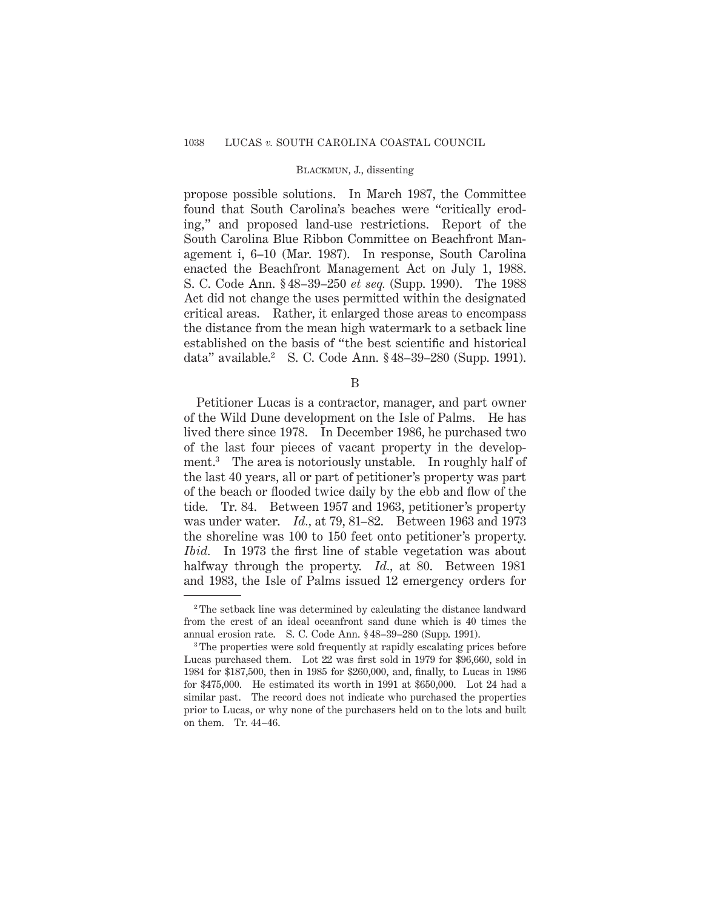propose possible solutions. In March 1987, the Committee found that South Carolina's beaches were "critically eroding," and proposed land-use restrictions. Report of the South Carolina Blue Ribbon Committee on Beachfront Management i, 6–10 (Mar. 1987). In response, South Carolina enacted the Beachfront Management Act on July 1, 1988. S. C. Code Ann. § 48–39–250 *et seq.* (Supp. 1990). The 1988 Act did not change the uses permitted within the designated critical areas. Rather, it enlarged those areas to encompass the distance from the mean high watermark to a setback line established on the basis of "the best scientific and historical data" available.[2] S. C. Code Ann. § 48–39–280 (Supp. 1991).

B

Petitioner Lucas is a contractor, manager, and part owner of the Wild Dune development on the Isle of Palms. He has lived there since 1978. In December 1986, he purchased two of the last four pieces of vacant property in the development.[3] The area is notoriously unstable. In roughly half of the last 40 years, all or part of petitioner's property was part of the beach or flooded twice daily by the ebb and flow of the tide. Tr. 84. Between 1957 and 1963, petitioner's property was under water. *Id.*, at 79, 81–82. Between 1963 and 1973 the shoreline was 100 to 150 feet onto petitioner's property. *Ibid.* In 1973 the first line of stable vegetation was about halfway through the property. *Id.*, at 80. Between 1981 and 1983, the Isle of Palms issued 12 emergency orders for

---

[2] The setback line was determined by calculating the distance landward from the crest of an ideal oceanfront sand dune which is 40 times the annual erosion rate. S. C. Code Ann. § 48–39–280 (Supp. 1991).

[3] The properties were sold frequently at rapidly escalating prices before Lucas purchased them. Lot 22 was first sold in 1979 for $96,660, sold in 1984 for $187,500, then in 1985 for $260,000, and, finally, to Lucas in 1986 for $475,000. He estimated its worth in 1991 at $650,000. Lot 24 had a similar past. The record does not indicate who purchased the properties prior to Lucas, or why none of the purchasers held on to the lots and built on them. Tr. 44–46.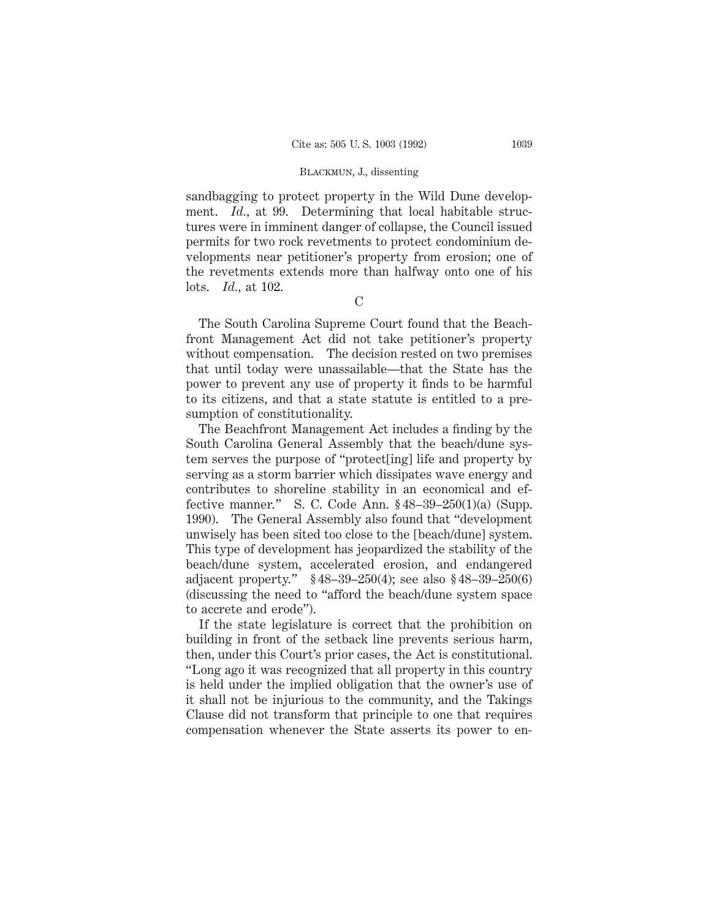sandbagging to protect property in the Wild Dune development. *Id.*, at 99. Determining that local habitable structures were in imminent danger of collapse, the Council issued permits for two rock revetments to protect condominium developments near petitioner's property from erosion; one of the revetments extends more than halfway onto one of his lots. *Id.*, at 102.

C

The South Carolina Supreme Court found that the Beachfront Management Act did not take petitioner's property without compensation. The decision rested on two premises that until today were unassailable—that the State has the power to prevent any use of property it finds to be harmful to its citizens, and that a state statute is entitled to a presumption of constitutionality.

The Beachfront Management Act includes a finding by the South Carolina General Assembly that the beach/dune system serves the purpose of "protect[ing] life and property by serving as a storm barrier which dissipates wave energy and contributes to shoreline stability in an economical and effective manner." S. C. Code Ann. § 48–39–250(1)(a) (Supp. 1990). The General Assembly also found that "development unwisely has been sited too close to the [beach/dune] system. This type of development has jeopardized the stability of the beach/dune system, accelerated erosion, and endangered adjacent property." § 48–39–250(4); see also § 48–39–250(6) (discussing the need to "afford the beach/dune system space to accrete and erode").

If the state legislature is correct that the prohibition on building in front of the setback line prevents serious harm, then, under this Court's prior cases, the Act is constitutional. "Long ago it was recognized that all property in this country is held under the implied obligation that the owner's use of it shall not be injurious to the community, and the Takings Clause did not transform that principle to one that requires compensation whenever the State asserts its power to en-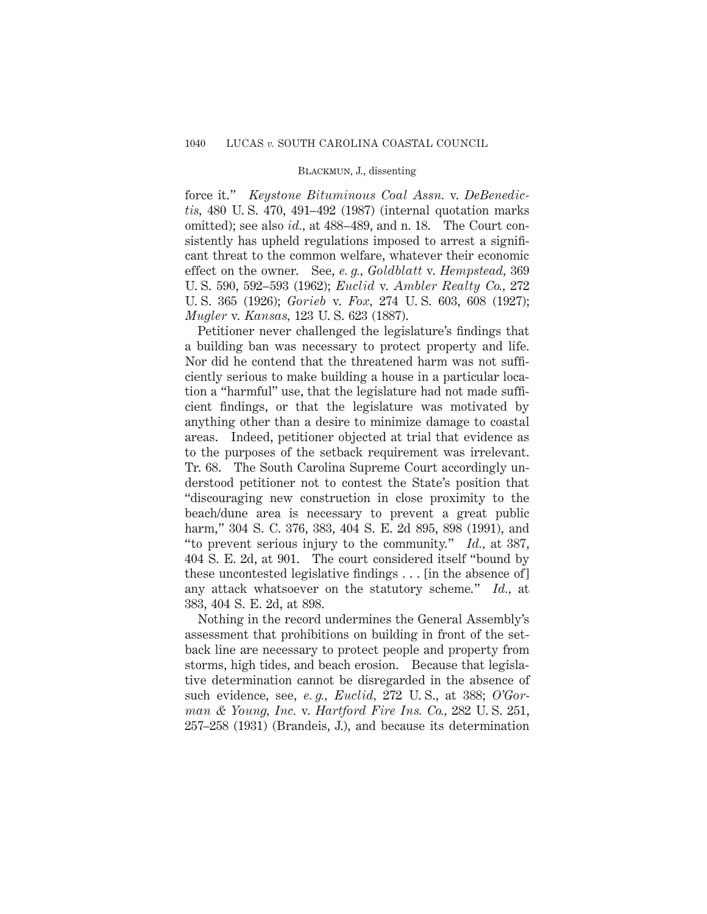force it." *Keystone Bituminous Coal Assn.* v. *DeBenedictis,* 480 U. S. 470, 491–492 (1987) (internal quotation marks omitted); see also *id.,* at 488–489, and n. 18. The Court consistently has upheld regulations imposed to arrest a significant threat to the common welfare, whatever their economic effect on the owner. See, *e. g., Goldblatt* v. *Hempstead,* 369 U. S. 590, 592–593 (1962); *Euclid* v. *Ambler Realty Co.,* 272 U. S. 365 (1926); *Gorieb* v. *Fox,* 274 U. S. 603, 608 (1927); *Mugler* v. *Kansas,* 123 U. S. 623 (1887).

Petitioner never challenged the legislature's findings that a building ban was necessary to protect property and life. Nor did he contend that the threatened harm was not sufficiently serious to make building a house in a particular location a "harmful" use, that the legislature had not made sufficient findings, or that the legislature was motivated by anything other than a desire to minimize damage to coastal areas. Indeed, petitioner objected at trial that evidence as to the purposes of the setback requirement was irrelevant. Tr. 68. The South Carolina Supreme Court accordingly understood petitioner not to contest the State's position that "discouraging new construction in close proximity to the beach/dune area is necessary to prevent a great public harm," 304 S. C. 376, 383, 404 S. E. 2d 895, 898 (1991), and "to prevent serious injury to the community." *Id.,* at 387, 404 S. E. 2d, at 901. The court considered itself "bound by these uncontested legislative findings . . . [in the absence of] any attack whatsoever on the statutory scheme." *Id.,* at 383, 404 S. E. 2d, at 898.

Nothing in the record undermines the General Assembly's assessment that prohibitions on building in front of the setback line are necessary to protect people and property from storms, high tides, and beach erosion. Because that legislative determination cannot be disregarded in the absence of such evidence, see, *e. g., Euclid,* 272 U. S., at 388; *O'Gorman & Young, Inc.* v. *Hartford Fire Ins. Co.,* 282 U. S. 251, 257–258 (1931) (Brandeis, J.), and because its determination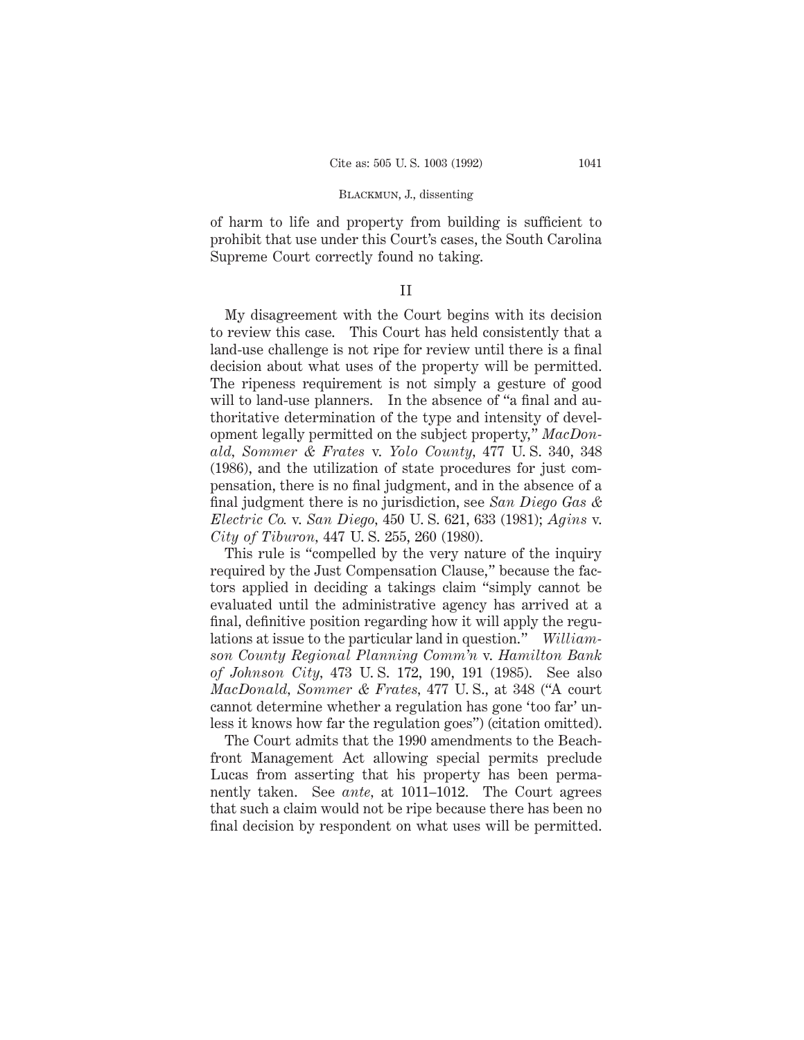of harm to life and property from building is sufficient to prohibit that use under this Court's cases, the South Carolina Supreme Court correctly found no taking.

## II

My disagreement with the Court begins with its decision to review this case. This Court has held consistently that a land-use challenge is not ripe for review until there is a final decision about what uses of the property will be permitted. The ripeness requirement is not simply a gesture of good will to land-use planners. In the absence of "a final and authoritative determination of the type and intensity of development legally permitted on the subject property," *MacDonald, Sommer & Frates* v. *Yolo County,* 477 U. S. 340, 348 (1986), and the utilization of state procedures for just compensation, there is no final judgment, and in the absence of a final judgment there is no jurisdiction, see *San Diego Gas & Electric Co.* v. *San Diego,* 450 U. S. 621, 633 (1981); *Agins* v. *City of Tiburon,* 447 U. S. 255, 260 (1980).

This rule is "compelled by the very nature of the inquiry required by the Just Compensation Clause," because the factors applied in deciding a takings claim "simply cannot be evaluated until the administrative agency has arrived at a final, definitive position regarding how it will apply the regulations at issue to the particular land in question." *Williamson County Regional Planning Comm'n* v. *Hamilton Bank of Johnson City,* 473 U. S. 172, 190, 191 (1985). See also *MacDonald, Sommer & Frates,* 477 U. S., at 348 ("A court cannot determine whether a regulation has gone 'too far' unless it knows how far the regulation goes") (citation omitted).

The Court admits that the 1990 amendments to the Beachfront Management Act allowing special permits preclude Lucas from asserting that his property has been permanently taken. See *ante,* at 1011–1012. The Court agrees that such a claim would not be ripe because there has been no final decision by respondent on what uses will be permitted.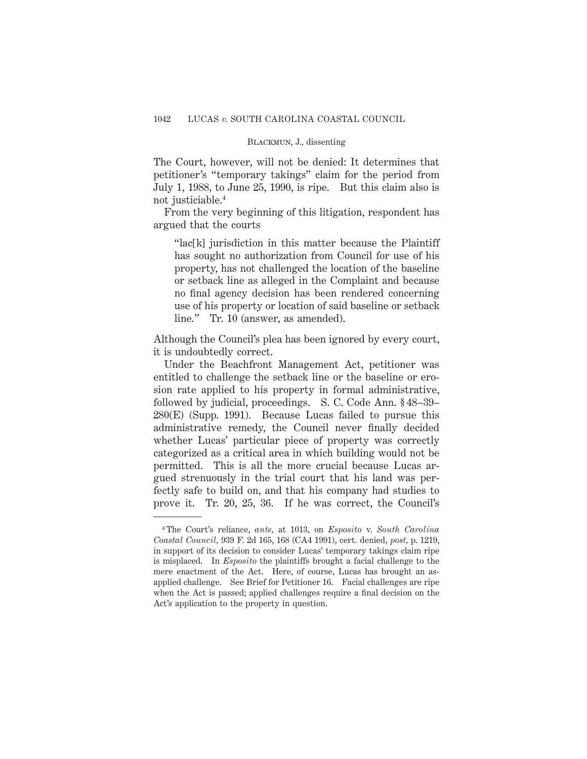The Court, however, will not be denied: It determines that petitioner's "temporary takings" claim for the period from July 1, 1988, to June 25, 1990, is ripe. But this claim also is not justiciable.[4]

From the very beginning of this litigation, respondent has argued that the courts

> "lac[k] jurisdiction in this matter because the Plaintiff has sought no authorization from Council for use of his property, has not challenged the location of the baseline or setback line as alleged in the Complaint and because no final agency decision has been rendered concerning use of his property or location of said baseline or setback line." Tr. 10 (answer, as amended).

Although the Council's plea has been ignored by every court, it is undoubtedly correct.

Under the Beachfront Management Act, petitioner was entitled to challenge the setback line or the baseline or erosion rate applied to his property in formal administrative, followed by judicial, proceedings. S. C. Code Ann. § 48–39–280(E) (Supp. 1991). Because Lucas failed to pursue this administrative remedy, the Council never finally decided whether Lucas' particular piece of property was correctly categorized as a critical area in which building would not be permitted. This is all the more crucial because Lucas argued strenuously in the trial court that his land was perfectly safe to build on, and that his company had studies to prove it. Tr. 20, 25, 36. If he was correct, the Council's

---

[4] The Court's reliance, *ante*, at 1013, on *Esposito* v. *South Carolina Coastal Council*, 939 F. 2d 165, 168 (CA4 1991), cert. denied, *post*, p. 1219, in support of its decision to consider Lucas' temporary takings claim ripe is misplaced. In *Esposito* the plaintiffs brought a facial challenge to the mere enactment of the Act. Here, of course, Lucas has brought an as-applied challenge. See Brief for Petitioner 16. Facial challenges are ripe when the Act is passed; applied challenges require a final decision on the Act's application to the property in question.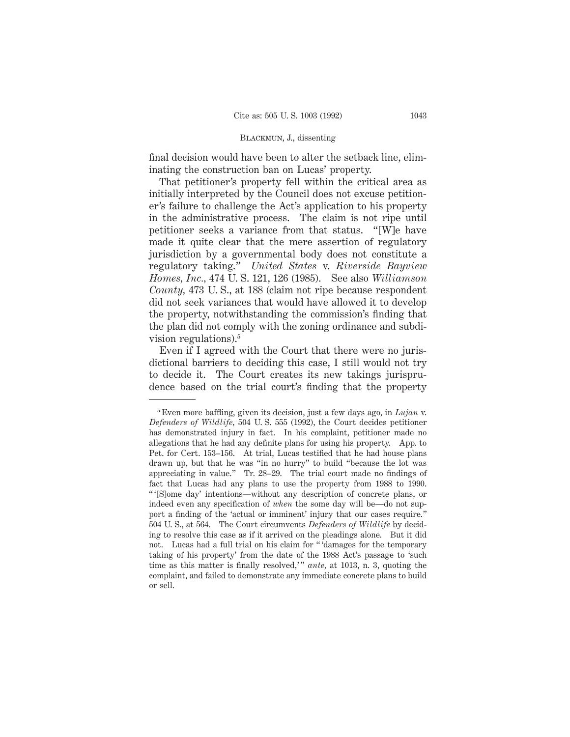final decision would have been to alter the setback line, eliminating the construction ban on Lucas' property.

That petitioner's property fell within the critical area as initially interpreted by the Council does not excuse petitioner's failure to challenge the Act's application to his property in the administrative process. The claim is not ripe until petitioner seeks a variance from that status. "[W]e have made it quite clear that the mere assertion of regulatory jurisdiction by a governmental body does not constitute a regulatory taking." *United States* v. *Riverside Bayview Homes, Inc.*, 474 U. S. 121, 126 (1985). See also *Williamson County*, 473 U. S., at 188 (claim not ripe because respondent did not seek variances that would have allowed it to develop the property, notwithstanding the commission's finding that the plan did not comply with the zoning ordinance and subdivision regulations).[5]

Even if I agreed with the Court that there were no jurisdictional barriers to deciding this case, I still would not try to decide it. The Court creates its new takings jurisprudence based on the trial court's finding that the property

---

[5] Even more baffling, given its decision, just a few days ago, in *Lujan* v. *Defenders of Wildlife*, 504 U. S. 555 (1992), the Court decides petitioner has demonstrated injury in fact. In his complaint, petitioner made no allegations that he had any definite plans for using his property. App. to Pet. for Cert. 153–156. At trial, Lucas testified that he had house plans drawn up, but that he was "in no hurry" to build "because the lot was appreciating in value." Tr. 28–29. The trial court made no findings of fact that Lucas had any plans to use the property from 1988 to 1990. " '[S]ome day' intentions—without any description of concrete plans, or indeed even any specification of *when* the some day will be—do not support a finding of the 'actual or imminent' injury that our cases require." 504 U. S., at 564. The Court circumvents *Defenders of Wildlife* by deciding to resolve this case as if it arrived on the pleadings alone. But it did not. Lucas had a full trial on his claim for " 'damages for the temporary taking of his property' from the date of the 1988 Act's passage to 'such time as this matter is finally resolved,' " *ante*, at 1013, n. 3, quoting the complaint, and failed to demonstrate any immediate concrete plans to build or sell.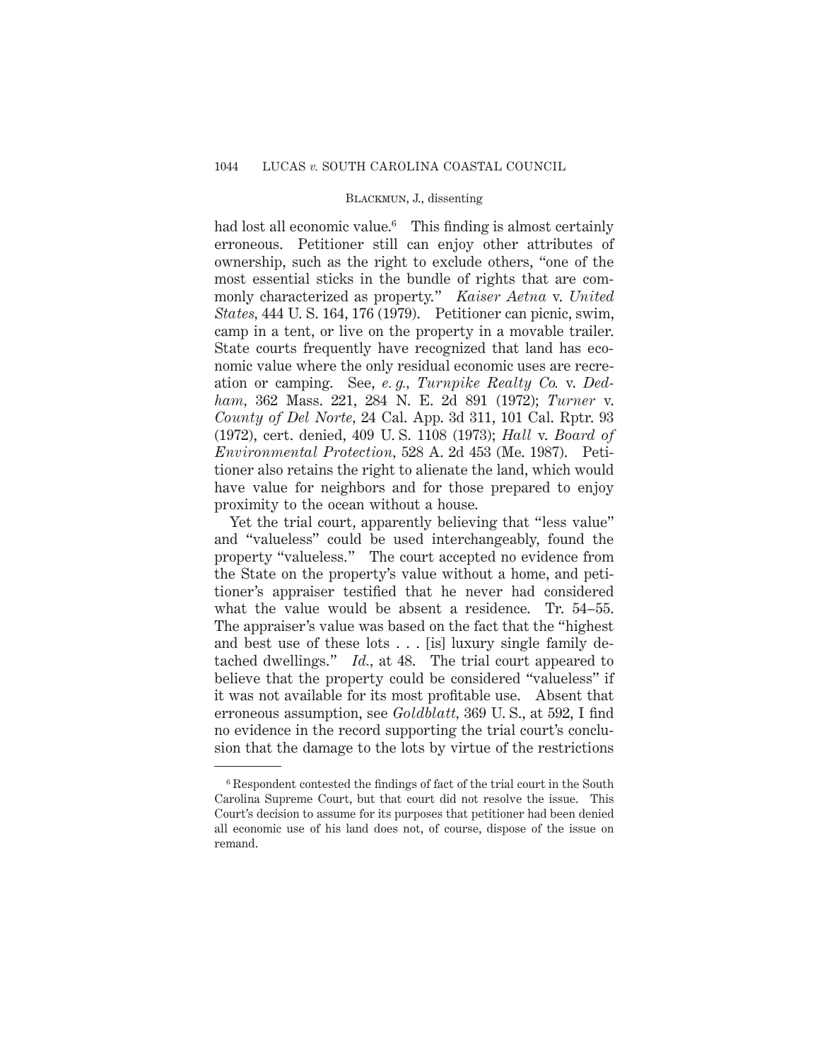had lost all economic value.[6] This finding is almost certainly erroneous. Petitioner still can enjoy other attributes of ownership, such as the right to exclude others, "one of the most essential sticks in the bundle of rights that are commonly characterized as property." *Kaiser Aetna* v. *United States*, 444 U. S. 164, 176 (1979). Petitioner can picnic, swim, camp in a tent, or live on the property in a movable trailer. State courts frequently have recognized that land has economic value where the only residual economic uses are recreation or camping. See, *e. g., Turnpike Realty Co.* v. *Dedham*, 362 Mass. 221, 284 N. E. 2d 891 (1972); *Turner* v. *County of Del Norte*, 24 Cal. App. 3d 311, 101 Cal. Rptr. 93 (1972), cert. denied, 409 U. S. 1108 (1973); *Hall* v. *Board of Environmental Protection*, 528 A. 2d 453 (Me. 1987). Petitioner also retains the right to alienate the land, which would have value for neighbors and for those prepared to enjoy proximity to the ocean without a house.

Yet the trial court, apparently believing that "less value" and "valueless" could be used interchangeably, found the property "valueless." The court accepted no evidence from the State on the property's value without a home, and petitioner's appraiser testified that he never had considered what the value would be absent a residence. Tr. 54–55. The appraiser's value was based on the fact that the "highest and best use of these lots . . . [is] luxury single family detached dwellings." *Id.*, at 48. The trial court appeared to believe that the property could be considered "valueless" if it was not available for its most profitable use. Absent that erroneous assumption, see *Goldblatt*, 369 U. S., at 592, I find no evidence in the record supporting the trial court's conclusion that the damage to the lots by virtue of the restrictions

---

[6] Respondent contested the findings of fact of the trial court in the South Carolina Supreme Court, but that court did not resolve the issue. This Court's decision to assume for its purposes that petitioner had been denied all economic use of his land does not, of course, dispose of the issue on remand.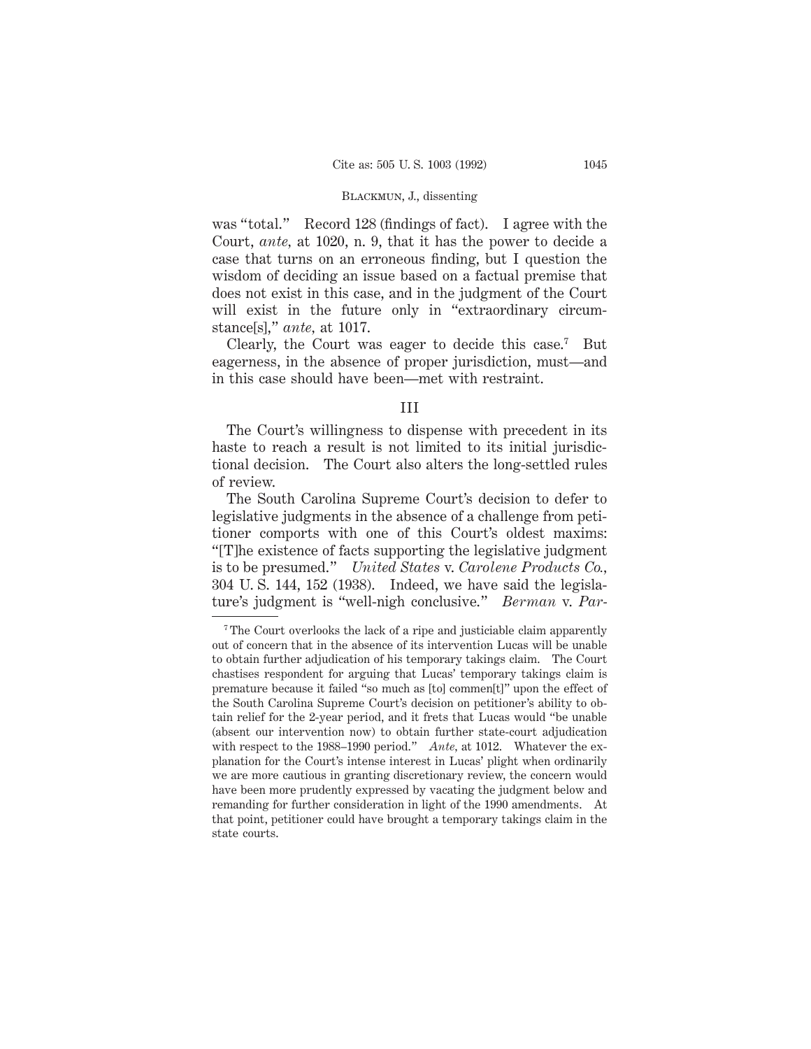was "total." Record 128 (findings of fact). I agree with the Court, *ante,* at 1020, n. 9, that it has the power to decide a case that turns on an erroneous finding, but I question the wisdom of deciding an issue based on a factual premise that does not exist in this case, and in the judgment of the Court will exist in the future only in "extraordinary circumstance[s]," *ante,* at 1017.

Clearly, the Court was eager to decide this case.[7] But eagerness, in the absence of proper jurisdiction, must—and in this case should have been—met with restraint.

## III

The Court's willingness to dispense with precedent in its haste to reach a result is not limited to its initial jurisdictional decision. The Court also alters the long-settled rules of review.

The South Carolina Supreme Court's decision to defer to legislative judgments in the absence of a challenge from petitioner comports with one of this Court's oldest maxims: "[T]he existence of facts supporting the legislative judgment is to be presumed." *United States* v. *Carolene Products Co.,* 304 U. S. 144, 152 (1938). Indeed, we have said the legislature's judgment is "well-nigh conclusive." *Berman* v. *Par-*

---

[7] The Court overlooks the lack of a ripe and justiciable claim apparently out of concern that in the absence of its intervention Lucas will be unable to obtain further adjudication of his temporary takings claim. The Court chastises respondent for arguing that Lucas' temporary takings claim is premature because it failed "so much as [to] commen[t]" upon the effect of the South Carolina Supreme Court's decision on petitioner's ability to obtain relief for the 2-year period, and it frets that Lucas would "be unable (absent our intervention now) to obtain further state-court adjudication with respect to the 1988–1990 period." *Ante,* at 1012. Whatever the explanation for the Court's intense interest in Lucas' plight when ordinarily we are more cautious in granting discretionary review, the concern would have been more prudently expressed by vacating the judgment below and remanding for further consideration in light of the 1990 amendments. At that point, petitioner could have brought a temporary takings claim in the state courts.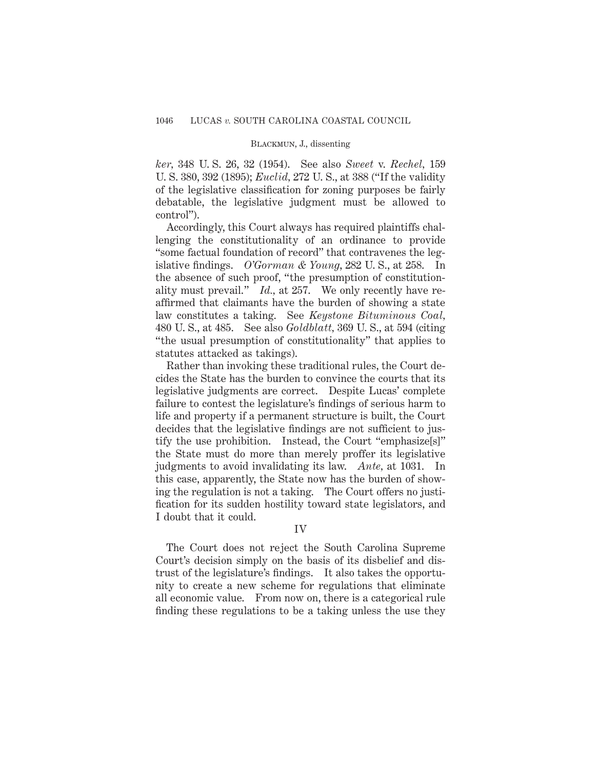*ker*, 348 U. S. 26, 32 (1954). See also *Sweet* v. *Rechel*, 159 U. S. 380, 392 (1895); *Euclid*, 272 U. S., at 388 ("If the validity of the legislative classification for zoning purposes be fairly debatable, the legislative judgment must be allowed to control").

Accordingly, this Court always has required plaintiffs challenging the constitutionality of an ordinance to provide "some factual foundation of record" that contravenes the legislative findings. *O'Gorman & Young*, 282 U. S., at 258. In the absence of such proof, "the presumption of constitutionality must prevail." *Id.*, at 257. We only recently have reaffirmed that claimants have the burden of showing a state law constitutes a taking. See *Keystone Bituminous Coal*, 480 U. S., at 485. See also *Goldblatt*, 369 U. S., at 594 (citing "the usual presumption of constitutionality" that applies to statutes attacked as takings).

Rather than invoking these traditional rules, the Court decides the State has the burden to convince the courts that its legislative judgments are correct. Despite Lucas' complete failure to contest the legislature's findings of serious harm to life and property if a permanent structure is built, the Court decides that the legislative findings are not sufficient to justify the use prohibition. Instead, the Court "emphasize[s]" the State must do more than merely proffer its legislative judgments to avoid invalidating its law. *Ante*, at 1031. In this case, apparently, the State now has the burden of showing the regulation is not a taking. The Court offers no justification for its sudden hostility toward state legislators, and I doubt that it could.

## IV

The Court does not reject the South Carolina Supreme Court's decision simply on the basis of its disbelief and distrust of the legislature's findings. It also takes the opportunity to create a new scheme for regulations that eliminate all economic value. From now on, there is a categorical rule finding these regulations to be a taking unless the use they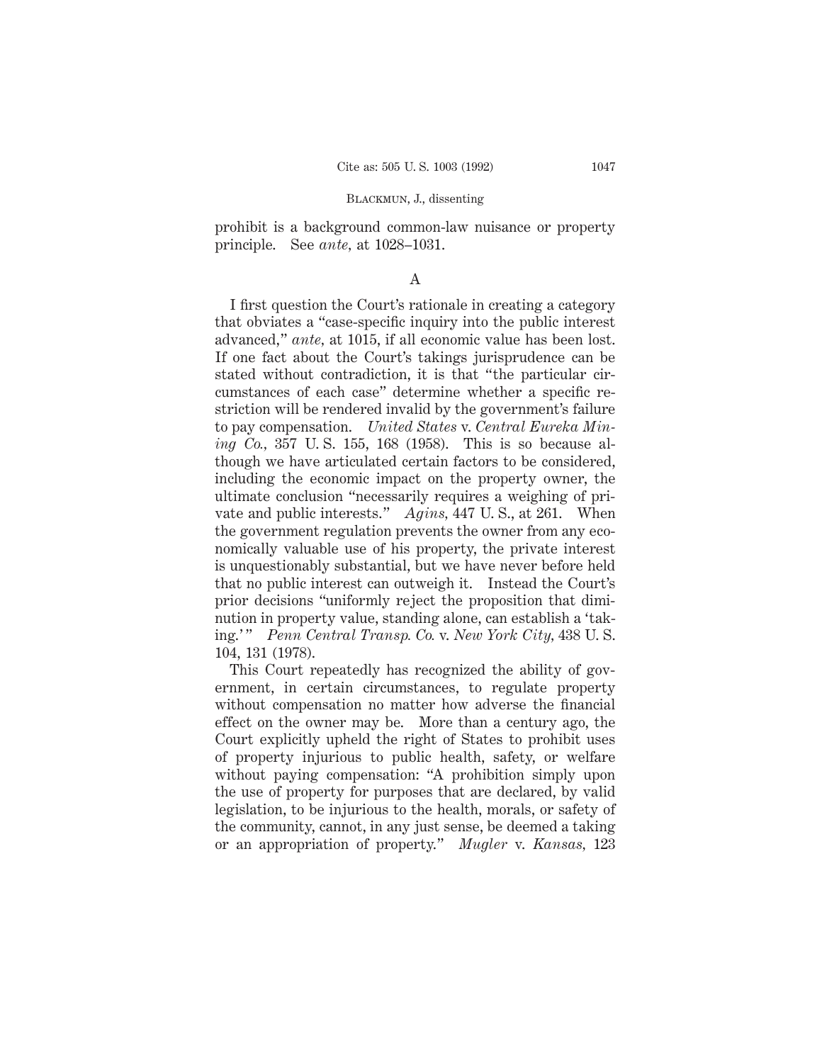prohibit is a background common-law nuisance or property principle. See *ante*, at 1028–1031.

A

I first question the Court's rationale in creating a category that obviates a "case-specific inquiry into the public interest advanced," *ante*, at 1015, if all economic value has been lost. If one fact about the Court's takings jurisprudence can be stated without contradiction, it is that "the particular circumstances of each case" determine whether a specific restriction will be rendered invalid by the government's failure to pay compensation. *United States* v. *Central Eureka Mining Co.*, 357 U. S. 155, 168 (1958). This is so because although we have articulated certain factors to be considered, including the economic impact on the property owner, the ultimate conclusion "necessarily requires a weighing of private and public interests." *Agins*, 447 U. S., at 261. When the government regulation prevents the owner from any economically valuable use of his property, the private interest is unquestionably substantial, but we have never before held that no public interest can outweigh it. Instead the Court's prior decisions "uniformly reject the proposition that diminution in property value, standing alone, can establish a 'taking.'" *Penn Central Transp. Co.* v. *New York City*, 438 U. S. 104, 131 (1978).

This Court repeatedly has recognized the ability of government, in certain circumstances, to regulate property without compensation no matter how adverse the financial effect on the owner may be. More than a century ago, the Court explicitly upheld the right of States to prohibit uses of property injurious to public health, safety, or welfare without paying compensation: "A prohibition simply upon the use of property for purposes that are declared, by valid legislation, to be injurious to the health, morals, or safety of the community, cannot, in any just sense, be deemed a taking or an appropriation of property." *Mugler* v. *Kansas*, 123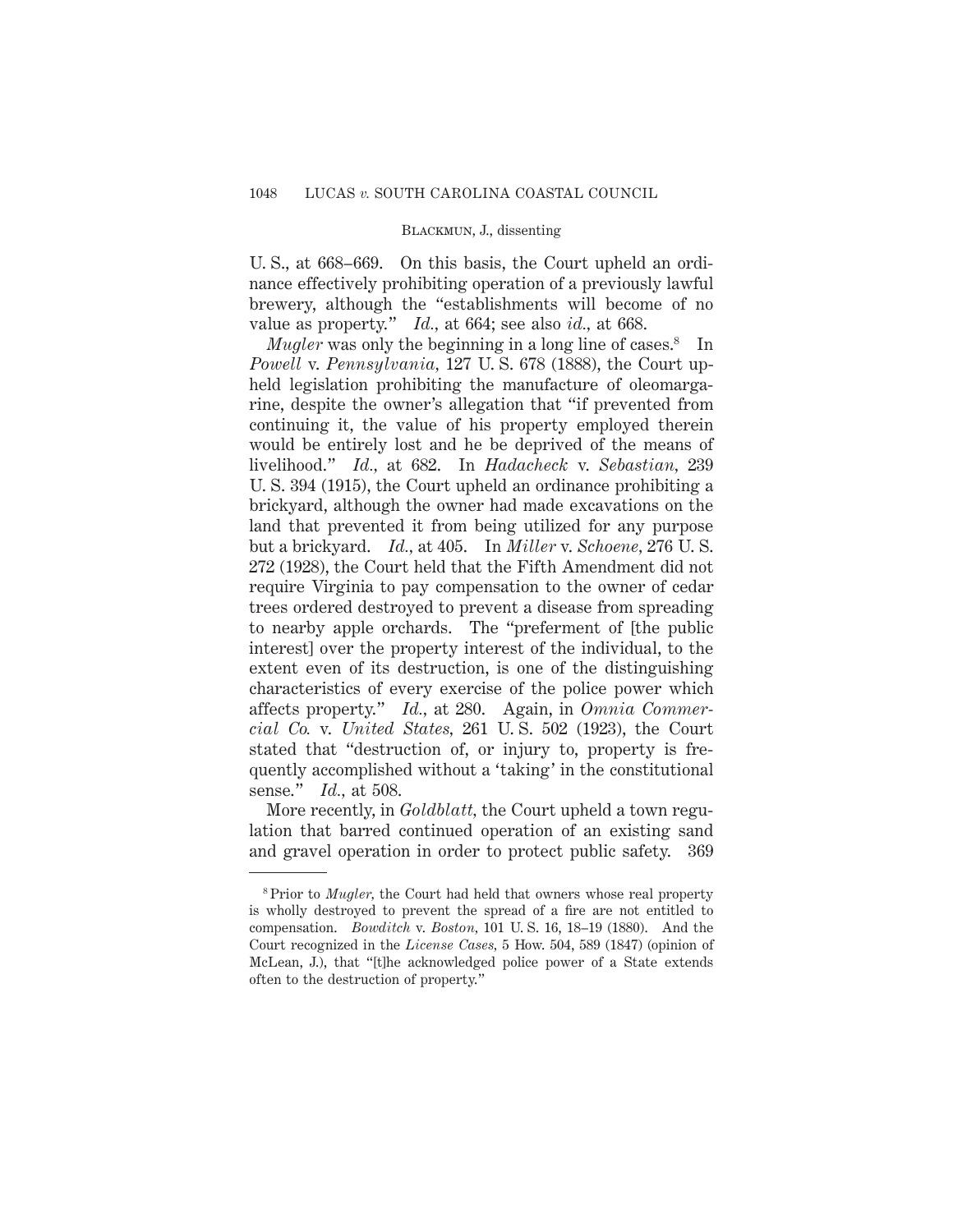U. S., at 668–669. On this basis, the Court upheld an ordinance effectively prohibiting operation of a previously lawful brewery, although the "establishments will become of no value as property." *Id.*, at 664; see also *id.*, at 668.

*Mugler* was only the beginning in a long line of cases.[8] In *Powell* v. *Pennsylvania*, 127 U. S. 678 (1888), the Court upheld legislation prohibiting the manufacture of oleomargarine, despite the owner's allegation that "if prevented from continuing it, the value of his property employed therein would be entirely lost and he be deprived of the means of livelihood." *Id.*, at 682. In *Hadacheck* v. *Sebastian*, 239 U. S. 394 (1915), the Court upheld an ordinance prohibiting a brickyard, although the owner had made excavations on the land that prevented it from being utilized for any purpose but a brickyard. *Id.*, at 405. In *Miller* v. *Schoene*, 276 U. S. 272 (1928), the Court held that the Fifth Amendment did not require Virginia to pay compensation to the owner of cedar trees ordered destroyed to prevent a disease from spreading to nearby apple orchards. The "preferment of [the public interest] over the property interest of the individual, to the extent even of its destruction, is one of the distinguishing characteristics of every exercise of the police power which affects property." *Id.*, at 280. Again, in *Omnia Commercial Co.* v. *United States*, 261 U. S. 502 (1923), the Court stated that "destruction of, or injury to, property is frequently accomplished without a 'taking' in the constitutional sense." *Id.*, at 508.

More recently, in *Goldblatt*, the Court upheld a town regulation that barred continued operation of an existing sand and gravel operation in order to protect public safety. 369

---

[8] Prior to *Mugler*, the Court had held that owners whose real property is wholly destroyed to prevent the spread of a fire are not entitled to compensation. *Bowditch* v. *Boston*, 101 U. S. 16, 18–19 (1880). And the Court recognized in the *License Cases*, 5 How. 504, 589 (1847) (opinion of McLean, J.), that "[t]he acknowledged police power of a State extends often to the destruction of property."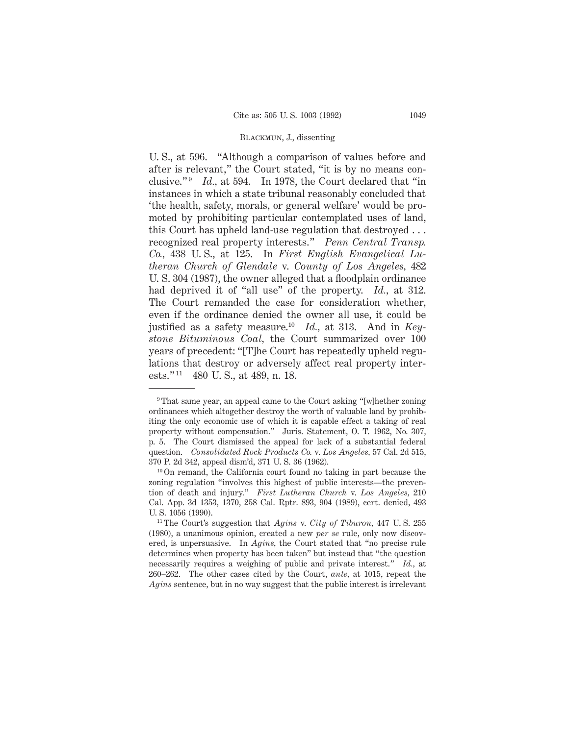U. S., at 596. "Although a comparison of values before and after is relevant," the Court stated, "it is by no means conclusive."[9] *Id.*, at 594. In 1978, the Court declared that "in instances in which a state tribunal reasonably concluded that 'the health, safety, morals, or general welfare' would be promoted by prohibiting particular contemplated uses of land, this Court has upheld land-use regulation that destroyed . . . recognized real property interests." *Penn Central Transp. Co.*, 438 U. S., at 125. In *First English Evangelical Lutheran Church of Glendale* v. *County of Los Angeles*, 482 U. S. 304 (1987), the owner alleged that a floodplain ordinance had deprived it of "all use" of the property. *Id.*, at 312. The Court remanded the case for consideration whether, even if the ordinance denied the owner all use, it could be justified as a safety measure.[10] *Id.*, at 313. And in *Keystone Bituminous Coal*, the Court summarized over 100 years of precedent: "[T]he Court has repeatedly upheld regulations that destroy or adversely affect real property interests."[11] 480 U. S., at 489, n. 18.

---

[9] That same year, an appeal came to the Court asking "[w]hether zoning ordinances which altogether destroy the worth of valuable land by prohibiting the only economic use of which it is capable effect a taking of real property without compensation." Juris. Statement, O. T. 1962, No. 307, p. 5. The Court dismissed the appeal for lack of a substantial federal question. *Consolidated Rock Products Co.* v. *Los Angeles*, 57 Cal. 2d 515, 370 P. 2d 342, appeal dism'd, 371 U. S. 36 (1962).

[10] On remand, the California court found no taking in part because the zoning regulation "involves this highest of public interests—the prevention of death and injury." *First Lutheran Church* v. *Los Angeles*, 210 Cal. App. 3d 1353, 1370, 258 Cal. Rptr. 893, 904 (1989), cert. denied, 493 U. S. 1056 (1990).

[11] The Court's suggestion that *Agins* v. *City of Tiburon*, 447 U. S. 255 (1980), a unanimous opinion, created a new *per se* rule, only now discovered, is unpersuasive. In *Agins*, the Court stated that "no precise rule determines when property has been taken" but instead that "the question necessarily requires a weighing of public and private interest." *Id.*, at 260–262. The other cases cited by the Court, *ante*, at 1015, repeat the *Agins* sentence, but in no way suggest that the public interest is irrelevant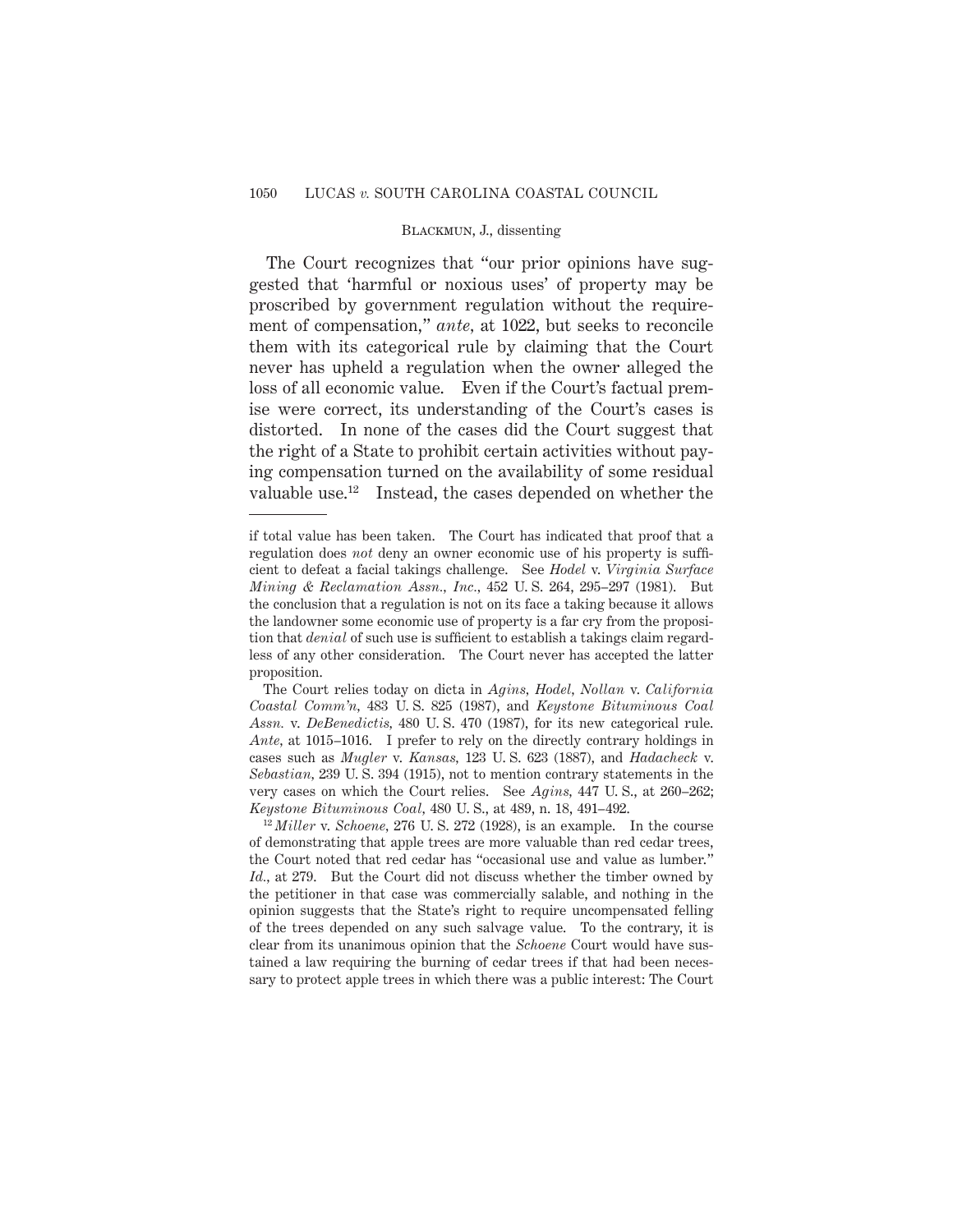The Court recognizes that "our prior opinions have suggested that 'harmful or noxious uses' of property may be proscribed by government regulation without the requirement of compensation," *ante*, at 1022, but seeks to reconcile them with its categorical rule by claiming that the Court never has upheld a regulation when the owner alleged the loss of all economic value. Even if the Court's factual premise were correct, its understanding of the Court's cases is distorted. In none of the cases did the Court suggest that the right of a State to prohibit certain activities without paying compensation turned on the availability of some residual valuable use.[12] Instead, the cases depended on whether the

---

if total value has been taken. The Court has indicated that proof that a regulation does *not* deny an owner economic use of his property is sufficient to defeat a facial takings challenge. See *Hodel* v. *Virginia Surface Mining & Reclamation Assn., Inc.*, 452 U. S. 264, 295–297 (1981). But the conclusion that a regulation is not on its face a taking because it allows the landowner some economic use of property is a far cry from the proposition that *denial* of such use is sufficient to establish a takings claim regardless of any other consideration. The Court never has accepted the latter proposition.

The Court relies today on dicta in *Agins*, *Hodel*, *Nollan* v. *California Coastal Comm'n*, 483 U. S. 825 (1987), and *Keystone Bituminous Coal Assn.* v. *DeBenedictis*, 480 U. S. 470 (1987), for its new categorical rule. *Ante*, at 1015–1016. I prefer to rely on the directly contrary holdings in cases such as *Mugler* v. *Kansas*, 123 U. S. 623 (1887), and *Hadacheck* v. *Sebastian*, 239 U. S. 394 (1915), not to mention contrary statements in the very cases on which the Court relies. See *Agins*, 447 U. S., at 260–262; *Keystone Bituminous Coal*, 480 U. S., at 489, n. 18, 491–492.

[12] *Miller* v. *Schoene*, 276 U. S. 272 (1928), is an example. In the course of demonstrating that apple trees are more valuable than red cedar trees, the Court noted that red cedar has "occasional use and value as lumber." *Id.*, at 279. But the Court did not discuss whether the timber owned by the petitioner in that case was commercially salable, and nothing in the opinion suggests that the State's right to require uncompensated felling of the trees depended on any such salvage value. To the contrary, it is clear from its unanimous opinion that the *Schoene* Court would have sustained a law requiring the burning of cedar trees if that had been necessary to protect apple trees in which there was a public interest: The Court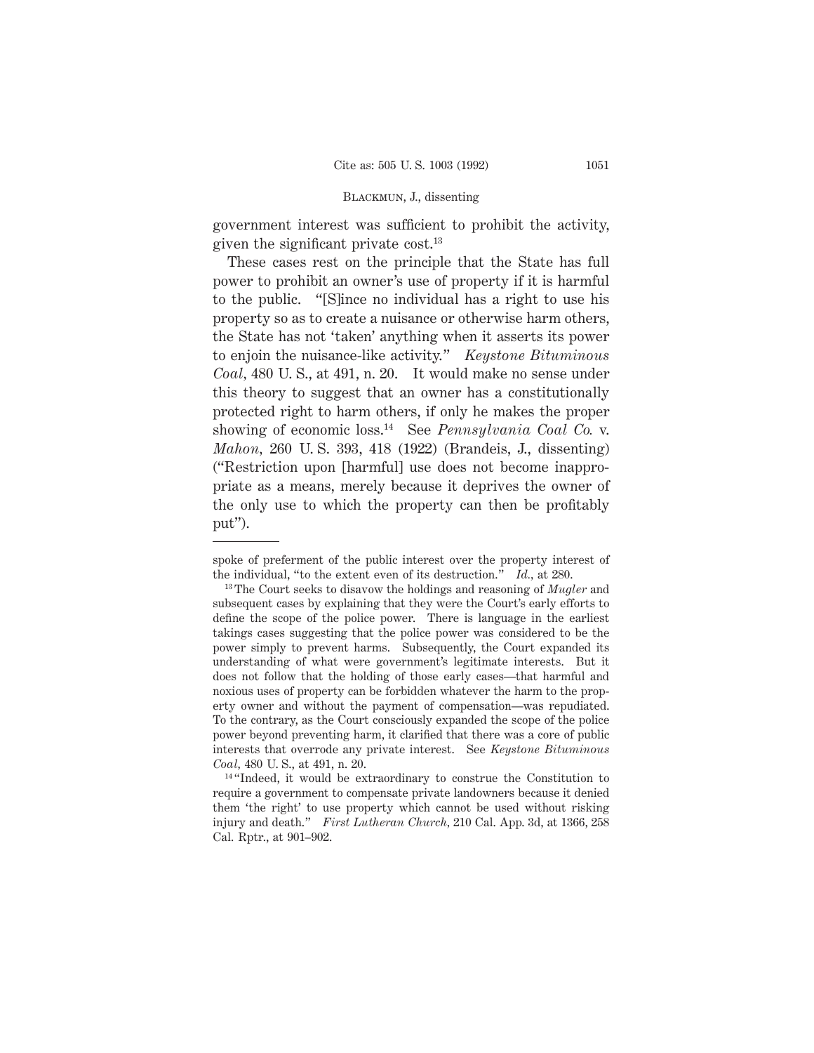government interest was sufficient to prohibit the activity, given the significant private cost.[13]

These cases rest on the principle that the State has full power to prohibit an owner's use of property if it is harmful to the public. "[S]ince no individual has a right to use his property so as to create a nuisance or otherwise harm others, the State has not 'taken' anything when it asserts its power to enjoin the nuisance-like activity." *Keystone Bituminous Coal*, 480 U. S., at 491, n. 20. It would make no sense under this theory to suggest that an owner has a constitutionally protected right to harm others, if only he makes the proper showing of economic loss.[14] See *Pennsylvania Coal Co.* v. *Mahon*, 260 U. S. 393, 418 (1922) (Brandeis, J., dissenting) ("Restriction upon [harmful] use does not become inappropriate as a means, merely because it deprives the owner of the only use to which the property can then be profitably put").

---

spoke of preferment of the public interest over the property interest of the individual, "to the extent even of its destruction." *Id.*, at 280.

[13] The Court seeks to disavow the holdings and reasoning of *Mugler* and subsequent cases by explaining that they were the Court's early efforts to define the scope of the police power. There is language in the earliest takings cases suggesting that the police power was considered to be the power simply to prevent harms. Subsequently, the Court expanded its understanding of what were government's legitimate interests. But it does not follow that the holding of those early cases—that harmful and noxious uses of property can be forbidden whatever the harm to the property owner and without the payment of compensation—was repudiated. To the contrary, as the Court consciously expanded the scope of the police power beyond preventing harm, it clarified that there was a core of public interests that overrode any private interest. See *Keystone Bituminous Coal*, 480 U. S., at 491, n. 20.

[14] "Indeed, it would be extraordinary to construe the Constitution to require a government to compensate private landowners because it denied them 'the right' to use property which cannot be used without risking injury and death." *First Lutheran Church*, 210 Cal. App. 3d, at 1366, 258 Cal. Rptr., at 901–902.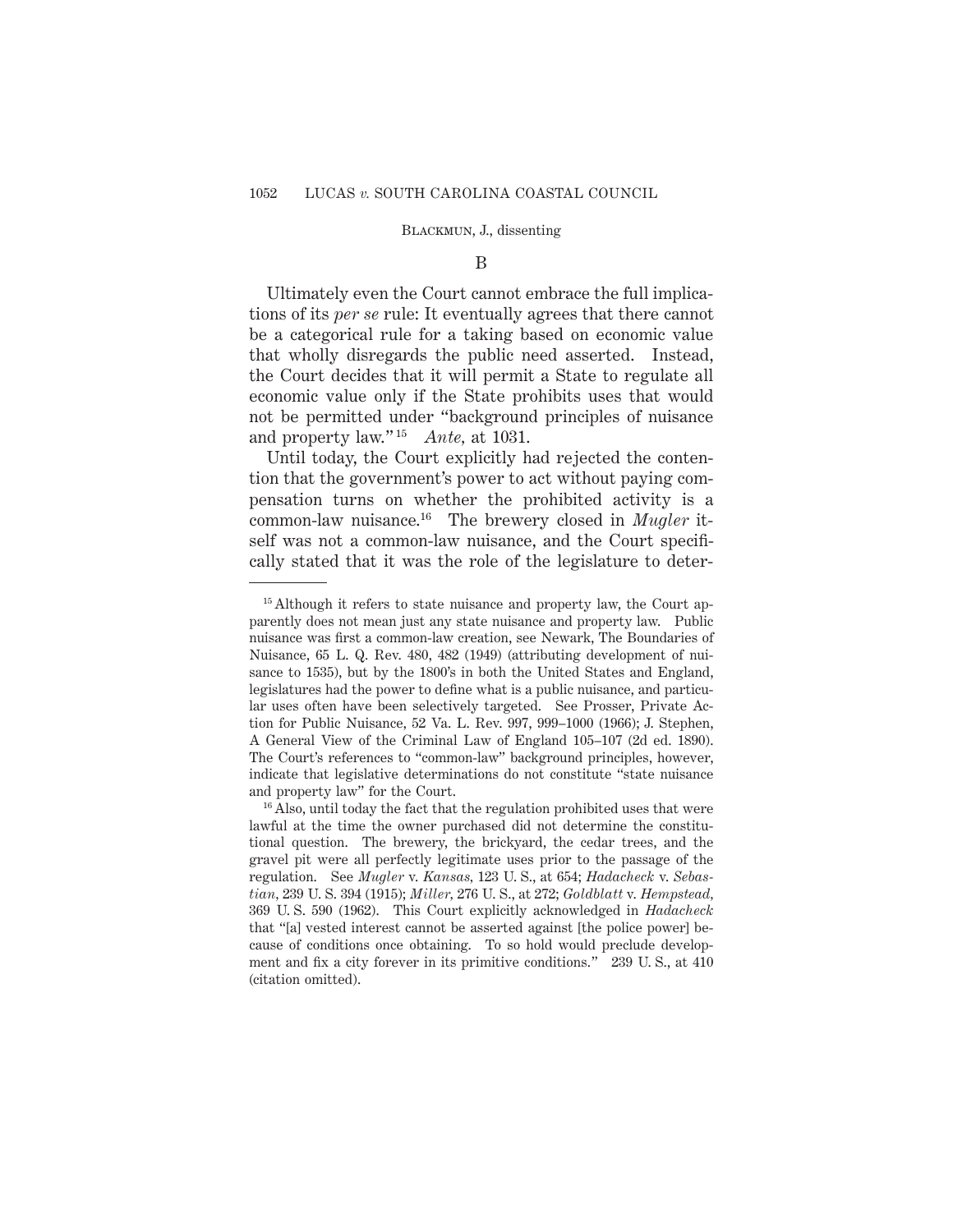B

Ultimately even the Court cannot embrace the full implications of its *per se* rule: It eventually agrees that there cannot be a categorical rule for a taking based on economic value that wholly disregards the public need asserted. Instead, the Court decides that it will permit a State to regulate all economic value only if the State prohibits uses that would not be permitted under "background principles of nuisance and property law."[15] *Ante*, at 1031.

Until today, the Court explicitly had rejected the contention that the government's power to act without paying compensation turns on whether the prohibited activity is a common-law nuisance.[16] The brewery closed in *Mugler* itself was not a common-law nuisance, and the Court specifically stated that it was the role of the legislature to deter-

---

[15] Although it refers to state nuisance and property law, the Court apparently does not mean just any state nuisance and property law. Public nuisance was first a common-law creation, see Newark, The Boundaries of Nuisance, 65 L. Q. Rev. 480, 482 (1949) (attributing development of nuisance to 1535), but by the 1800's in both the United States and England, legislatures had the power to define what is a public nuisance, and particular uses often have been selectively targeted. See Prosser, Private Action for Public Nuisance, 52 Va. L. Rev. 997, 999–1000 (1966); J. Stephen, A General View of the Criminal Law of England 105–107 (2d ed. 1890). The Court's references to "common-law" background principles, however, indicate that legislative determinations do not constitute "state nuisance and property law" for the Court.

[16] Also, until today the fact that the regulation prohibited uses that were lawful at the time the owner purchased did not determine the constitutional question. The brewery, the brickyard, the cedar trees, and the gravel pit were all perfectly legitimate uses prior to the passage of the regulation. See *Mugler* v. *Kansas*, 123 U. S., at 654; *Hadacheck* v. *Sebastian*, 239 U. S. 394 (1915); *Miller*, 276 U. S., at 272; *Goldblatt* v. *Hempstead*, 369 U. S. 590 (1962). This Court explicitly acknowledged in *Hadacheck* that "[a] vested interest cannot be asserted against [the police power] because of conditions once obtaining. To so hold would preclude development and fix a city forever in its primitive conditions." 239 U. S., at 410 (citation omitted).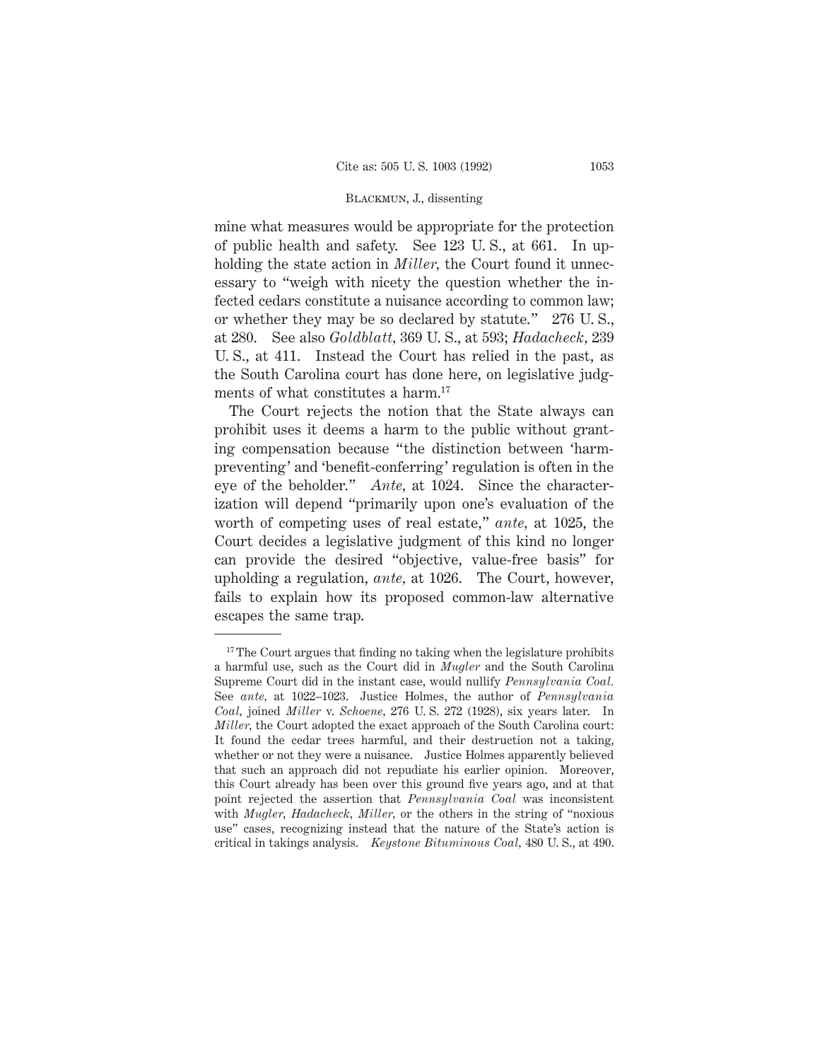mine what measures would be appropriate for the protection of public health and safety. See 123 U. S., at 661. In upholding the state action in *Miller*, the Court found it unnecessary to "weigh with nicety the question whether the infected cedars constitute a nuisance according to common law; or whether they may be so declared by statute." 276 U. S., at 280. See also *Goldblatt*, 369 U. S., at 593; *Hadacheck*, 239 U. S., at 411. Instead the Court has relied in the past, as the South Carolina court has done here, on legislative judgments of what constitutes a harm.[17]

The Court rejects the notion that the State always can prohibit uses it deems a harm to the public without granting compensation because "the distinction between 'harm-preventing' and 'benefit-conferring' regulation is often in the eye of the beholder." *Ante*, at 1024. Since the characterization will depend "primarily upon one's evaluation of the worth of competing uses of real estate," *ante*, at 1025, the Court decides a legislative judgment of this kind no longer can provide the desired "objective, value-free basis" for upholding a regulation, *ante*, at 1026. The Court, however, fails to explain how its proposed common-law alternative escapes the same trap.

---

[17] The Court argues that finding no taking when the legislature prohibits a harmful use, such as the Court did in *Mugler* and the South Carolina Supreme Court did in the instant case, would nullify *Pennsylvania Coal*. See *ante*, at 1022–1023. Justice Holmes, the author of *Pennsylvania Coal*, joined *Miller* v. *Schoene*, 276 U. S. 272 (1928), six years later. In *Miller*, the Court adopted the exact approach of the South Carolina court: It found the cedar trees harmful, and their destruction not a taking, whether or not they were a nuisance. Justice Holmes apparently believed that such an approach did not repudiate his earlier opinion. Moreover, this Court already has been over this ground five years ago, and at that point rejected the assertion that *Pennsylvania Coal* was inconsistent with *Mugler*, *Hadacheck*, *Miller*, or the others in the string of "noxious use" cases, recognizing instead that the nature of the State's action is critical in takings analysis. *Keystone Bituminous Coal*, 480 U. S., at 490.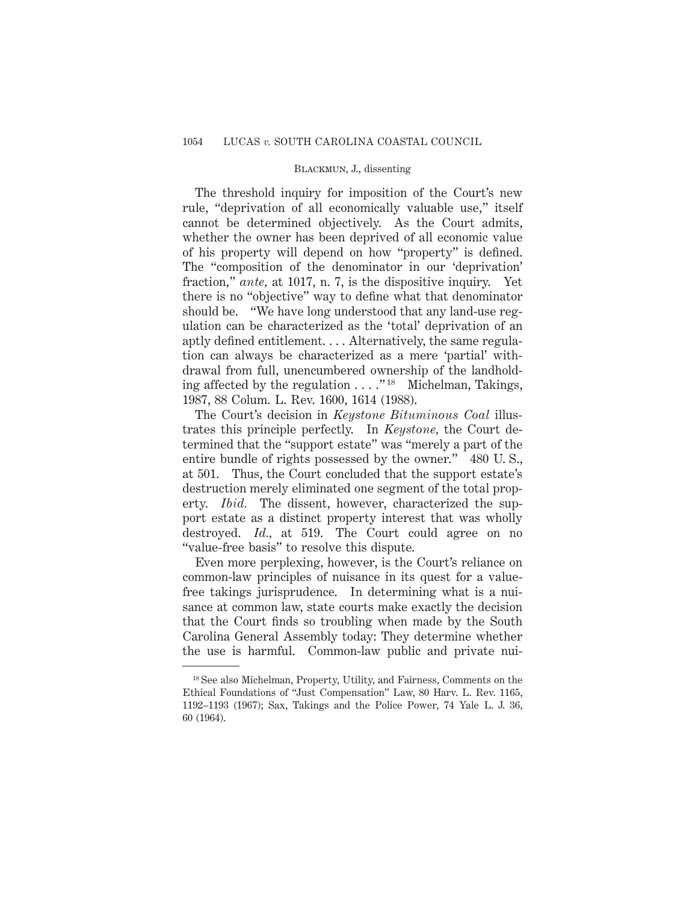The threshold inquiry for imposition of the Court's new rule, "deprivation of all economically valuable use," itself cannot be determined objectively. As the Court admits, whether the owner has been deprived of all economic value of his property will depend on how "property" is defined. The "composition of the denominator in our 'deprivation' fraction," *ante*, at 1017, n. 7, is the dispositive inquiry. Yet there is no "objective" way to define what that denominator should be. "We have long understood that any land-use regulation can be characterized as the 'total' deprivation of an aptly defined entitlement. . . . Alternatively, the same regulation can always be characterized as a mere 'partial' withdrawal from full, unencumbered ownership of the landholding affected by the regulation . . . ."[18] Michelman, Takings, 1987, 88 Colum. L. Rev. 1600, 1614 (1988).

The Court's decision in *Keystone Bituminous Coal* illustrates this principle perfectly. In *Keystone*, the Court determined that the "support estate" was "merely a part of the entire bundle of rights possessed by the owner." 480 U. S., at 501. Thus, the Court concluded that the support estate's destruction merely eliminated one segment of the total property. *Ibid.* The dissent, however, characterized the support estate as a distinct property interest that was wholly destroyed. *Id.*, at 519. The Court could agree on no "value-free basis" to resolve this dispute.

Even more perplexing, however, is the Court's reliance on common-law principles of nuisance in its quest for a value-free takings jurisprudence. In determining what is a nuisance at common law, state courts make exactly the decision that the Court finds so troubling when made by the South Carolina General Assembly today: They determine whether the use is harmful. Common-law public and private nui-

---

[18] See also Michelman, Property, Utility, and Fairness, Comments on the Ethical Foundations of "Just Compensation" Law, 80 Harv. L. Rev. 1165, 1192–1193 (1967); Sax, Takings and the Police Power, 74 Yale L. J. 36, 60 (1964).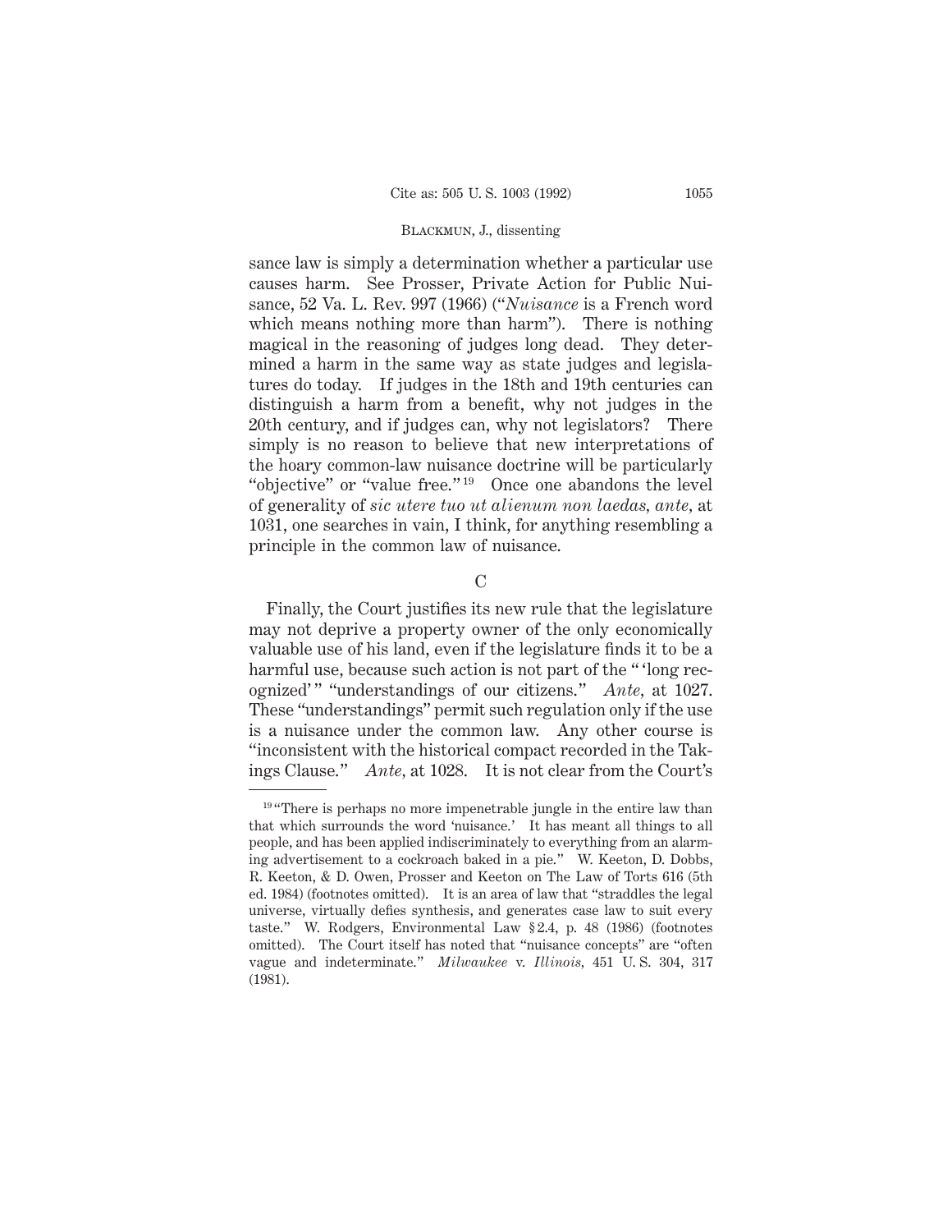sance law is simply a determination whether a particular use causes harm. See Prosser, Private Action for Public Nuisance, 52 Va. L. Rev. 997 (1966) ("*Nuisance* is a French word which means nothing more than harm"). There is nothing magical in the reasoning of judges long dead. They determined a harm in the same way as state judges and legislatures do today. If judges in the 18th and 19th centuries can distinguish a harm from a benefit, why not judges in the 20th century, and if judges can, why not legislators? There simply is no reason to believe that new interpretations of the hoary common-law nuisance doctrine will be particularly "objective" or "value free."[19] Once one abandons the level of generality of *sic utere tuo ut alienum non laedas, ante,* at 1031, one searches in vain, I think, for anything resembling a principle in the common law of nuisance.

C

Finally, the Court justifies its new rule that the legislature may not deprive a property owner of the only economically valuable use of his land, even if the legislature finds it to be a harmful use, because such action is not part of the " 'long recognized' " "understandings of our citizens." *Ante,* at 1027. These "understandings" permit such regulation only if the use is a nuisance under the common law. Any other course is "inconsistent with the historical compact recorded in the Takings Clause." *Ante,* at 1028. It is not clear from the Court's

---

[19] "There is perhaps no more impenetrable jungle in the entire law than that which surrounds the word 'nuisance.' It has meant all things to all people, and has been applied indiscriminately to everything from an alarming advertisement to a cockroach baked in a pie." W. Keeton, D. Dobbs, R. Keeton, & D. Owen, Prosser and Keeton on The Law of Torts 616 (5th ed. 1984) (footnotes omitted). It is an area of law that "straddles the legal universe, virtually defies synthesis, and generates case law to suit every taste." W. Rodgers, Environmental Law § 2.4, p. 48 (1986) (footnotes omitted). The Court itself has noted that "nuisance concepts" are "often vague and indeterminate." *Milwaukee* v. *Illinois,* 451 U. S. 304, 317 (1981).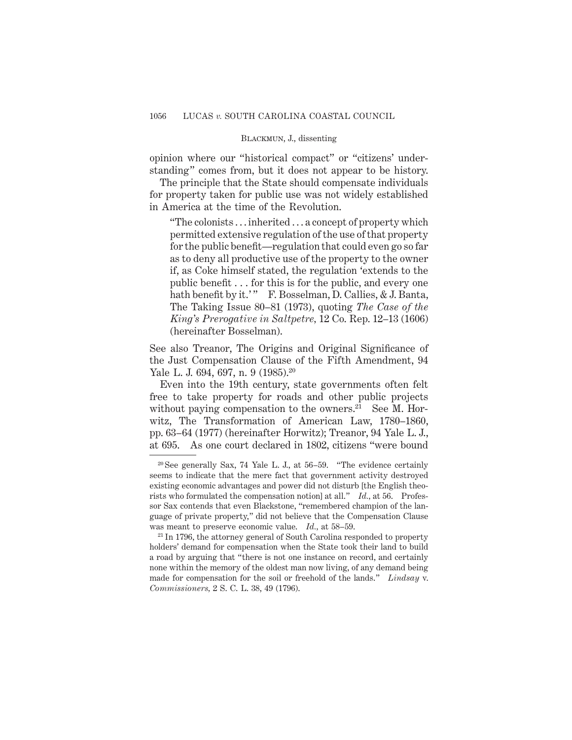opinion where our "historical compact" or "citizens' understanding" comes from, but it does not appear to be history.

The principle that the State should compensate individuals for property taken for public use was not widely established in America at the time of the Revolution.

> "The colonists . . . inherited . . . a concept of property which permitted extensive regulation of the use of that property for the public benefit—regulation that could even go so far as to deny all productive use of the property to the owner if, as Coke himself stated, the regulation 'extends to the public benefit . . . for this is for the public, and every one hath benefit by it.'" F. Bosselman, D. Callies, & J. Banta, The Taking Issue 80–81 (1973), quoting *The Case of the King's Prerogative in Saltpetre*, 12 Co. Rep. 12–13 (1606) (hereinafter Bosselman).

See also Treanor, The Origins and Original Significance of the Just Compensation Clause of the Fifth Amendment, 94 Yale L. J. 694, 697, n. 9 (1985).[20]

Even into the 19th century, state governments often felt free to take property for roads and other public projects without paying compensation to the owners.[21] See M. Horwitz, The Transformation of American Law, 1780–1860, pp. 63–64 (1977) (hereinafter Horwitz); Treanor, 94 Yale L. J., at 695. As one court declared in 1802, citizens "were bound

---

[20] See generally Sax, 74 Yale L. J., at 56–59. "The evidence certainly seems to indicate that the mere fact that government activity destroyed existing economic advantages and power did not disturb [the English theorists who formulated the compensation notion] at all." *Id.*, at 56. Professor Sax contends that even Blackstone, "remembered champion of the language of private property," did not believe that the Compensation Clause was meant to preserve economic value. *Id.*, at 58–59.

[21] In 1796, the attorney general of South Carolina responded to property holders' demand for compensation when the State took their land to build a road by arguing that "there is not one instance on record, and certainly none within the memory of the oldest man now living, of any demand being made for compensation for the soil or freehold of the lands." *Lindsay* v. *Commissioners*, 2 S. C. L. 38, 49 (1796).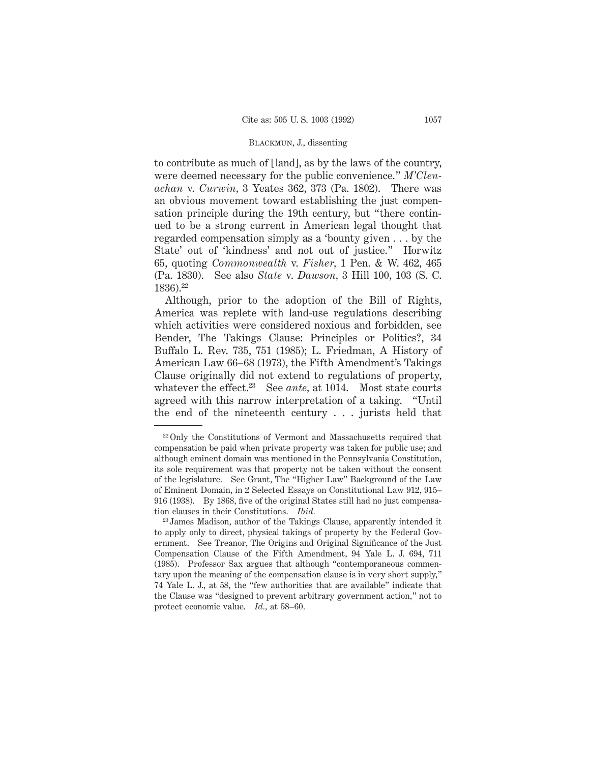to contribute as much of [land], as by the laws of the country, were deemed necessary for the public convenience." *M'Clenachan* v. *Curwin*, 3 Yeates 362, 373 (Pa. 1802). There was an obvious movement toward establishing the just compensation principle during the 19th century, but "there continued to be a strong current in American legal thought that regarded compensation simply as a 'bounty given . . . by the State' out of 'kindness' and not out of justice." Horwitz 65, quoting *Commonwealth* v. *Fisher*, 1 Pen. & W. 462, 465 (Pa. 1830). See also *State* v. *Dawson*, 3 Hill 100, 103 (S. C. 1836).[22]

Although, prior to the adoption of the Bill of Rights, America was replete with land-use regulations describing which activities were considered noxious and forbidden, see Bender, The Takings Clause: Principles or Politics?, 34 Buffalo L. Rev. 735, 751 (1985); L. Friedman, A History of American Law 66–68 (1973), the Fifth Amendment's Takings Clause originally did not extend to regulations of property, whatever the effect.[23] See *ante*, at 1014. Most state courts agreed with this narrow interpretation of a taking. "Until the end of the nineteenth century . . . jurists held that

---

[22] Only the Constitutions of Vermont and Massachusetts required that compensation be paid when private property was taken for public use; and although eminent domain was mentioned in the Pennsylvania Constitution, its sole requirement was that property not be taken without the consent of the legislature. See Grant, The "Higher Law" Background of the Law of Eminent Domain, in 2 Selected Essays on Constitutional Law 912, 915–916 (1938). By 1868, five of the original States still had no just compensation clauses in their Constitutions. *Ibid.*

[23] James Madison, author of the Takings Clause, apparently intended it to apply only to direct, physical takings of property by the Federal Government. See Treanor, The Origins and Original Significance of the Just Compensation Clause of the Fifth Amendment, 94 Yale L. J. 694, 711 (1985). Professor Sax argues that although "contemporaneous commentary upon the meaning of the compensation clause is in very short supply," 74 Yale L. J., at 58, the "few authorities that are available" indicate that the Clause was "designed to prevent arbitrary government action," not to protect economic value. *Id.*, at 58–60.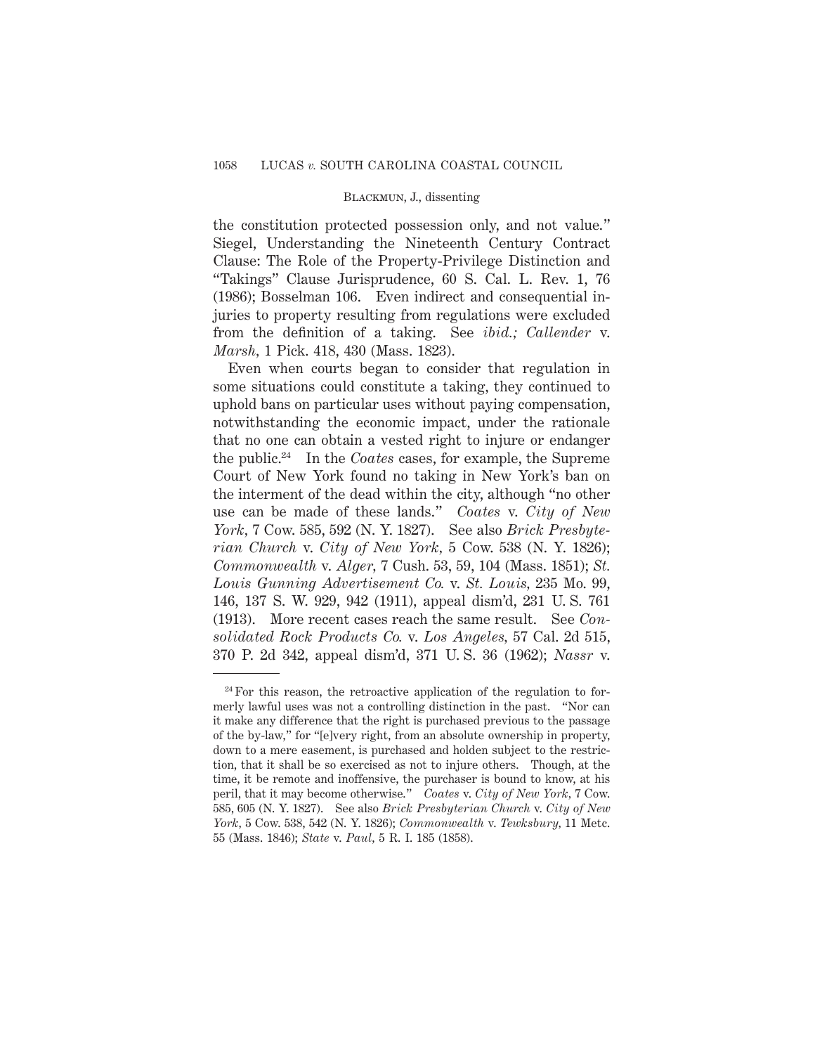the constitution protected possession only, and not value." Siegel, Understanding the Nineteenth Century Contract Clause: The Role of the Property-Privilege Distinction and "Takings" Clause Jurisprudence, 60 S. Cal. L. Rev. 1, 76 (1986); Bosselman 106. Even indirect and consequential injuries to property resulting from regulations were excluded from the definition of a taking. See *ibid.; Callender* v. *Marsh*, 1 Pick. 418, 430 (Mass. 1823).

Even when courts began to consider that regulation in some situations could constitute a taking, they continued to uphold bans on particular uses without paying compensation, notwithstanding the economic impact, under the rationale that no one can obtain a vested right to injure or endanger the public.[24] In the *Coates* cases, for example, the Supreme Court of New York found no taking in New York's ban on the interment of the dead within the city, although "no other use can be made of these lands." *Coates* v. *City of New York*, 7 Cow. 585, 592 (N. Y. 1827). See also *Brick Presbyterian Church* v. *City of New York*, 5 Cow. 538 (N. Y. 1826); *Commonwealth* v. *Alger*, 7 Cush. 53, 59, 104 (Mass. 1851); *St. Louis Gunning Advertisement Co.* v. *St. Louis*, 235 Mo. 99, 146, 137 S. W. 929, 942 (1911), appeal dism'd, 231 U. S. 761 (1913). More recent cases reach the same result. See *Consolidated Rock Products Co.* v. *Los Angeles*, 57 Cal. 2d 515, 370 P. 2d 342, appeal dism'd, 371 U. S. 36 (1962); *Nassr* v.

---

[24] For this reason, the retroactive application of the regulation to formerly lawful uses was not a controlling distinction in the past. "Nor can it make any difference that the right is purchased previous to the passage of the by-law," for "[e]very right, from an absolute ownership in property, down to a mere easement, is purchased and holden subject to the restriction, that it shall be so exercised as not to injure others. Though, at the time, it be remote and inoffensive, the purchaser is bound to know, at his peril, that it may become otherwise." *Coates* v. *City of New York*, 7 Cow. 585, 605 (N. Y. 1827). See also *Brick Presbyterian Church* v. *City of New York*, 5 Cow. 538, 542 (N. Y. 1826); *Commonwealth* v. *Tewksbury*, 11 Metc. 55 (Mass. 1846); *State* v. *Paul*, 5 R. I. 185 (1858).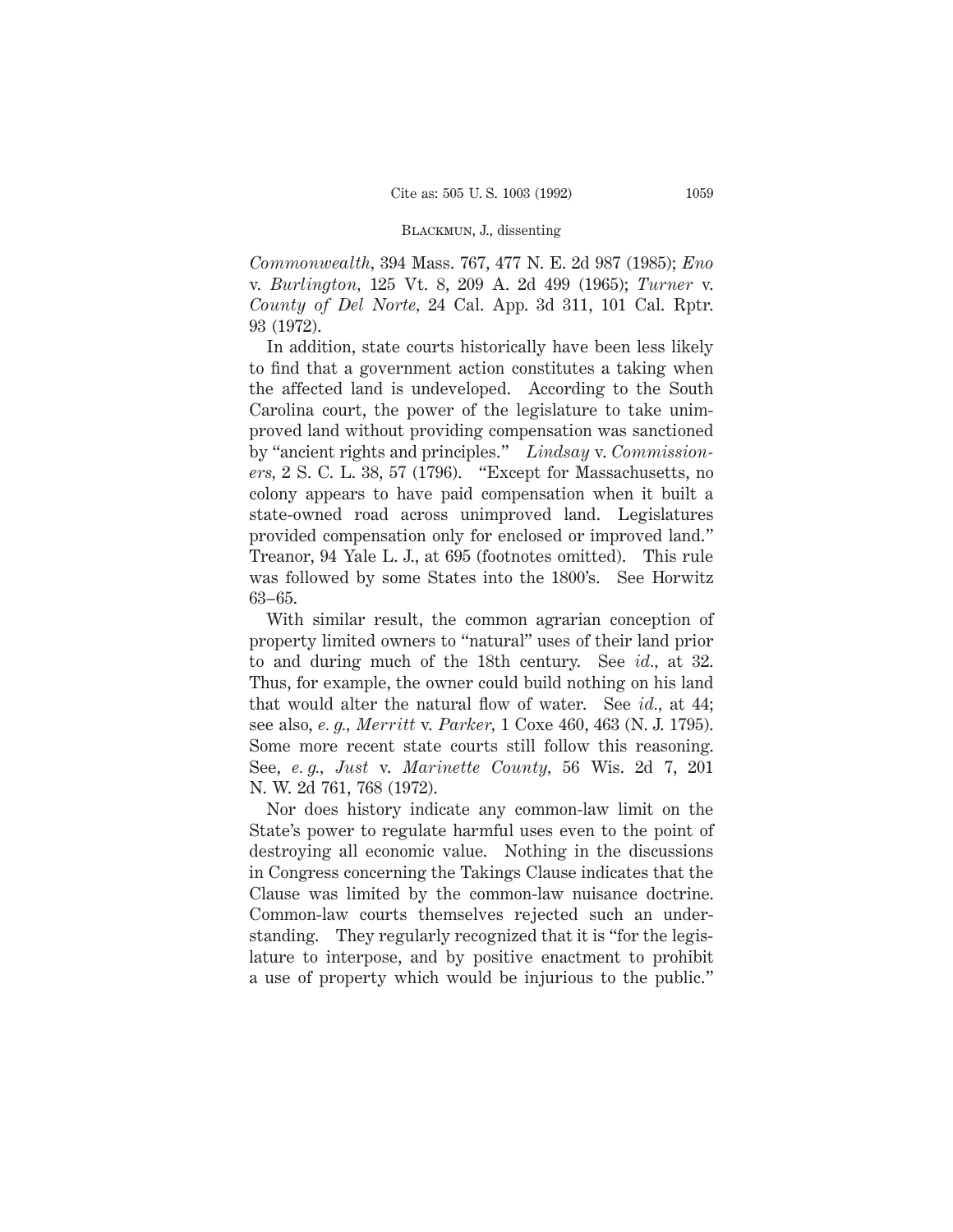*Commonwealth*, 394 Mass. 767, 477 N. E. 2d 987 (1985); *Eno* v. *Burlington*, 125 Vt. 8, 209 A. 2d 499 (1965); *Turner* v. *County of Del Norte*, 24 Cal. App. 3d 311, 101 Cal. Rptr. 93 (1972).

In addition, state courts historically have been less likely to find that a government action constitutes a taking when the affected land is undeveloped. According to the South Carolina court, the power of the legislature to take unimproved land without providing compensation was sanctioned by "ancient rights and principles." *Lindsay* v. *Commissioners*, 2 S. C. L. 38, 57 (1796). "Except for Massachusetts, no colony appears to have paid compensation when it built a state-owned road across unimproved land. Legislatures provided compensation only for enclosed or improved land." Treanor, 94 Yale L. J., at 695 (footnotes omitted). This rule was followed by some States into the 1800's. See Horwitz 63–65.

With similar result, the common agrarian conception of property limited owners to "natural" uses of their land prior to and during much of the 18th century. See *id.*, at 32. Thus, for example, the owner could build nothing on his land that would alter the natural flow of water. See *id.*, at 44; see also, *e. g.*, *Merritt* v. *Parker*, 1 Coxe 460, 463 (N. J. 1795). Some more recent state courts still follow this reasoning. See, *e. g.*, *Just* v. *Marinette County*, 56 Wis. 2d 7, 201 N. W. 2d 761, 768 (1972).

Nor does history indicate any common-law limit on the State's power to regulate harmful uses even to the point of destroying all economic value. Nothing in the discussions in Congress concerning the Takings Clause indicates that the Clause was limited by the common-law nuisance doctrine. Common-law courts themselves rejected such an understanding. They regularly recognized that it is "for the legislature to interpose, and by positive enactment to prohibit a use of property which would be injurious to the public."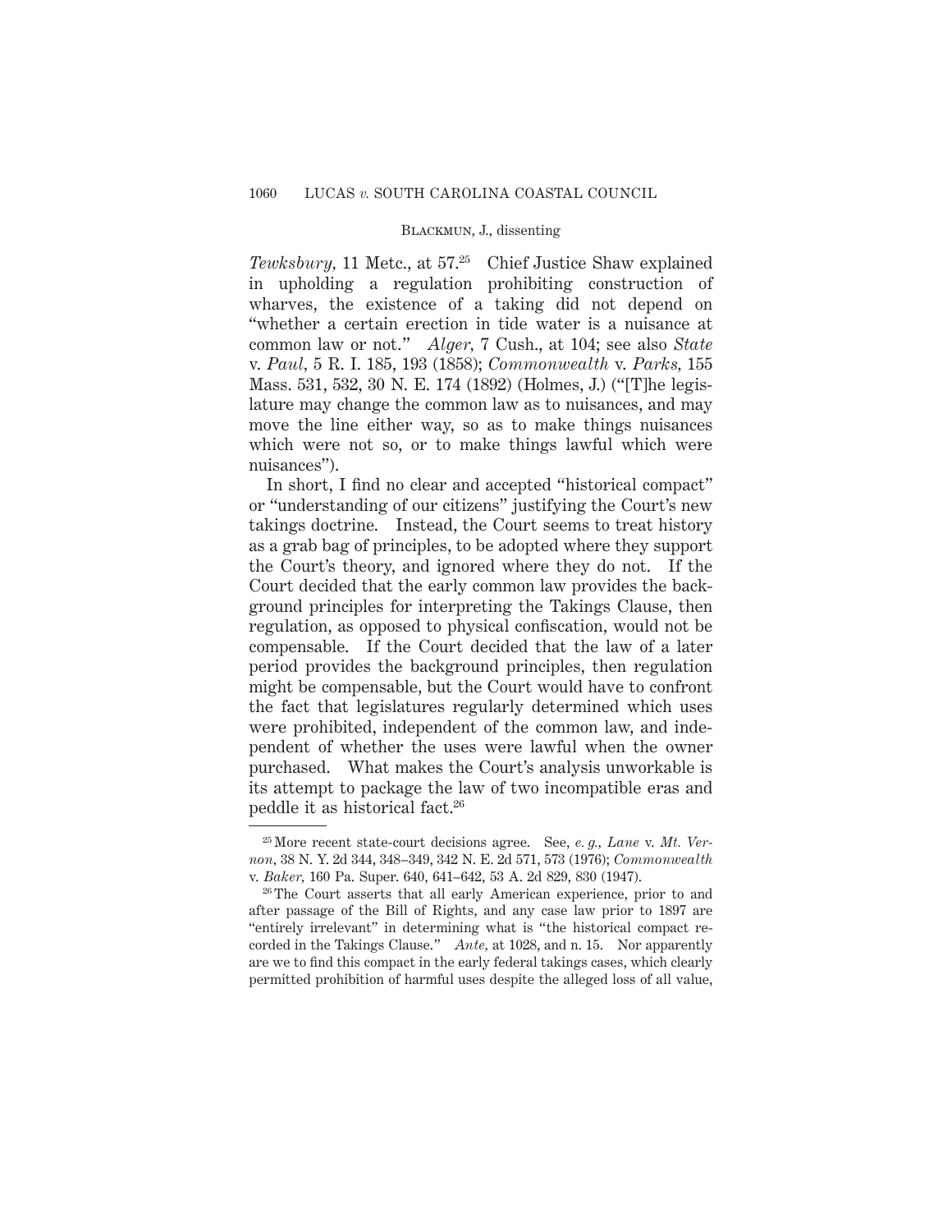*Tewksbury*, 11 Metc., at 57.[25] Chief Justice Shaw explained in upholding a regulation prohibiting construction of wharves, the existence of a taking did not depend on "whether a certain erection in tide water is a nuisance at common law or not." *Alger*, 7 Cush., at 104; see also *State* v. *Paul*, 5 R. I. 185, 193 (1858); *Commonwealth* v. *Parks*, 155 Mass. 531, 532, 30 N. E. 174 (1892) (Holmes, J.) ("[T]he legislature may change the common law as to nuisances, and may move the line either way, so as to make things nuisances which were not so, or to make things lawful which were nuisances").

In short, I find no clear and accepted "historical compact" or "understanding of our citizens" justifying the Court's new takings doctrine. Instead, the Court seems to treat history as a grab bag of principles, to be adopted where they support the Court's theory, and ignored where they do not. If the Court decided that the early common law provides the background principles for interpreting the Takings Clause, then regulation, as opposed to physical confiscation, would not be compensable. If the Court decided that the law of a later period provides the background principles, then regulation might be compensable, but the Court would have to confront the fact that legislatures regularly determined which uses were prohibited, independent of the common law, and independent of whether the uses were lawful when the owner purchased. What makes the Court's analysis unworkable is its attempt to package the law of two incompatible eras and peddle it as historical fact.[26]

---

[25] More recent state-court decisions agree. See, *e. g., Lane* v. *Mt. Vernon*, 38 N. Y. 2d 344, 348–349, 342 N. E. 2d 571, 573 (1976); *Commonwealth* v. *Baker*, 160 Pa. Super. 640, 641–642, 53 A. 2d 829, 830 (1947).

[26] The Court asserts that all early American experience, prior to and after passage of the Bill of Rights, and any case law prior to 1897 are "entirely irrelevant" in determining what is "the historical compact recorded in the Takings Clause." *Ante*, at 1028, and n. 15. Nor apparently are we to find this compact in the early federal takings cases, which clearly permitted prohibition of harmful uses despite the alleged loss of all value,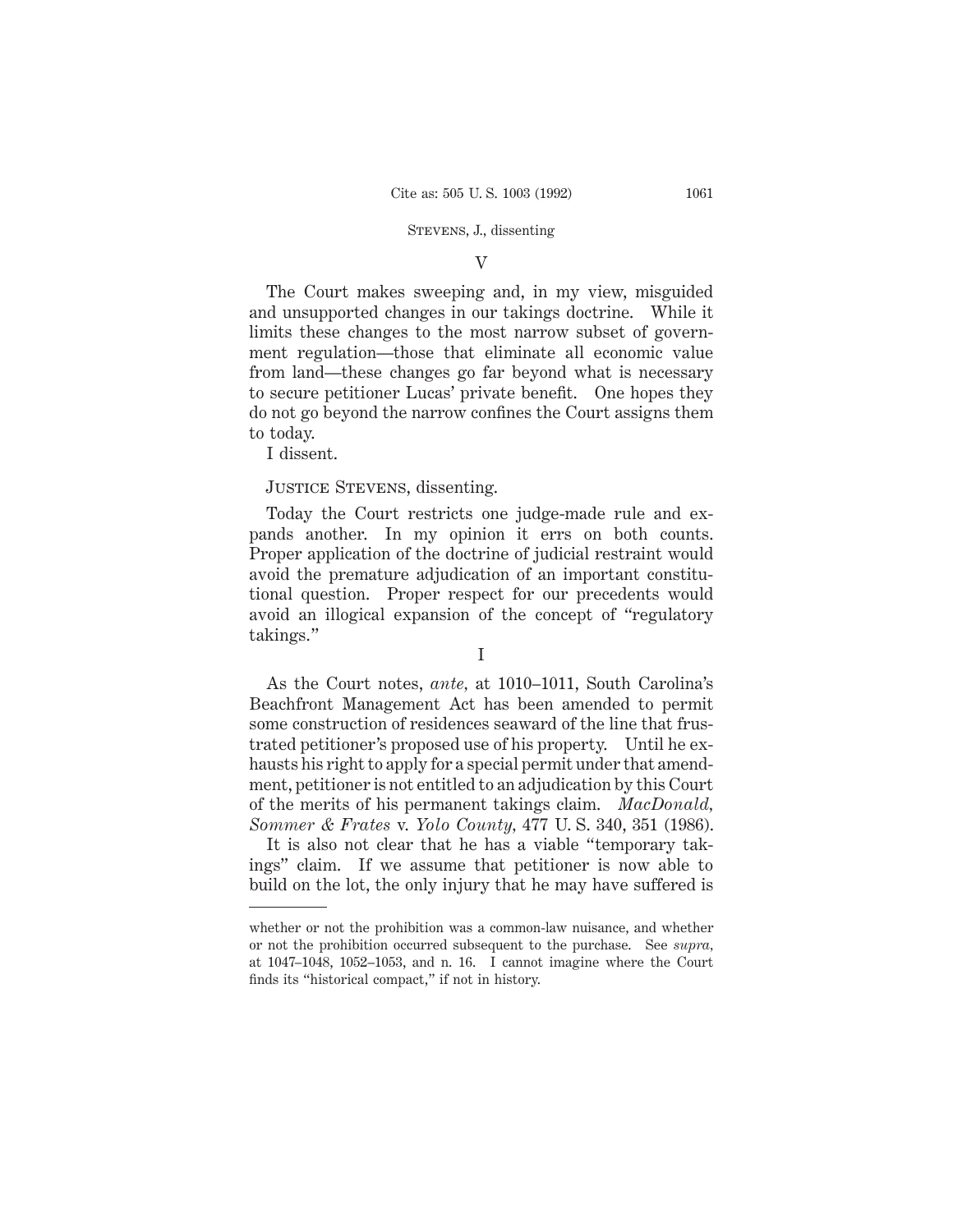V

The Court makes sweeping and, in my view, misguided and unsupported changes in our takings doctrine. While it limits these changes to the most narrow subset of government regulation—those that eliminate all economic value from land—these changes go far beyond what is necessary to secure petitioner Lucas' private benefit. One hopes they do not go beyond the narrow confines the Court assigns them to today.

I dissent.

JUSTICE STEVENS, dissenting.

Today the Court restricts one judge-made rule and expands another. In my opinion it errs on both counts. Proper application of the doctrine of judicial restraint would avoid the premature adjudication of an important constitutional question. Proper respect for our precedents would avoid an illogical expansion of the concept of "regulatory takings."

I

As the Court notes, *ante,* at 1010–1011, South Carolina's Beachfront Management Act has been amended to permit some construction of residences seaward of the line that frustrated petitioner's proposed use of his property. Until he exhausts his right to apply for a special permit under that amendment, petitioner is not entitled to an adjudication by this Court of the merits of his permanent takings claim. *MacDonald, Sommer & Frates* v. *Yolo County,* 477 U. S. 340, 351 (1986).

It is also not clear that he has a viable "temporary takings" claim. If we assume that petitioner is now able to build on the lot, the only injury that he may have suffered is

---

whether or not the prohibition was a common-law nuisance, and whether or not the prohibition occurred subsequent to the purchase. See *supra,* at 1047–1048, 1052–1053, and n. 16. I cannot imagine where the Court finds its "historical compact," if not in history.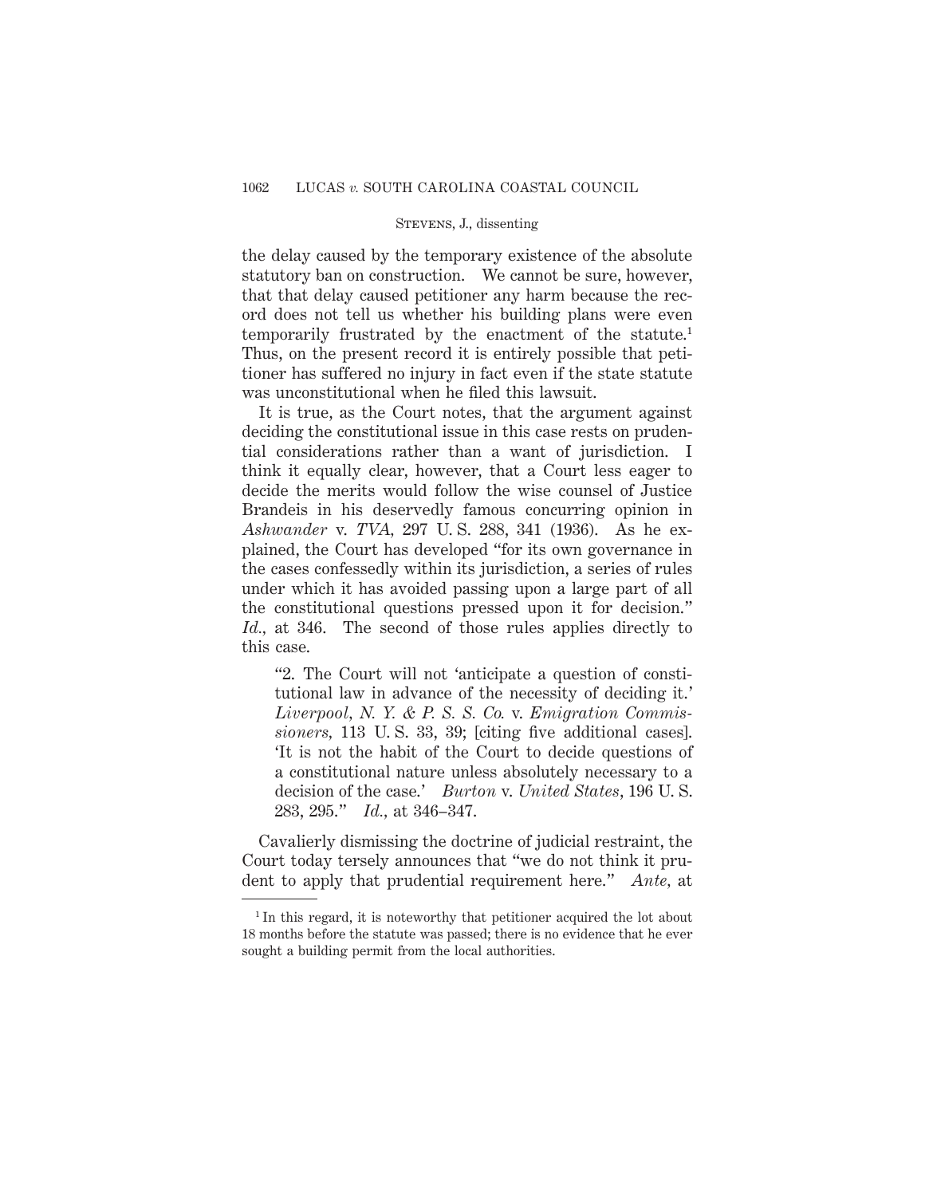the delay caused by the temporary existence of the absolute statutory ban on construction. We cannot be sure, however, that that delay caused petitioner any harm because the record does not tell us whether his building plans were even temporarily frustrated by the enactment of the statute.[1] Thus, on the present record it is entirely possible that petitioner has suffered no injury in fact even if the state statute was unconstitutional when he filed this lawsuit.

It is true, as the Court notes, that the argument against deciding the constitutional issue in this case rests on prudential considerations rather than a want of jurisdiction. I think it equally clear, however, that a Court less eager to decide the merits would follow the wise counsel of Justice Brandeis in his deservedly famous concurring opinion in *Ashwander* v. *TVA*, 297 U. S. 288, 341 (1936). As he explained, the Court has developed "for its own governance in the cases confessedly within its jurisdiction, a series of rules under which it has avoided passing upon a large part of all the constitutional questions pressed upon it for decision." *Id.*, at 346. The second of those rules applies directly to this case.

> "2. The Court will not 'anticipate a question of constitutional law in advance of the necessity of deciding it.' *Liverpool, N. Y. & P. S. S. Co.* v. *Emigration Commissioners*, 113 U. S. 33, 39; [citing five additional cases]. 'It is not the habit of the Court to decide questions of a constitutional nature unless absolutely necessary to a decision of the case.' *Burton* v. *United States*, 196 U. S. 283, 295." *Id.*, at 346–347.

Cavalierly dismissing the doctrine of judicial restraint, the Court today tersely announces that "we do not think it prudent to apply that prudential requirement here." *Ante*, at

---

[1] In this regard, it is noteworthy that petitioner acquired the lot about 18 months before the statute was passed; there is no evidence that he ever sought a building permit from the local authorities.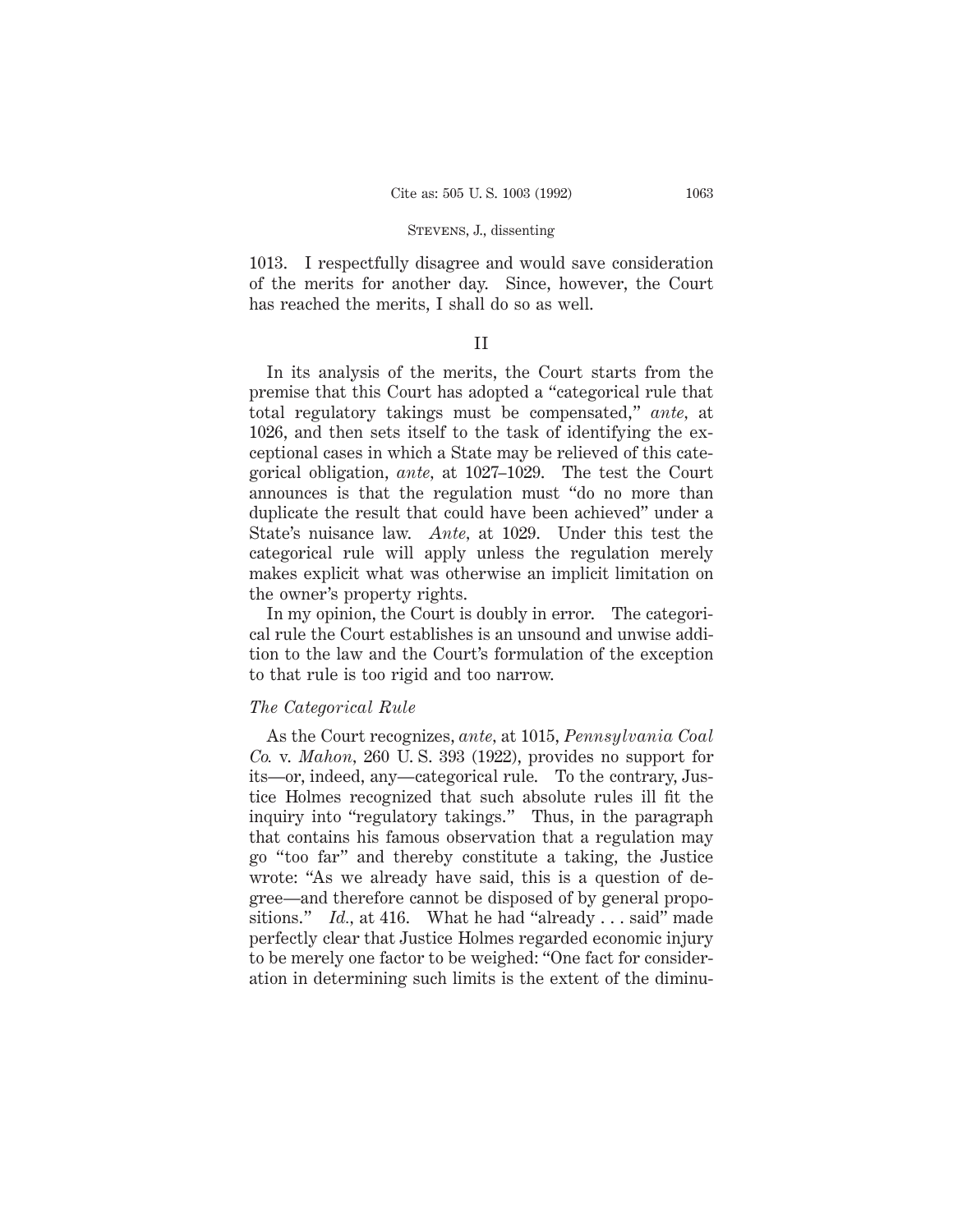1013. I respectfully disagree and would save consideration of the merits for another day. Since, however, the Court has reached the merits, I shall do so as well.

## II

In its analysis of the merits, the Court starts from the premise that this Court has adopted a "categorical rule that total regulatory takings must be compensated," *ante,* at 1026, and then sets itself to the task of identifying the exceptional cases in which a State may be relieved of this categorical obligation, *ante,* at 1027–1029. The test the Court announces is that the regulation must "do no more than duplicate the result that could have been achieved" under a State's nuisance law. *Ante,* at 1029. Under this test the categorical rule will apply unless the regulation merely makes explicit what was otherwise an implicit limitation on the owner's property rights.

In my opinion, the Court is doubly in error. The categorical rule the Court establishes is an unsound and unwise addition to the law and the Court's formulation of the exception to that rule is too rigid and too narrow.

### *The Categorical Rule*

As the Court recognizes, *ante,* at 1015, *Pennsylvania Coal Co.* v. *Mahon,* 260 U. S. 393 (1922), provides no support for its—or, indeed, any—categorical rule. To the contrary, Justice Holmes recognized that such absolute rules ill fit the inquiry into "regulatory takings." Thus, in the paragraph that contains his famous observation that a regulation may go "too far" and thereby constitute a taking, the Justice wrote: "As we already have said, this is a question of degree—and therefore cannot be disposed of by general propositions." *Id.,* at 416. What he had "already . . . said" made perfectly clear that Justice Holmes regarded economic injury to be merely one factor to be weighed: "One fact for consideration in determining such limits is the extent of the diminu-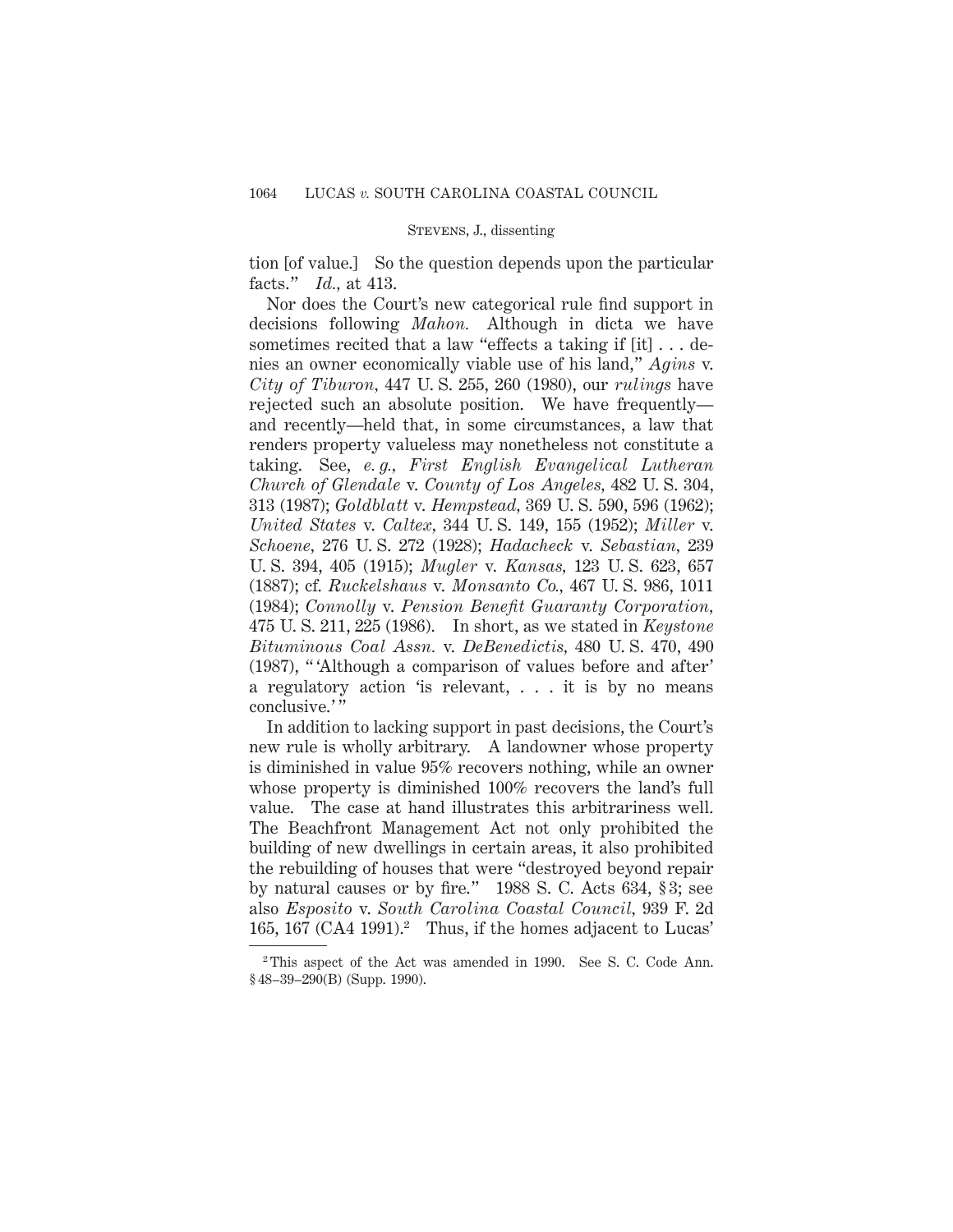tion [of value.] So the question depends upon the particular facts." *Id.*, at 413.

Nor does the Court's new categorical rule find support in decisions following *Mahon.* Although in dicta we have sometimes recited that a law "effects a taking if [it] . . . denies an owner economically viable use of his land," *Agins* v. *City of Tiburon,* 447 U. S. 255, 260 (1980), our *rulings* have rejected such an absolute position. We have frequently—and recently—held that, in some circumstances, a law that renders property valueless may nonetheless not constitute a taking. See, *e. g., First English Evangelical Lutheran Church of Glendale* v. *County of Los Angeles,* 482 U. S. 304, 313 (1987); *Goldblatt* v. *Hempstead,* 369 U. S. 590, 596 (1962); *United States* v. *Caltex,* 344 U. S. 149, 155 (1952); *Miller* v. *Schoene,* 276 U. S. 272 (1928); *Hadacheck* v. *Sebastian,* 239 U. S. 394, 405 (1915); *Mugler* v. *Kansas,* 123 U. S. 623, 657 (1887); cf. *Ruckelshaus* v. *Monsanto Co.,* 467 U. S. 986, 1011 (1984); *Connolly* v. *Pension Benefit Guaranty Corporation,* 475 U. S. 211, 225 (1986). In short, as we stated in *Keystone Bituminous Coal Assn.* v. *DeBenedictis,* 480 U. S. 470, 490 (1987), " 'Although a comparison of values before and after' a regulatory action 'is relevant, . . . it is by no means conclusive.' "

In addition to lacking support in past decisions, the Court's new rule is wholly arbitrary. A landowner whose property is diminished in value 95% recovers nothing, while an owner whose property is diminished 100% recovers the land's full value. The case at hand illustrates this arbitrariness well. The Beachfront Management Act not only prohibited the building of new dwellings in certain areas, it also prohibited the rebuilding of houses that were "destroyed beyond repair by natural causes or by fire." 1988 S. C. Acts 634, § 3; see also *Esposito* v. *South Carolina Coastal Council,* 939 F. 2d 165, 167 (CA4 1991).[2] Thus, if the homes adjacent to Lucas'

---

[2] This aspect of the Act was amended in 1990. See S. C. Code Ann. § 48–39–290(B) (Supp. 1990).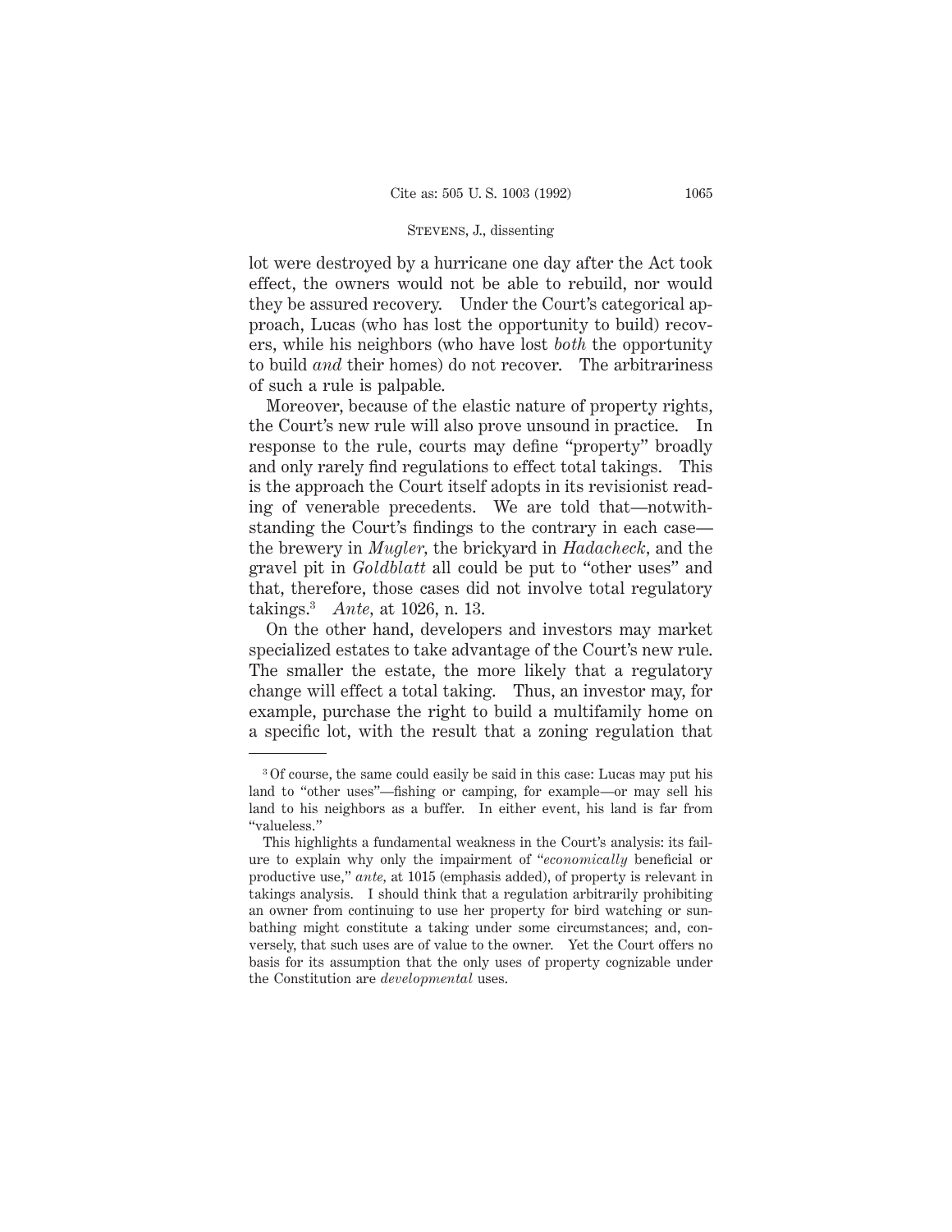lot were destroyed by a hurricane one day after the Act took effect, the owners would not be able to rebuild, nor would they be assured recovery. Under the Court's categorical approach, Lucas (who has lost the opportunity to build) recovers, while his neighbors (who have lost *both* the opportunity to build *and* their homes) do not recover. The arbitrariness of such a rule is palpable.

Moreover, because of the elastic nature of property rights, the Court's new rule will also prove unsound in practice. In response to the rule, courts may define "property" broadly and only rarely find regulations to effect total takings. This is the approach the Court itself adopts in its revisionist reading of venerable precedents. We are told that—notwithstanding the Court's findings to the contrary in each case—the brewery in *Mugler*, the brickyard in *Hadacheck*, and the gravel pit in *Goldblatt* all could be put to "other uses" and that, therefore, those cases did not involve total regulatory takings.[3] *Ante*, at 1026, n. 13.

On the other hand, developers and investors may market specialized estates to take advantage of the Court's new rule. The smaller the estate, the more likely that a regulatory change will effect a total taking. Thus, an investor may, for example, purchase the right to build a multifamily home on a specific lot, with the result that a zoning regulation that

---

[3] Of course, the same could easily be said in this case: Lucas may put his land to "other uses"—fishing or camping, for example—or may sell his land to his neighbors as a buffer. In either event, his land is far from "valueless."

This highlights a fundamental weakness in the Court's analysis: its failure to explain why only the impairment of "*economically* beneficial or productive use," *ante*, at 1015 (emphasis added), of property is relevant in takings analysis. I should think that a regulation arbitrarily prohibiting an owner from continuing to use her property for bird watching or sunbathing might constitute a taking under some circumstances; and, conversely, that such uses are of value to the owner. Yet the Court offers no basis for its assumption that the only uses of property cognizable under the Constitution are *developmental* uses.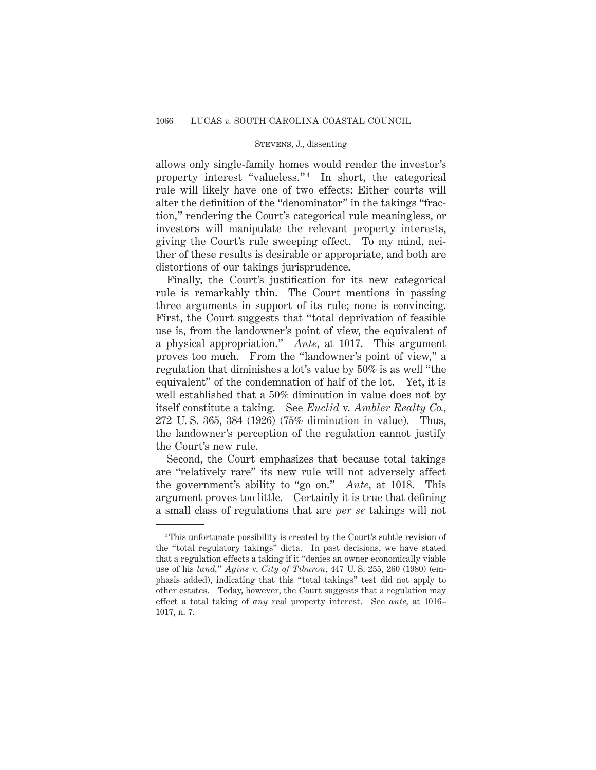allows only single-family homes would render the investor's property interest "valueless."[4] In short, the categorical rule will likely have one of two effects: Either courts will alter the definition of the "denominator" in the takings "fraction," rendering the Court's categorical rule meaningless, or investors will manipulate the relevant property interests, giving the Court's rule sweeping effect. To my mind, neither of these results is desirable or appropriate, and both are distortions of our takings jurisprudence.

Finally, the Court's justification for its new categorical rule is remarkably thin. The Court mentions in passing three arguments in support of its rule; none is convincing. First, the Court suggests that "total deprivation of feasible use is, from the landowner's point of view, the equivalent of a physical appropriation." *Ante,* at 1017. This argument proves too much. From the "landowner's point of view," a regulation that diminishes a lot's value by 50% is as well "the equivalent" of the condemnation of half of the lot. Yet, it is well established that a 50% diminution in value does not by itself constitute a taking. See *Euclid* v. *Ambler Realty Co.,* 272 U. S. 365, 384 (1926) (75% diminution in value). Thus, the landowner's perception of the regulation cannot justify the Court's new rule.

Second, the Court emphasizes that because total takings are "relatively rare" its new rule will not adversely affect the government's ability to "go on." *Ante,* at 1018. This argument proves too little. Certainly it is true that defining a small class of regulations that are *per se* takings will not

---

[4] This unfortunate possibility is created by the Court's subtle revision of the "total regulatory takings" dicta. In past decisions, we have stated that a regulation effects a taking if it "denies an owner economically viable use of his *land,*" *Agins* v. *City of Tiburon,* 447 U. S. 255, 260 (1980) (emphasis added), indicating that this "total takings" test did not apply to other estates. Today, however, the Court suggests that a regulation may effect a total taking of *any* real property interest. See *ante,* at 1016–1017, n. 7.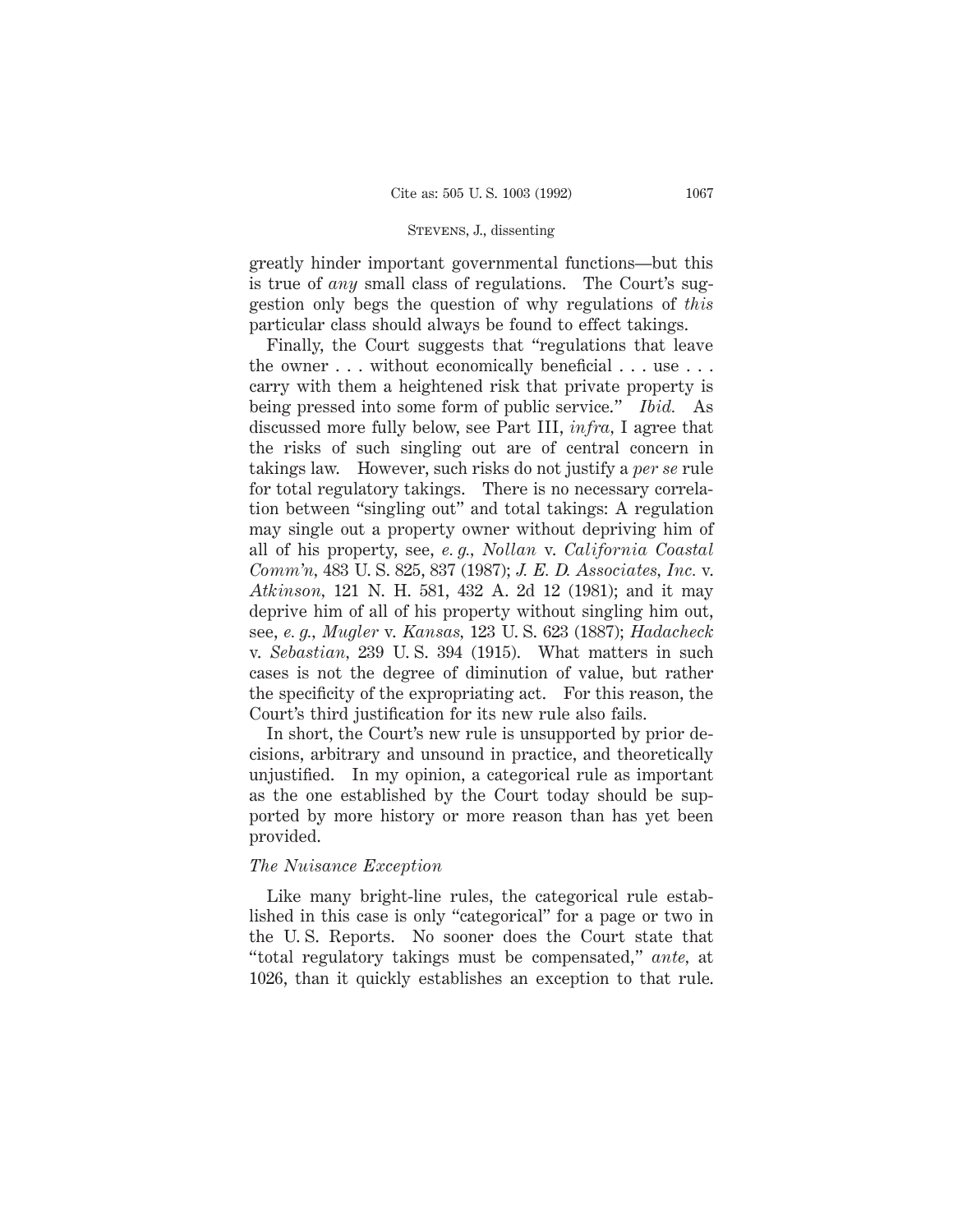greatly hinder important governmental functions—but this is true of *any* small class of regulations. The Court's suggestion only begs the question of why regulations of *this* particular class should always be found to effect takings.

Finally, the Court suggests that "regulations that leave the owner . . . without economically beneficial . . . use . . . carry with them a heightened risk that private property is being pressed into some form of public service." *Ibid.* As discussed more fully below, see Part III, *infra*, I agree that the risks of such singling out are of central concern in takings law. However, such risks do not justify a *per se* rule for total regulatory takings. There is no necessary correlation between "singling out" and total takings: A regulation may single out a property owner without depriving him of all of his property, see, *e. g., Nollan* v. *California Coastal Comm'n*, 483 U. S. 825, 837 (1987); *J. E. D. Associates, Inc.* v. *Atkinson*, 121 N. H. 581, 432 A. 2d 12 (1981); and it may deprive him of all of his property without singling him out, see, *e. g., Mugler* v. *Kansas*, 123 U. S. 623 (1887); *Hadacheck* v. *Sebastian*, 239 U. S. 394 (1915). What matters in such cases is not the degree of diminution of value, but rather the specificity of the expropriating act. For this reason, the Court's third justification for its new rule also fails.

In short, the Court's new rule is unsupported by prior decisions, arbitrary and unsound in practice, and theoretically unjustified. In my opinion, a categorical rule as important as the one established by the Court today should be supported by more history or more reason than has yet been provided.

*The Nuisance Exception*

Like many bright-line rules, the categorical rule established in this case is only "categorical" for a page or two in the U. S. Reports. No sooner does the Court state that "total regulatory takings must be compensated," *ante*, at 1026, than it quickly establishes an exception to that rule.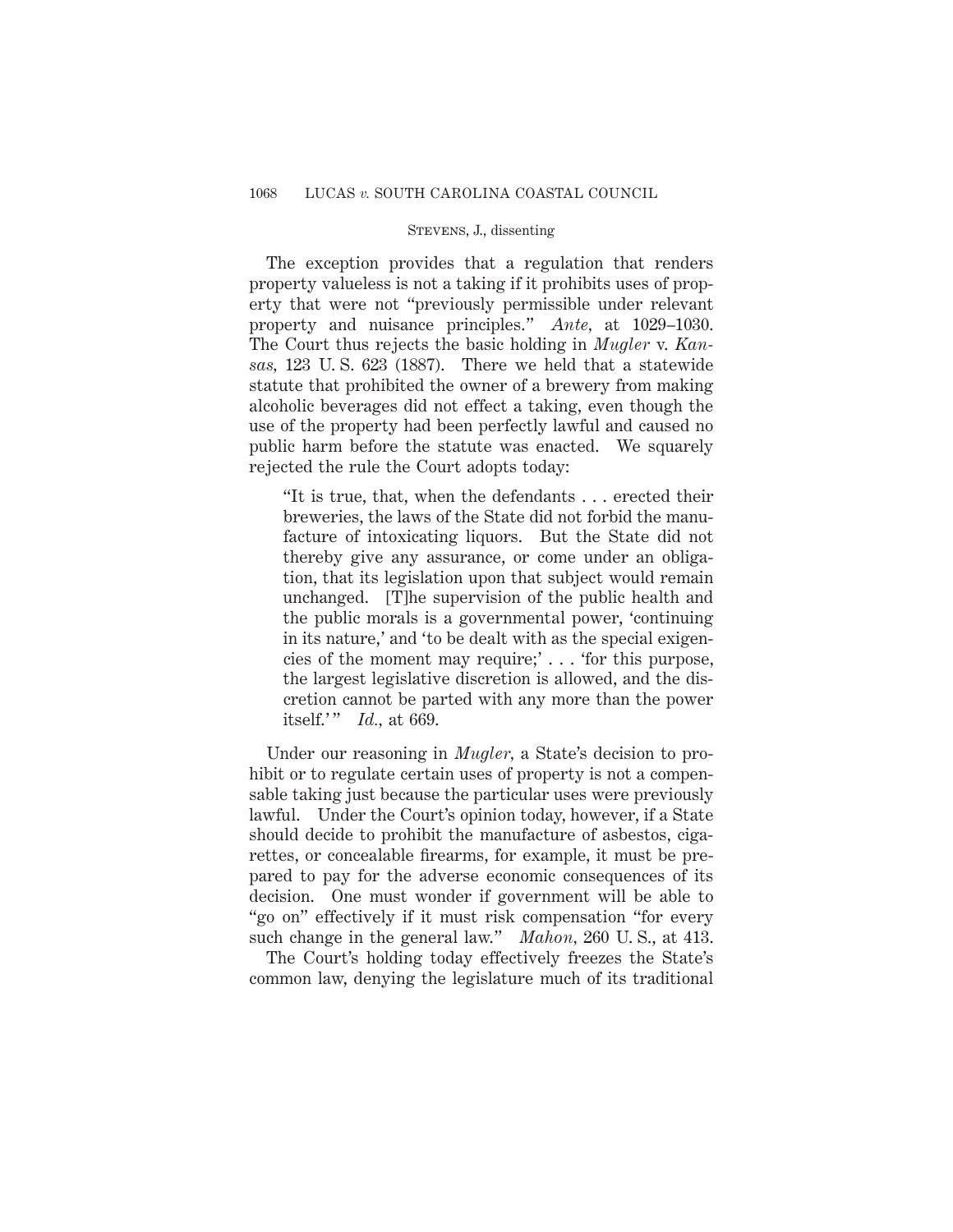The exception provides that a regulation that renders property valueless is not a taking if it prohibits uses of property that were not "previously permissible under relevant property and nuisance principles." *Ante*, at 1029–1030. The Court thus rejects the basic holding in *Mugler* v. *Kansas*, 123 U. S. 623 (1887). There we held that a statewide statute that prohibited the owner of a brewery from making alcoholic beverages did not effect a taking, even though the use of the property had been perfectly lawful and caused no public harm before the statute was enacted. We squarely rejected the rule the Court adopts today:

> "It is true, that, when the defendants . . . erected their breweries, the laws of the State did not forbid the manufacture of intoxicating liquors. But the State did not thereby give any assurance, or come under an obligation, that its legislation upon that subject would remain unchanged. [T]he supervision of the public health and the public morals is a governmental power, 'continuing in its nature,' and 'to be dealt with as the special exigencies of the moment may require;' . . . 'for this purpose, the largest legislative discretion is allowed, and the discretion cannot be parted with any more than the power itself.'" *Id.,* at 669.

Under our reasoning in *Mugler*, a State's decision to prohibit or to regulate certain uses of property is not a compensable taking just because the particular uses were previously lawful. Under the Court's opinion today, however, if a State should decide to prohibit the manufacture of asbestos, cigarettes, or concealable firearms, for example, it must be prepared to pay for the adverse economic consequences of its decision. One must wonder if government will be able to "go on" effectively if it must risk compensation "for every such change in the general law." *Mahon*, 260 U. S., at 413.

The Court's holding today effectively freezes the State's common law, denying the legislature much of its traditional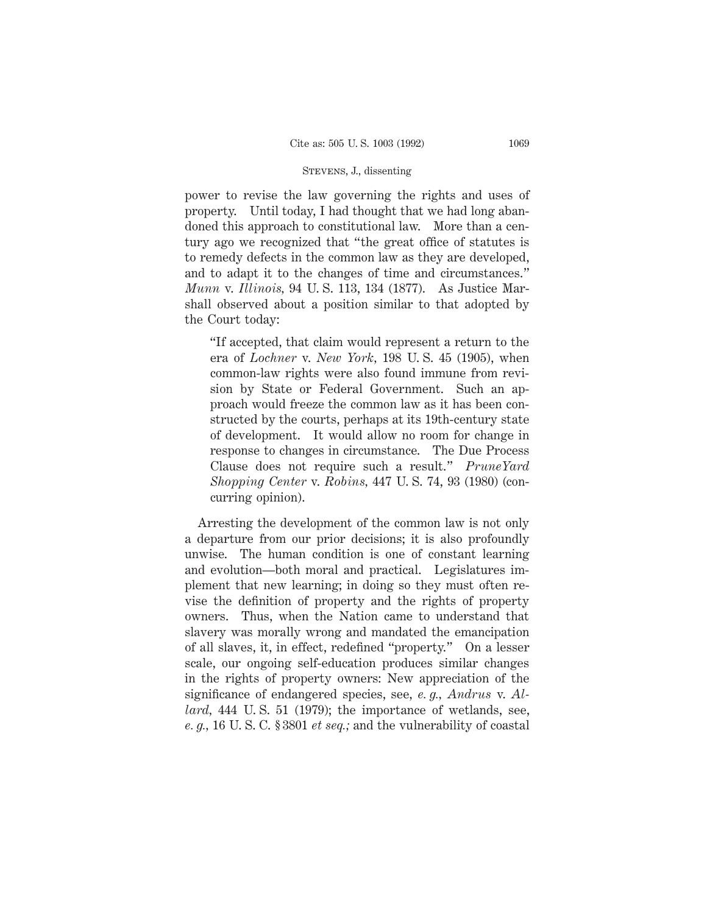power to revise the law governing the rights and uses of property. Until today, I had thought that we had long abandoned this approach to constitutional law. More than a century ago we recognized that "the great office of statutes is to remedy defects in the common law as they are developed, and to adapt it to the changes of time and circumstances." *Munn* v. *Illinois*, 94 U. S. 113, 134 (1877). As Justice Marshall observed about a position similar to that adopted by the Court today:

> "If accepted, that claim would represent a return to the era of *Lochner* v. *New York*, 198 U. S. 45 (1905), when common-law rights were also found immune from revision by State or Federal Government. Such an approach would freeze the common law as it has been constructed by the courts, perhaps at its 19th-century state of development. It would allow no room for change in response to changes in circumstance. The Due Process Clause does not require such a result." *PruneYard Shopping Center* v. *Robins*, 447 U. S. 74, 93 (1980) (concurring opinion).

Arresting the development of the common law is not only a departure from our prior decisions; it is also profoundly unwise. The human condition is one of constant learning and evolution—both moral and practical. Legislatures implement that new learning; in doing so they must often revise the definition of property and the rights of property owners. Thus, when the Nation came to understand that slavery was morally wrong and mandated the emancipation of all slaves, it, in effect, redefined "property." On a lesser scale, our ongoing self-education produces similar changes in the rights of property owners: New appreciation of the significance of endangered species, see, *e. g., Andrus* v. *Allard*, 444 U. S. 51 (1979); the importance of wetlands, see, *e. g.*, 16 U. S. C. § 3801 *et seq.;* and the vulnerability of coastal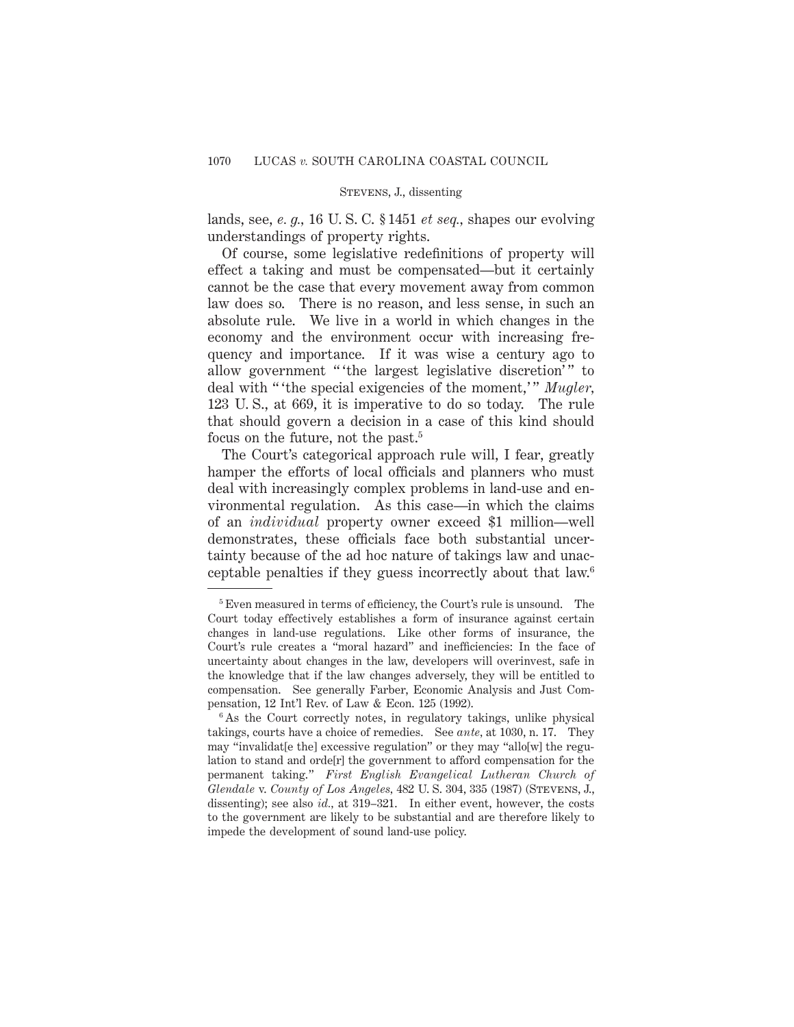lands, see, *e. g.*, 16 U. S. C. § 1451 *et seq.*, shapes our evolving understandings of property rights.

Of course, some legislative redefinitions of property will effect a taking and must be compensated—but it certainly cannot be the case that every movement away from common law does so. There is no reason, and less sense, in such an absolute rule. We live in a world in which changes in the economy and the environment occur with increasing frequency and importance. If it was wise a century ago to allow government " 'the largest legislative discretion' " to deal with " 'the special exigencies of the moment,' " *Mugler*, 123 U. S., at 669, it is imperative to do so today. The rule that should govern a decision in a case of this kind should focus on the future, not the past.[5]

The Court's categorical approach rule will, I fear, greatly hamper the efforts of local officials and planners who must deal with increasingly complex problems in land-use and environmental regulation. As this case—in which the claims of an *individual* property owner exceed $1 million—well demonstrates, these officials face both substantial uncertainty because of the ad hoc nature of takings law and unacceptable penalties if they guess incorrectly about that law.[6]

---

[5] Even measured in terms of efficiency, the Court's rule is unsound. The Court today effectively establishes a form of insurance against certain changes in land-use regulations. Like other forms of insurance, the Court's rule creates a "moral hazard" and inefficiencies: In the face of uncertainty about changes in the law, developers will overinvest, safe in the knowledge that if the law changes adversely, they will be entitled to compensation. See generally Farber, Economic Analysis and Just Compensation, 12 Int'l Rev. of Law & Econ. 125 (1992).

[6] As the Court correctly notes, in regulatory takings, unlike physical takings, courts have a choice of remedies. See *ante*, at 1030, n. 17. They may "invalidat[e the] excessive regulation" or they may "allo[w] the regulation to stand and orde[r] the government to afford compensation for the permanent taking." *First English Evangelical Lutheran Church of Glendale* v. *County of Los Angeles*, 482 U. S. 304, 335 (1987) (Stevens, J., dissenting); see also *id.*, at 319–321. In either event, however, the costs to the government are likely to be substantial and are therefore likely to impede the development of sound land-use policy.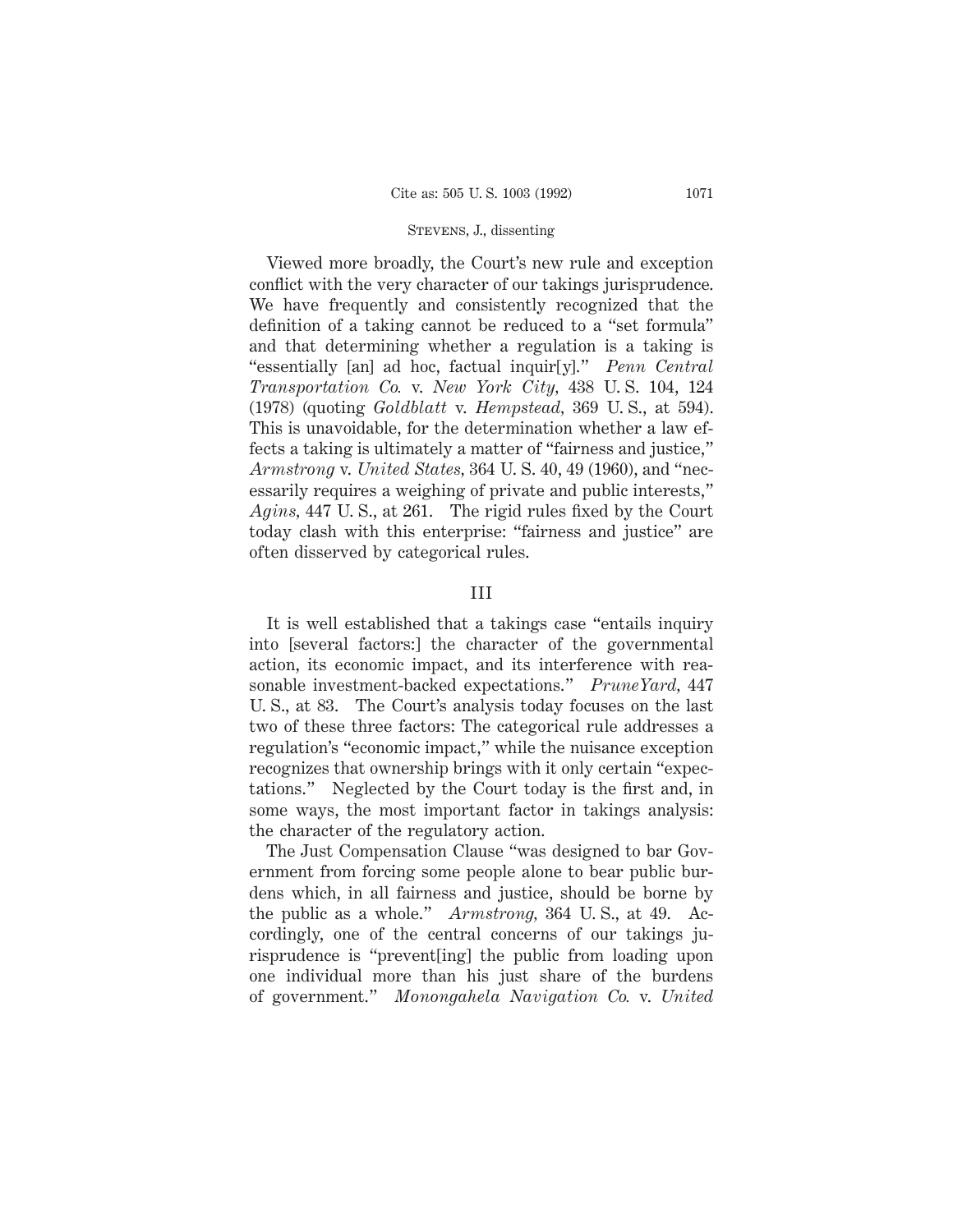Viewed more broadly, the Court's new rule and exception conflict with the very character of our takings jurisprudence. We have frequently and consistently recognized that the definition of a taking cannot be reduced to a "set formula" and that determining whether a regulation is a taking is "essentially [an] ad hoc, factual inquir[y]." *Penn Central Transportation Co.* v. *New York City*, 438 U. S. 104, 124 (1978) (quoting *Goldblatt* v. *Hempstead*, 369 U. S., at 594). This is unavoidable, for the determination whether a law effects a taking is ultimately a matter of "fairness and justice," *Armstrong* v. *United States*, 364 U. S. 40, 49 (1960), and "necessarily requires a weighing of private and public interests," *Agins*, 447 U. S., at 261. The rigid rules fixed by the Court today clash with this enterprise: "fairness and justice" are often disserved by categorical rules.

## III

It is well established that a takings case "entails inquiry into [several factors:] the character of the governmental action, its economic impact, and its interference with reasonable investment-backed expectations." *PruneYard*, 447 U. S., at 83. The Court's analysis today focuses on the last two of these three factors: The categorical rule addresses a regulation's "economic impact," while the nuisance exception recognizes that ownership brings with it only certain "expectations." Neglected by the Court today is the first and, in some ways, the most important factor in takings analysis: the character of the regulatory action.

The Just Compensation Clause "was designed to bar Government from forcing some people alone to bear public burdens which, in all fairness and justice, should be borne by the public as a whole." *Armstrong*, 364 U. S., at 49. Accordingly, one of the central concerns of our takings jurisprudence is "prevent[ing] the public from loading upon one individual more than his just share of the burdens of government." *Monongahela Navigation Co.* v. *United*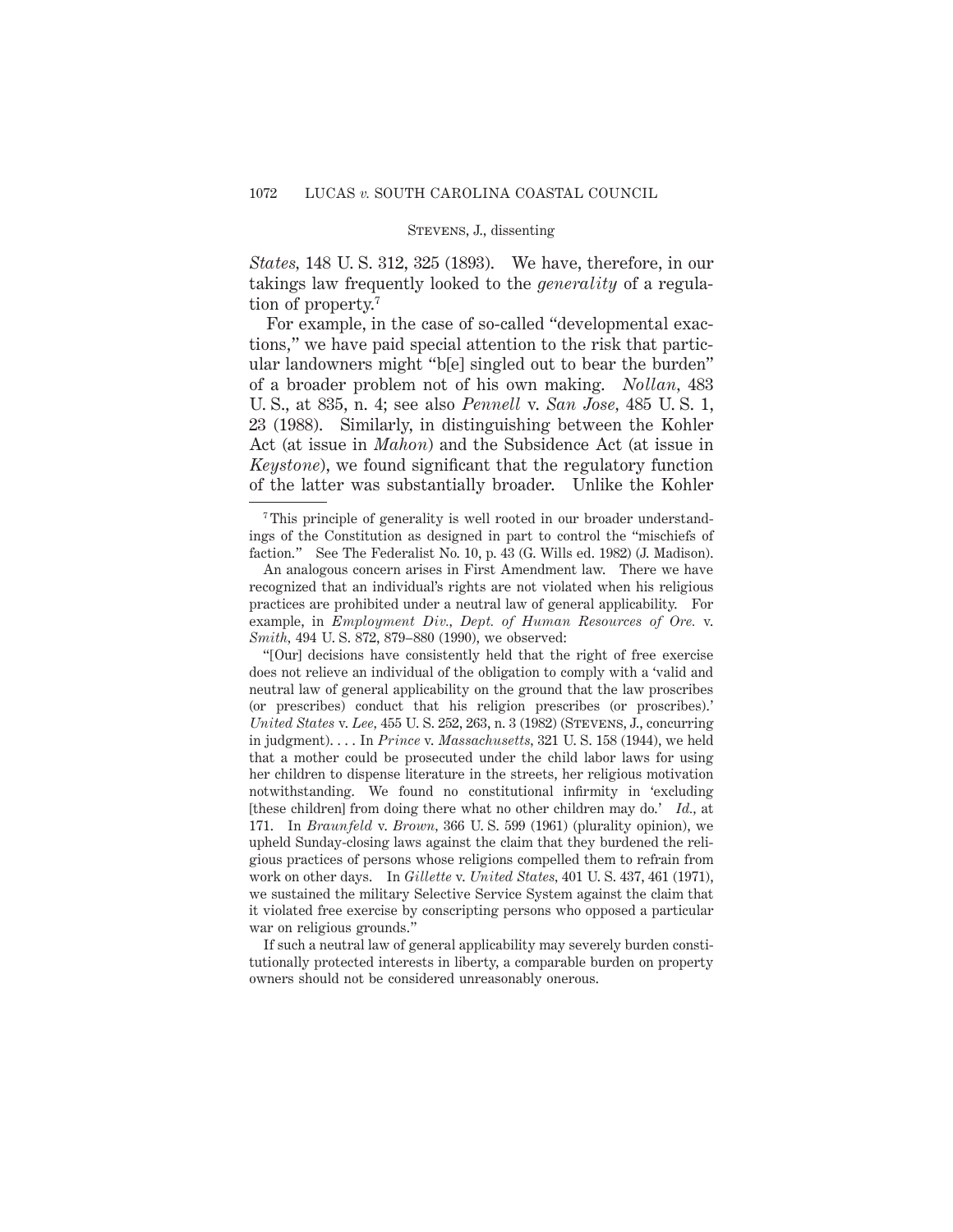*States*, 148 U. S. 312, 325 (1893). We have, therefore, in our takings law frequently looked to the *generality* of a regulation of property.[7]

For example, in the case of so-called "developmental exactions," we have paid special attention to the risk that particular landowners might "b[e] singled out to bear the burden" of a broader problem not of his own making. *Nollan*, 483 U. S., at 835, n. 4; see also *Pennell* v. *San Jose*, 485 U. S. 1, 23 (1988). Similarly, in distinguishing between the Kohler Act (at issue in *Mahon*) and the Subsidence Act (at issue in *Keystone*), we found significant that the regulatory function of the latter was substantially broader. Unlike the Kohler

---

[7] This principle of generality is well rooted in our broader understandings of the Constitution as designed in part to control the "mischiefs of faction." See The Federalist No. 10, p. 43 (G. Wills ed. 1982) (J. Madison).

An analogous concern arises in First Amendment law. There we have recognized that an individual's rights are not violated when his religious practices are prohibited under a neutral law of general applicability. For example, in *Employment Div., Dept. of Human Resources of Ore.* v. *Smith*, 494 U. S. 872, 879–880 (1990), we observed:

"[Our] decisions have consistently held that the right of free exercise does not relieve an individual of the obligation to comply with a 'valid and neutral law of general applicability on the ground that the law proscribes (or prescribes) conduct that his religion prescribes (or proscribes).' *United States* v. *Lee*, 455 U. S. 252, 263, n. 3 (1982) (Stevens, J., concurring in judgment). . . . In *Prince* v. *Massachusetts*, 321 U. S. 158 (1944), we held that a mother could be prosecuted under the child labor laws for using her children to dispense literature in the streets, her religious motivation notwithstanding. We found no constitutional infirmity in 'excluding [these children] from doing there what no other children may do.' *Id.*, at 171. In *Braunfeld* v. *Brown*, 366 U. S. 599 (1961) (plurality opinion), we upheld Sunday-closing laws against the claim that they burdened the religious practices of persons whose religions compelled them to refrain from work on other days. In *Gillette* v. *United States*, 401 U. S. 437, 461 (1971), we sustained the military Selective Service System against the claim that it violated free exercise by conscripting persons who opposed a particular war on religious grounds."

If such a neutral law of general applicability may severely burden constitutionally protected interests in liberty, a comparable burden on property owners should not be considered unreasonably onerous.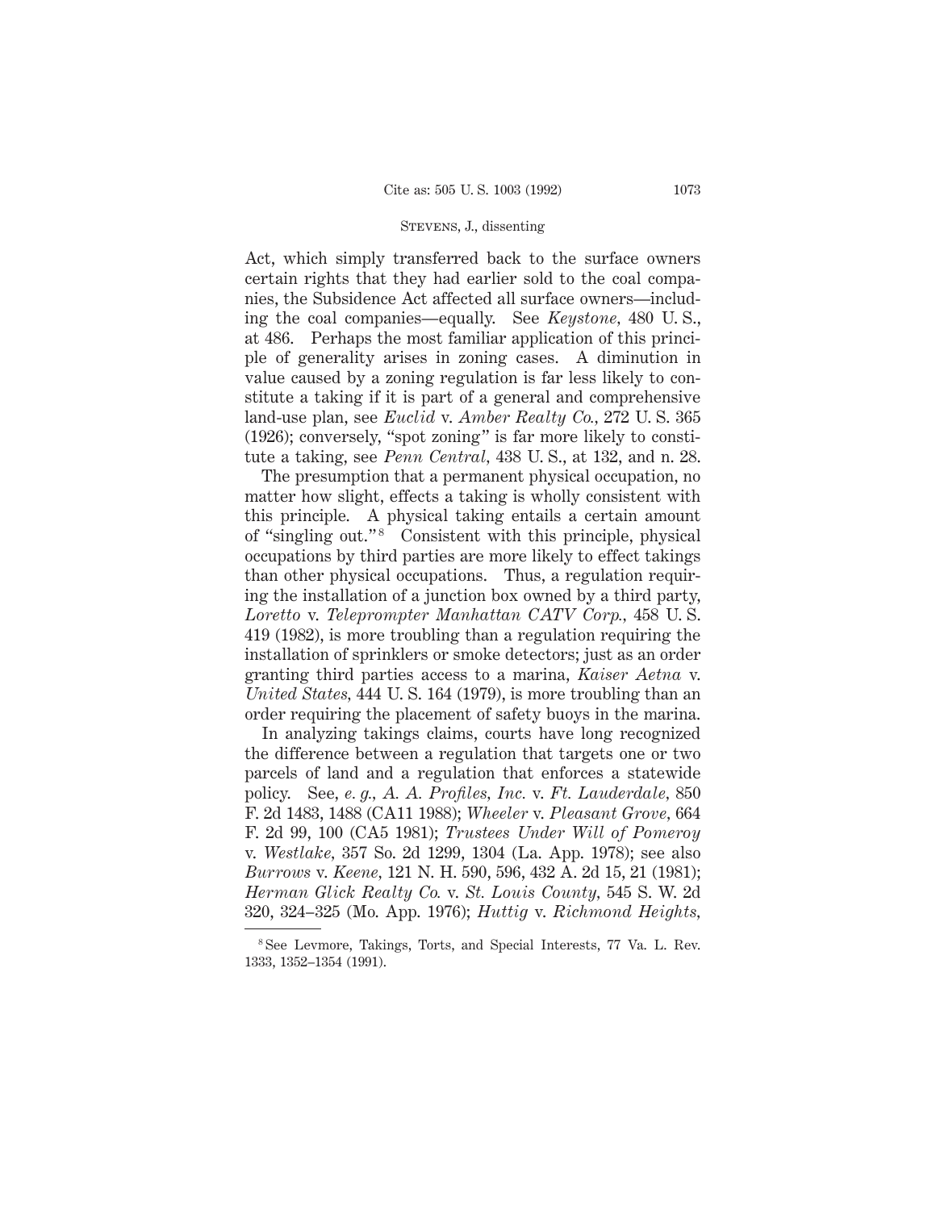Act, which simply transferred back to the surface owners certain rights that they had earlier sold to the coal companies, the Subsidence Act affected all surface owners—including the coal companies—equally. See *Keystone*, 480 U. S., at 486. Perhaps the most familiar application of this principle of generality arises in zoning cases. A diminution in value caused by a zoning regulation is far less likely to constitute a taking if it is part of a general and comprehensive land-use plan, see *Euclid* v. *Amber Realty Co.*, 272 U. S. 365 (1926); conversely, "spot zoning" is far more likely to constitute a taking, see *Penn Central*, 438 U. S., at 132, and n. 28.

The presumption that a permanent physical occupation, no matter how slight, effects a taking is wholly consistent with this principle. A physical taking entails a certain amount of "singling out."[8] Consistent with this principle, physical occupations by third parties are more likely to effect takings than other physical occupations. Thus, a regulation requiring the installation of a junction box owned by a third party, *Loretto* v. *Teleprompter Manhattan CATV Corp.*, 458 U. S. 419 (1982), is more troubling than a regulation requiring the installation of sprinklers or smoke detectors; just as an order granting third parties access to a marina, *Kaiser Aetna* v. *United States*, 444 U. S. 164 (1979), is more troubling than an order requiring the placement of safety buoys in the marina.

In analyzing takings claims, courts have long recognized the difference between a regulation that targets one or two parcels of land and a regulation that enforces a statewide policy. See, *e. g.*, *A. A. Profiles, Inc.* v. *Ft. Lauderdale*, 850 F. 2d 1483, 1488 (CA11 1988); *Wheeler* v. *Pleasant Grove*, 664 F. 2d 99, 100 (CA5 1981); *Trustees Under Will of Pomeroy* v. *Westlake*, 357 So. 2d 1299, 1304 (La. App. 1978); see also *Burrows* v. *Keene*, 121 N. H. 590, 596, 432 A. 2d 15, 21 (1981); *Herman Glick Realty Co.* v. *St. Louis County*, 545 S. W. 2d 320, 324–325 (Mo. App. 1976); *Huttig* v. *Richmond Heights*,

[8] See Levmore, Takings, Torts, and Special Interests, 77 Va. L. Rev. 1333, 1352–1354 (1991).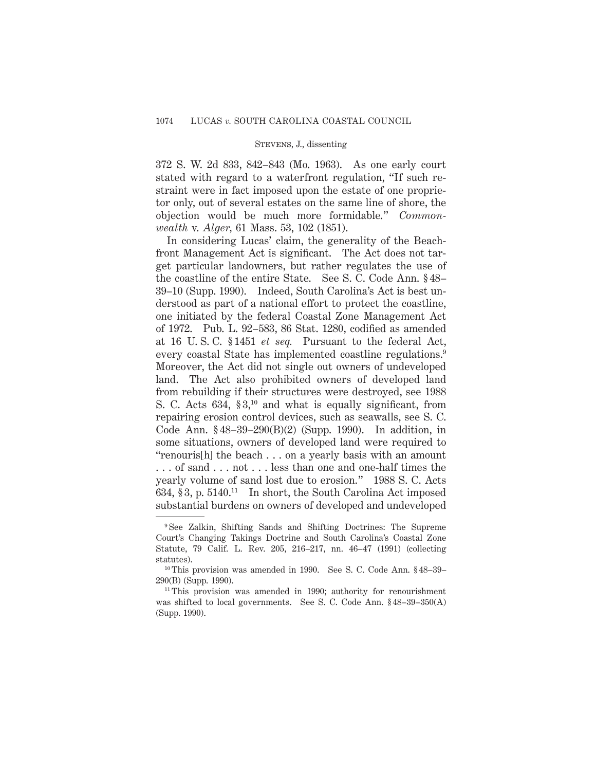372 S. W. 2d 833, 842–843 (Mo. 1963). As one early court stated with regard to a waterfront regulation, "If such restraint were in fact imposed upon the estate of one proprietor only, out of several estates on the same line of shore, the objection would be much more formidable." *Commonwealth* v. *Alger*, 61 Mass. 53, 102 (1851).

In considering Lucas' claim, the generality of the Beachfront Management Act is significant. The Act does not target particular landowners, but rather regulates the use of the coastline of the entire State. See S. C. Code Ann. § 48–39–10 (Supp. 1990). Indeed, South Carolina's Act is best understood as part of a national effort to protect the coastline, one initiated by the federal Coastal Zone Management Act of 1972. Pub. L. 92–583, 86 Stat. 1280, codified as amended at 16 U. S. C. § 1451 *et seq.* Pursuant to the federal Act, every coastal State has implemented coastline regulations.[9] Moreover, the Act did not single out owners of undeveloped land. The Act also prohibited owners of developed land from rebuilding if their structures were destroyed, see 1988 S. C. Acts 634, § 3,[10] and what is equally significant, from repairing erosion control devices, such as seawalls, see S. C. Code Ann. § 48–39–290(B)(2) (Supp. 1990). In addition, in some situations, owners of developed land were required to "renouris[h] the beach . . . on a yearly basis with an amount . . . of sand . . . not . . . less than one and one-half times the yearly volume of sand lost due to erosion." 1988 S. C. Acts 634, § 3, p. 5140.[11] In short, the South Carolina Act imposed substantial burdens on owners of developed and undeveloped

---

[9] See Zalkin, Shifting Sands and Shifting Doctrines: The Supreme Court's Changing Takings Doctrine and South Carolina's Coastal Zone Statute, 79 Calif. L. Rev. 205, 216–217, nn. 46–47 (1991) (collecting statutes).

[10] This provision was amended in 1990. See S. C. Code Ann. § 48–39–290(B) (Supp. 1990).

[11] This provision was amended in 1990; authority for renourishment was shifted to local governments. See S. C. Code Ann. § 48–39–350(A) (Supp. 1990).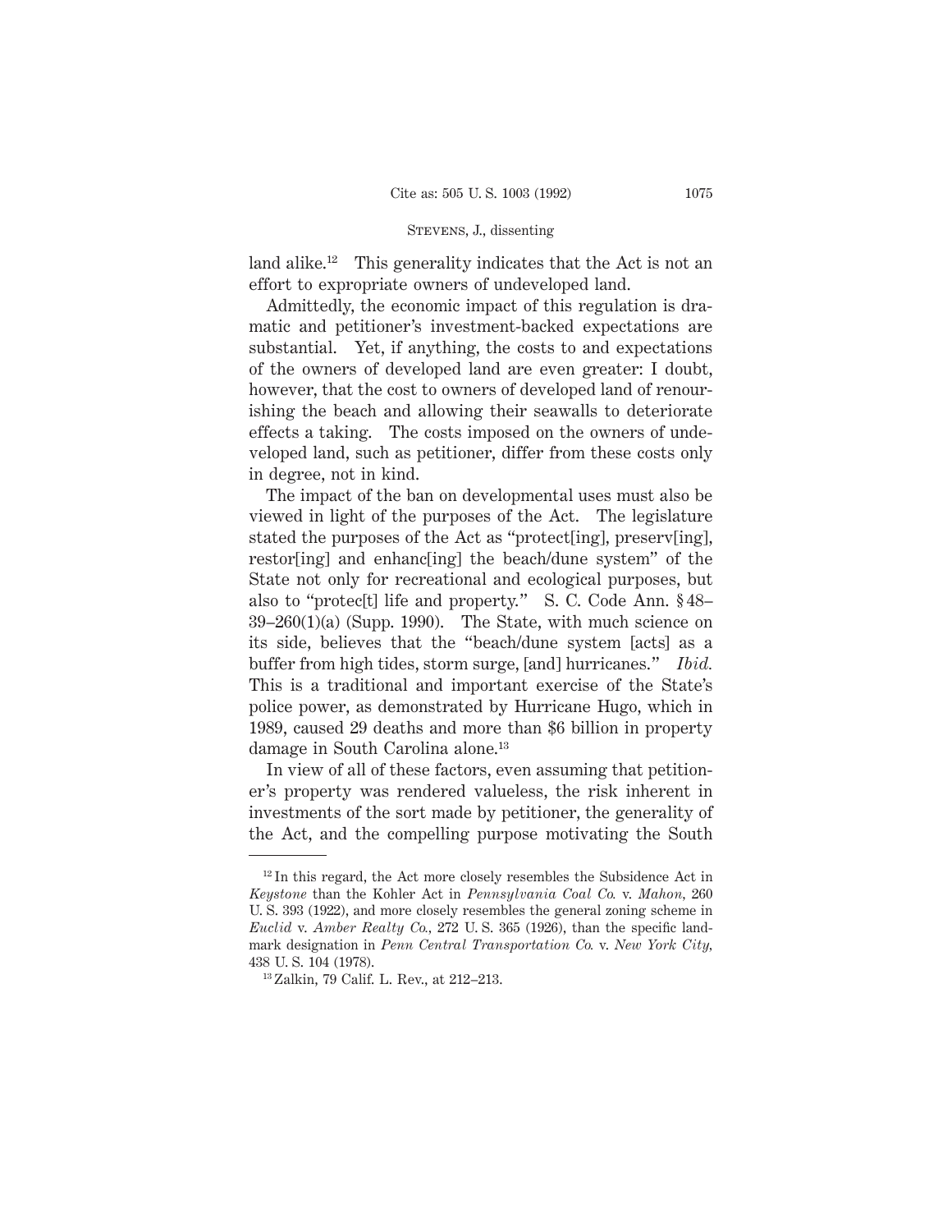land alike.[12] This generality indicates that the Act is not an effort to expropriate owners of undeveloped land.

Admittedly, the economic impact of this regulation is dramatic and petitioner's investment-backed expectations are substantial. Yet, if anything, the costs to and expectations of the owners of developed land are even greater: I doubt, however, that the cost to owners of developed land of renourishing the beach and allowing their seawalls to deteriorate effects a taking. The costs imposed on the owners of undeveloped land, such as petitioner, differ from these costs only in degree, not in kind.

The impact of the ban on developmental uses must also be viewed in light of the purposes of the Act. The legislature stated the purposes of the Act as "protect[ing], preserv[ing], restor[ing] and enhanc[ing] the beach/dune system" of the State not only for recreational and ecological purposes, but also to "protec[t] life and property." S. C. Code Ann. § 48–39–260(1)(a) (Supp. 1990). The State, with much science on its side, believes that the "beach/dune system [acts] as a buffer from high tides, storm surge, [and] hurricanes." *Ibid.* This is a traditional and important exercise of the State's police power, as demonstrated by Hurricane Hugo, which in 1989, caused 29 deaths and more than $6 billion in property damage in South Carolina alone.[13]

In view of all of these factors, even assuming that petitioner's property was rendered valueless, the risk inherent in investments of the sort made by petitioner, the generality of the Act, and the compelling purpose motivating the South

---

[12] In this regard, the Act more closely resembles the Subsidence Act in *Keystone* than the Kohler Act in *Pennsylvania Coal Co.* v. *Mahon*, 260 U. S. 393 (1922), and more closely resembles the general zoning scheme in *Euclid* v. *Amber Realty Co.*, 272 U. S. 365 (1926), than the specific landmark designation in *Penn Central Transportation Co.* v. *New York City*, 438 U. S. 104 (1978).

[13] Zalkin, 79 Calif. L. Rev., at 212–213.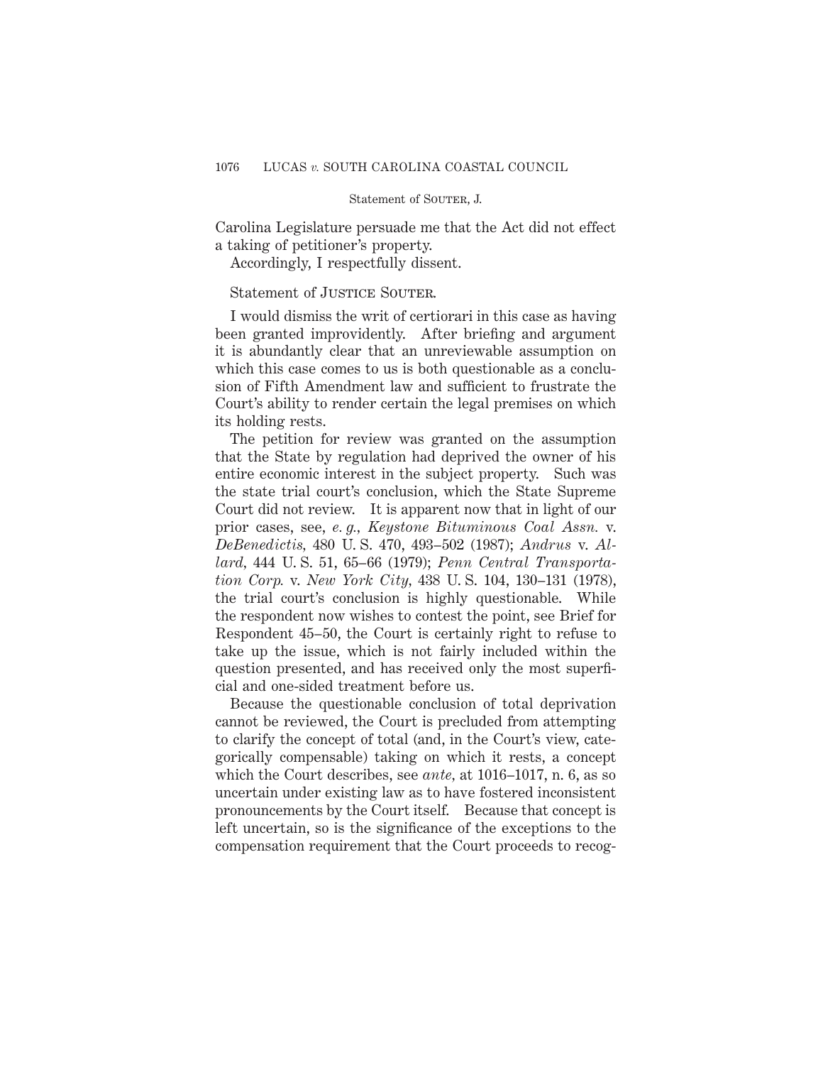Carolina Legislature persuade me that the Act did not effect a taking of petitioner's property.

Accordingly, I respectfully dissent.

Statement of JUSTICE SOUTER.

I would dismiss the writ of certiorari in this case as having been granted improvidently. After briefing and argument it is abundantly clear that an unreviewable assumption on which this case comes to us is both questionable as a conclusion of Fifth Amendment law and sufficient to frustrate the Court's ability to render certain the legal premises on which its holding rests.

The petition for review was granted on the assumption that the State by regulation had deprived the owner of his entire economic interest in the subject property. Such was the state trial court's conclusion, which the State Supreme Court did not review. It is apparent now that in light of our prior cases, see, *e. g., Keystone Bituminous Coal Assn.* v. *DeBenedictis,* 480 U. S. 470, 493–502 (1987); *Andrus* v. *Allard,* 444 U. S. 51, 65–66 (1979); *Penn Central Transportation Corp.* v. *New York City,* 438 U. S. 104, 130–131 (1978), the trial court's conclusion is highly questionable. While the respondent now wishes to contest the point, see Brief for Respondent 45–50, the Court is certainly right to refuse to take up the issue, which is not fairly included within the question presented, and has received only the most superficial and one-sided treatment before us.

Because the questionable conclusion of total deprivation cannot be reviewed, the Court is precluded from attempting to clarify the concept of total (and, in the Court's view, categorically compensable) taking on which it rests, a concept which the Court describes, see *ante,* at 1016–1017, n. 6, as so uncertain under existing law as to have fostered inconsistent pronouncements by the Court itself. Because that concept is left uncertain, so is the significance of the exceptions to the compensation requirement that the Court proceeds to recog-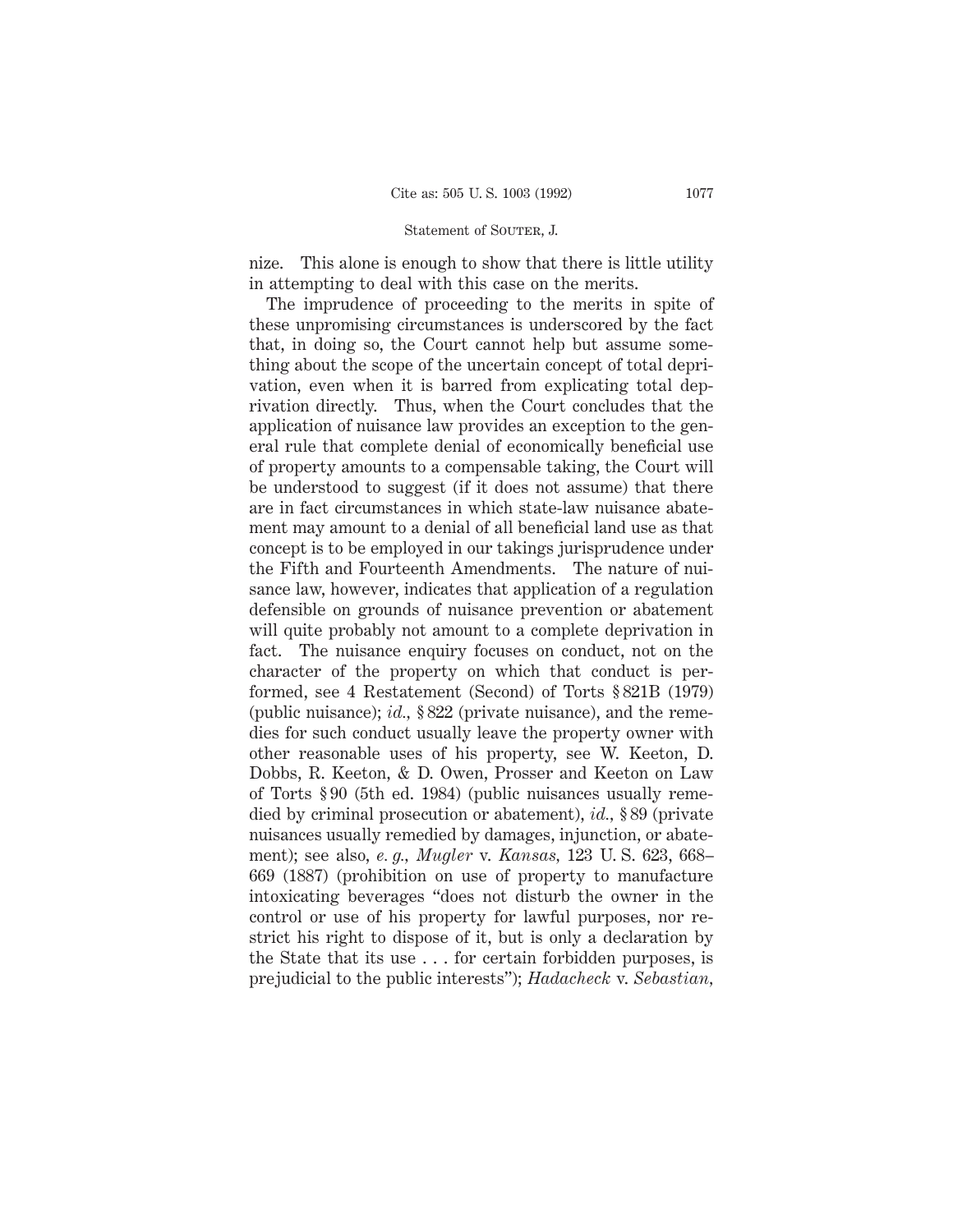nize. This alone is enough to show that there is little utility in attempting to deal with this case on the merits.

The imprudence of proceeding to the merits in spite of these unpromising circumstances is underscored by the fact that, in doing so, the Court cannot help but assume something about the scope of the uncertain concept of total deprivation, even when it is barred from explicating total deprivation directly. Thus, when the Court concludes that the application of nuisance law provides an exception to the general rule that complete denial of economically beneficial use of property amounts to a compensable taking, the Court will be understood to suggest (if it does not assume) that there are in fact circumstances in which state-law nuisance abatement may amount to a denial of all beneficial land use as that concept is to be employed in our takings jurisprudence under the Fifth and Fourteenth Amendments. The nature of nuisance law, however, indicates that application of a regulation defensible on grounds of nuisance prevention or abatement will quite probably not amount to a complete deprivation in fact. The nuisance enquiry focuses on conduct, not on the character of the property on which that conduct is performed, see 4 Restatement (Second) of Torts § 821B (1979) (public nuisance); *id.*, § 822 (private nuisance), and the remedies for such conduct usually leave the property owner with other reasonable uses of his property, see W. Keeton, D. Dobbs, R. Keeton, & D. Owen, Prosser and Keeton on Law of Torts § 90 (5th ed. 1984) (public nuisances usually remedied by criminal prosecution or abatement), *id.*, § 89 (private nuisances usually remedied by damages, injunction, or abatement); see also, *e. g.*, *Mugler* v. *Kansas*, 123 U. S. 623, 668–669 (1887) (prohibition on use of property to manufacture intoxicating beverages "does not disturb the owner in the control or use of his property for lawful purposes, nor restrict his right to dispose of it, but is only a declaration by the State that its use . . . for certain forbidden purposes, is prejudicial to the public interests"); *Hadacheck* v. *Sebastian*,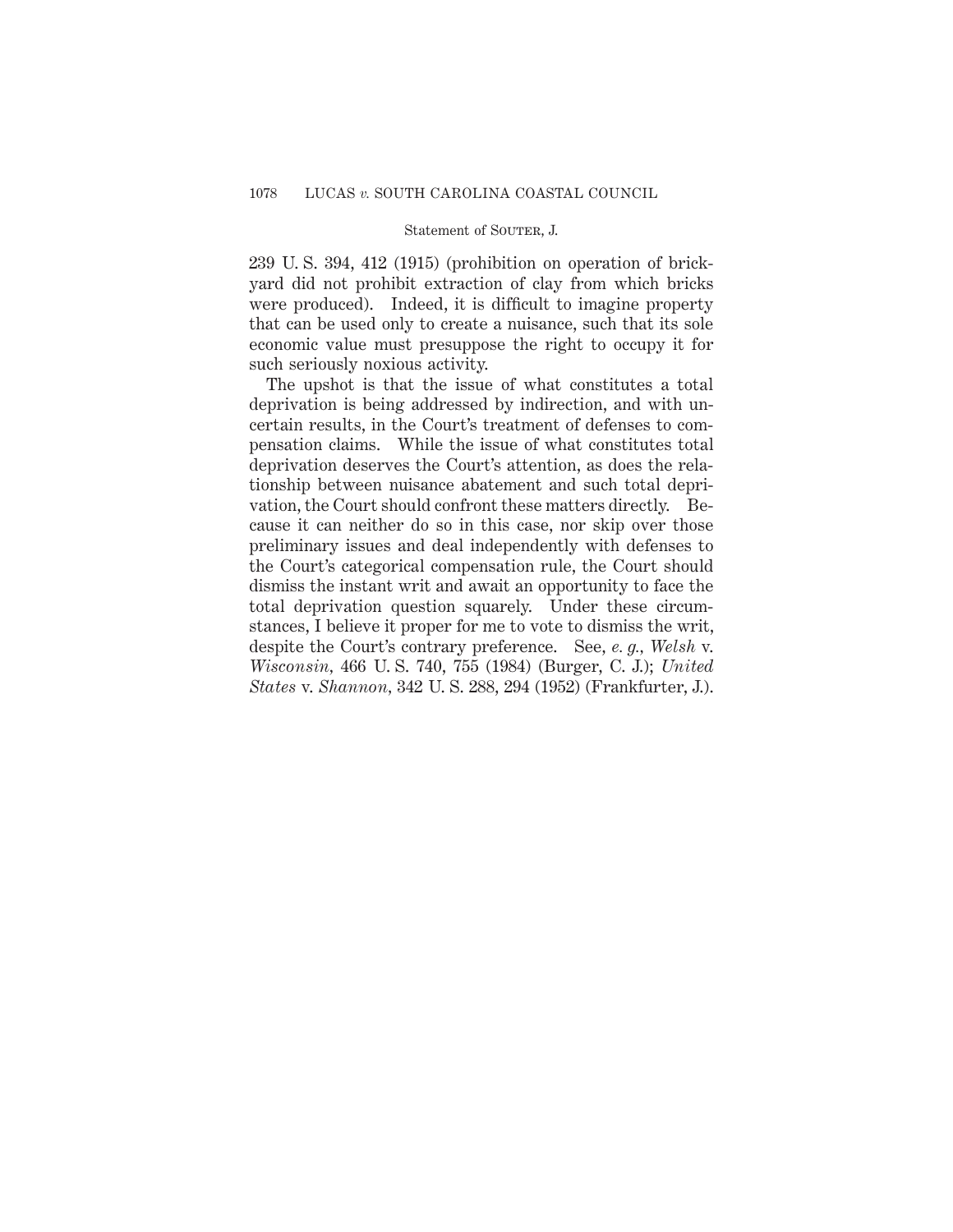239 U. S. 394, 412 (1915) (prohibition on operation of brickyard did not prohibit extraction of clay from which bricks were produced). Indeed, it is difficult to imagine property that can be used only to create a nuisance, such that its sole economic value must presuppose the right to occupy it for such seriously noxious activity.

The upshot is that the issue of what constitutes a total deprivation is being addressed by indirection, and with uncertain results, in the Court's treatment of defenses to compensation claims. While the issue of what constitutes total deprivation deserves the Court's attention, as does the relationship between nuisance abatement and such total deprivation, the Court should confront these matters directly. Because it can neither do so in this case, nor skip over those preliminary issues and deal independently with defenses to the Court's categorical compensation rule, the Court should dismiss the instant writ and await an opportunity to face the total deprivation question squarely. Under these circumstances, I believe it proper for me to vote to dismiss the writ, despite the Court's contrary preference. See, *e. g., Welsh* v. *Wisconsin*, 466 U. S. 740, 755 (1984) (Burger, C. J.); *United States* v. *Shannon*, 342 U. S. 288, 294 (1952) (Frankfurter, J.).